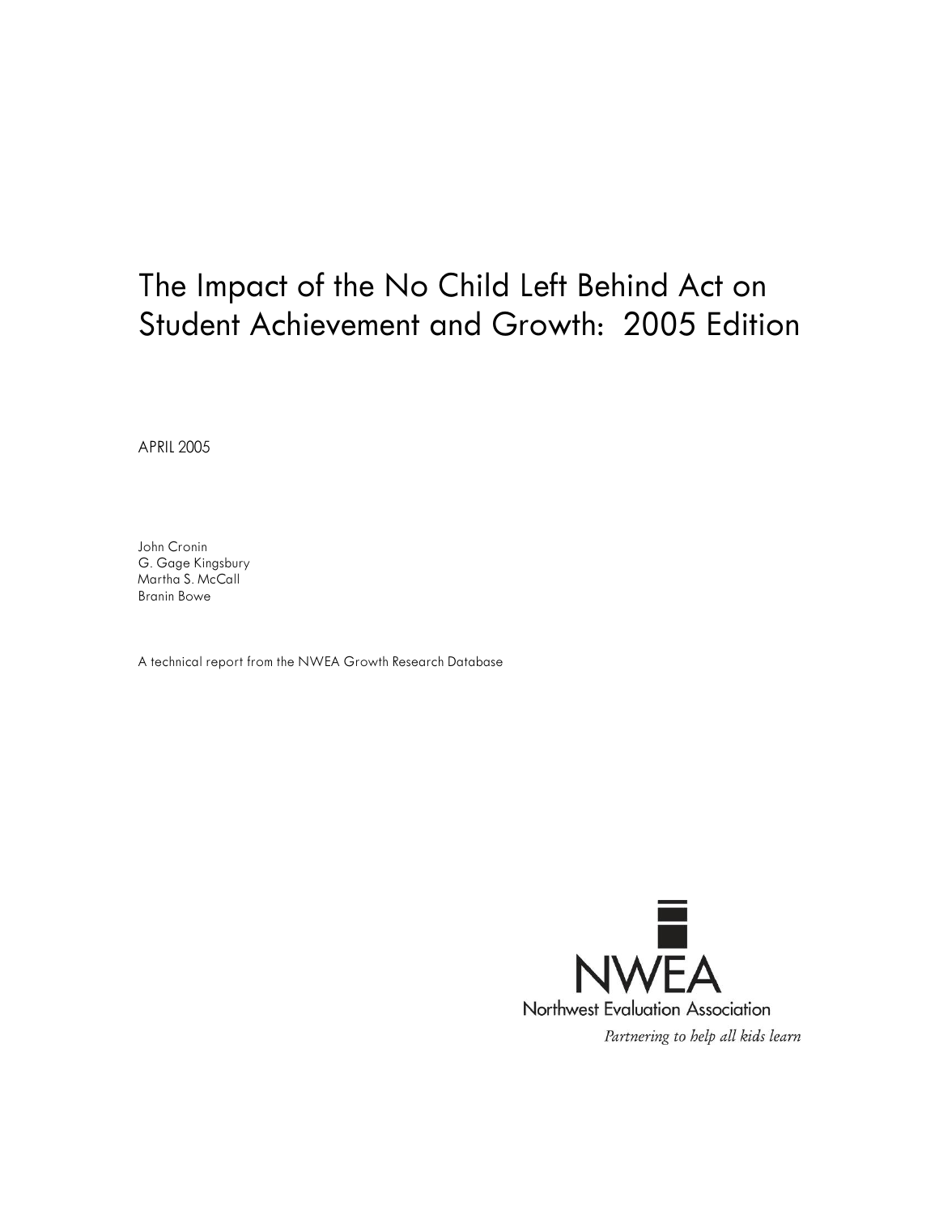# The Impact of the No Child Left Behind Act on Student Achievement and Growth: 2005 Edition

APRIL 2005

John Cronin
G. Gage Kingsbury
Martha S. McCall
Branin Bowe

A technical report from the NWEA Growth Research Database

NWEA
Northwest Evaluation Association
*Partnering to help all kids learn*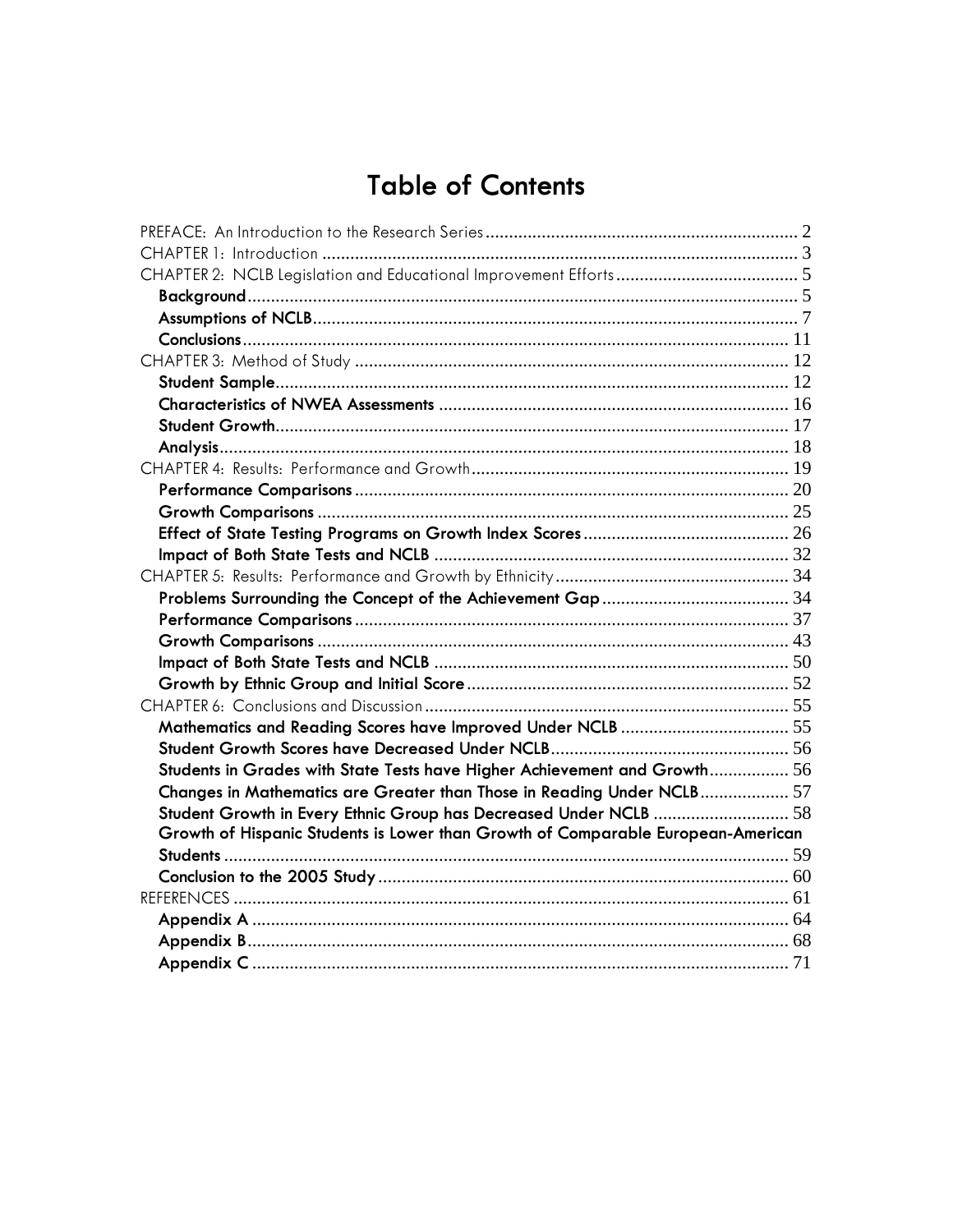# Table of Contents

PREFACE: An Introduction to the Research Series .................................................................. 2
CHAPTER 1: Introduction .................................................................................................. 3
CHAPTER 2: NCLB Legislation and Educational Improvement Efforts ...................................... 5
- **Background** ........................................................................................................ 5
- **Assumptions of NCLB** .......................................................................................... 7
- **Conclusions** ....................................................................................................... 11

CHAPTER 3: Method of Study ........................................................................................... 12
- **Student Sample** .................................................................................................. 12
- **Characteristics of NWEA Assessments** .................................................................. 16
- **Student Growth** .................................................................................................. 17
- **Analysis** ............................................................................................................ 18

CHAPTER 4: Results: Performance and Growth .................................................................... 19
- **Performance Comparisons** ................................................................................... 20
- **Growth Comparisons** .......................................................................................... 25
- **Effect of State Testing Programs on Growth Index Scores** ........................................ 26
- **Impact of Both State Tests and NCLB** ................................................................... 32

CHAPTER 5: Results: Performance and Growth by Ethnicity .................................................. 34
- **Problems Surrounding the Concept of the Achievement Gap** ..................................... 34
- **Performance Comparisons** ................................................................................... 37
- **Growth Comparisons** .......................................................................................... 43
- **Impact of Both State Tests and NCLB** ................................................................... 50
- **Growth by Ethnic Group and Initial Score** ............................................................. 52

CHAPTER 6: Conclusions and Discussion ............................................................................ 55
- **Mathematics and Reading Scores have Improved Under NCLB** .................................. 55
- **Student Growth Scores have Decreased Under NCLB** ................................................ 56
- **Students in Grades with State Tests have Higher Achievement and Growth** ................. 56
- **Changes in Mathematics are Greater than Those in Reading Under NCLB** ..................... 57
- **Student Growth in Every Ethnic Group has Decreased Under NCLB** ............................. 58
- **Growth of Hispanic Students is Lower than Growth of Comparable European-American Students** ....... 59
- **Conclusion to the 2005 Study** ................................................................................ 60

REFERENCES ..................................................................................................................... 61
- **Appendix A** ......................................................................................................... 64
- **Appendix B** ......................................................................................................... 68
- **Appendix C** ......................................................................................................... 71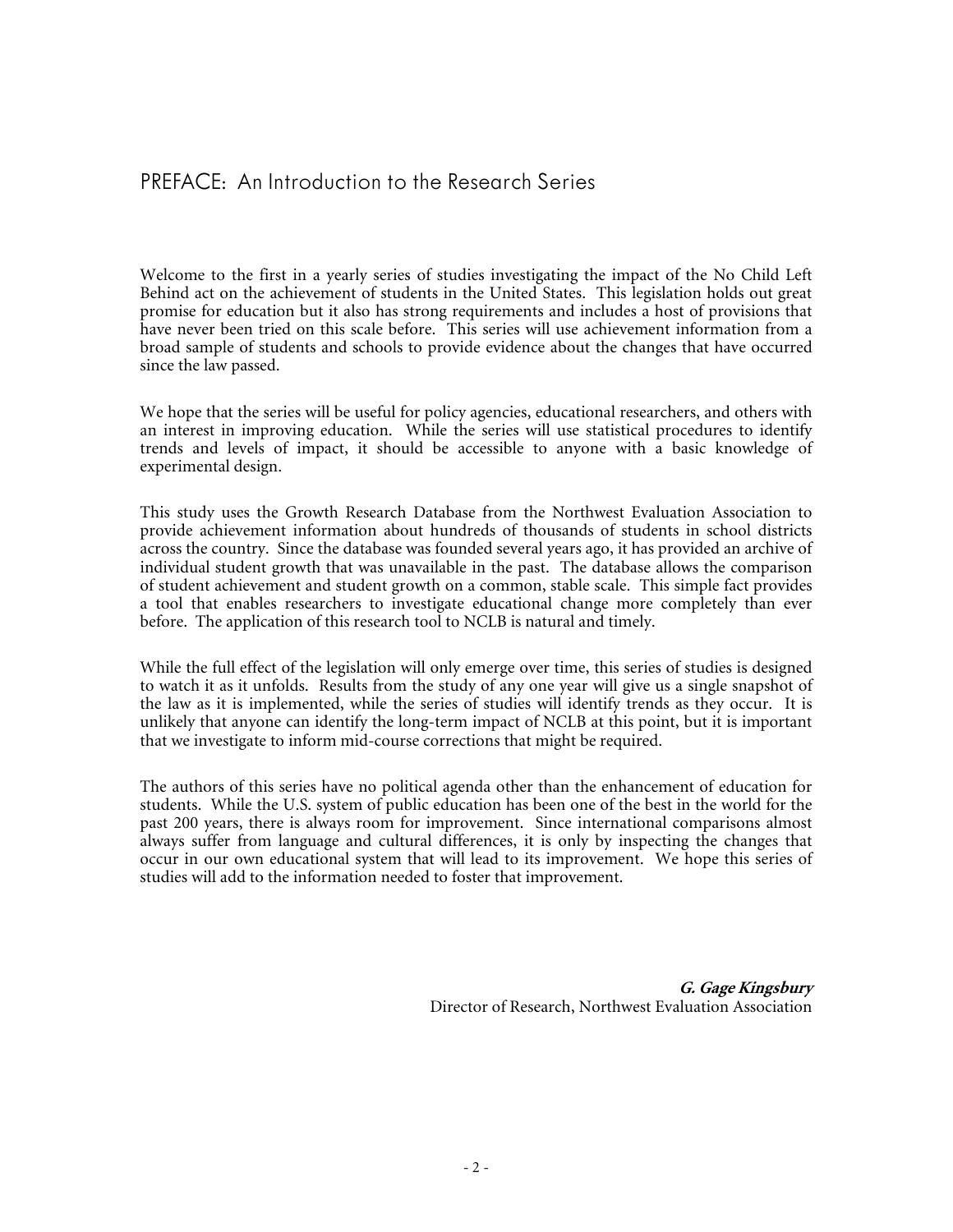## PREFACE: An Introduction to the Research Series

Welcome to the first in a yearly series of studies investigating the impact of the No Child Left Behind act on the achievement of students in the United States. This legislation holds out great promise for education but it also has strong requirements and includes a host of provisions that have never been tried on this scale before. This series will use achievement information from a broad sample of students and schools to provide evidence about the changes that have occurred since the law passed.

We hope that the series will be useful for policy agencies, educational researchers, and others with an interest in improving education. While the series will use statistical procedures to identify trends and levels of impact, it should be accessible to anyone with a basic knowledge of experimental design.

This study uses the Growth Research Database from the Northwest Evaluation Association to provide achievement information about hundreds of thousands of students in school districts across the country. Since the database was founded several years ago, it has provided an archive of individual student growth that was unavailable in the past. The database allows the comparison of student achievement and student growth on a common, stable scale. This simple fact provides a tool that enables researchers to investigate educational change more completely than ever before. The application of this research tool to NCLB is natural and timely.

While the full effect of the legislation will only emerge over time, this series of studies is designed to watch it as it unfolds. Results from the study of any one year will give us a single snapshot of the law as it is implemented, while the series of studies will identify trends as they occur. It is unlikely that anyone can identify the long-term impact of NCLB at this point, but it is important that we investigate to inform mid-course corrections that might be required.

The authors of this series have no political agenda other than the enhancement of education for students. While the U.S. system of public education has been one of the best in the world for the past 200 years, there is always room for improvement. Since international comparisons almost always suffer from language and cultural differences, it is only by inspecting the changes that occur in our own educational system that will lead to its improvement. We hope this series of studies will add to the information needed to foster that improvement.

***G. Gage Kingsbury***
Director of Research, Northwest Evaluation Association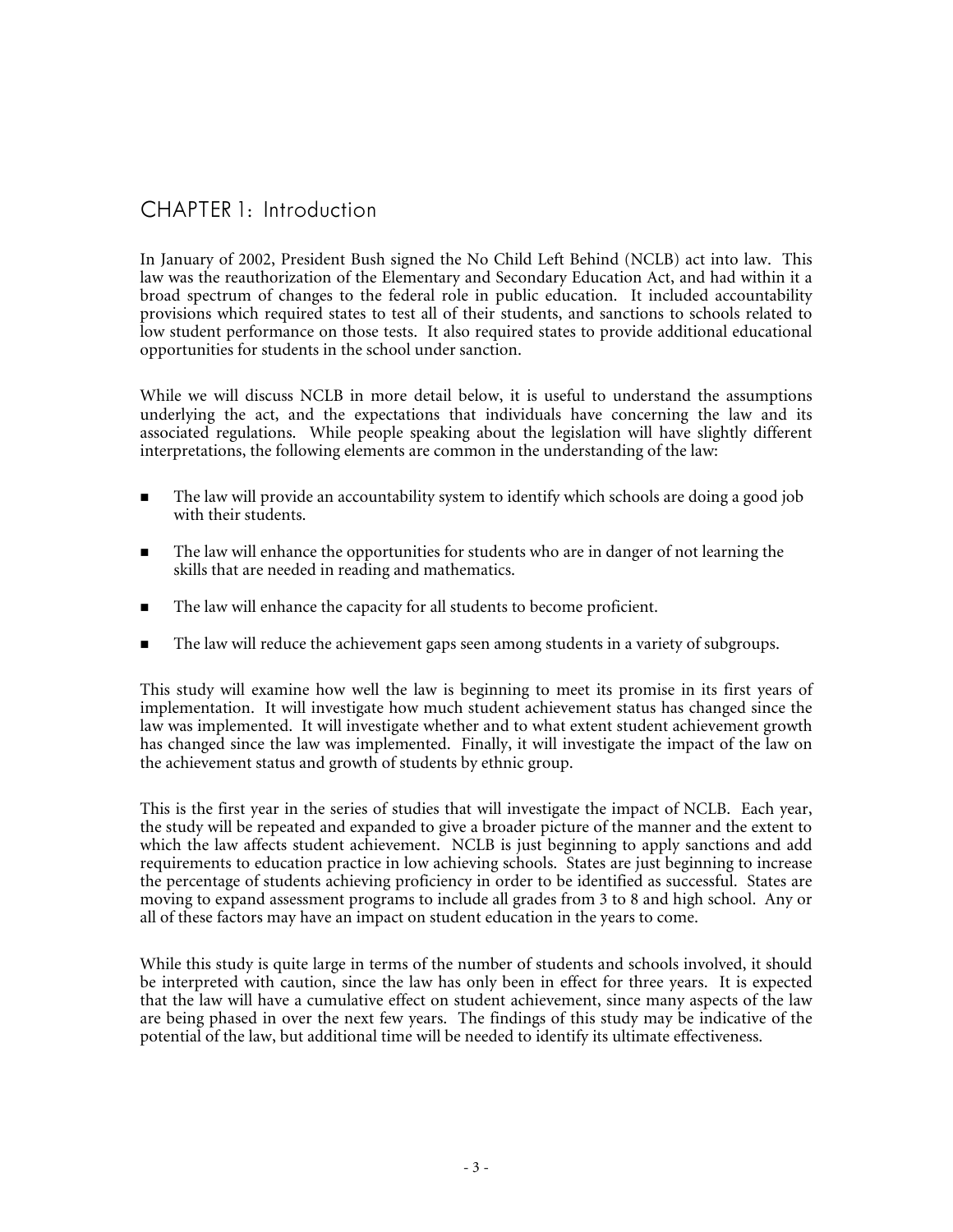## CHAPTER 1: Introduction

In January of 2002, President Bush signed the No Child Left Behind (NCLB) act into law. This law was the reauthorization of the Elementary and Secondary Education Act, and had within it a broad spectrum of changes to the federal role in public education. It included accountability provisions which required states to test all of their students, and sanctions to schools related to low student performance on those tests. It also required states to provide additional educational opportunities for students in the school under sanction.

While we will discuss NCLB in more detail below, it is useful to understand the assumptions underlying the act, and the expectations that individuals have concerning the law and its associated regulations. While people speaking about the legislation will have slightly different interpretations, the following elements are common in the understanding of the law:

- The law will provide an accountability system to identify which schools are doing a good job with their students.
- The law will enhance the opportunities for students who are in danger of not learning the skills that are needed in reading and mathematics.
- The law will enhance the capacity for all students to become proficient.
- The law will reduce the achievement gaps seen among students in a variety of subgroups.

This study will examine how well the law is beginning to meet its promise in its first years of implementation. It will investigate how much student achievement status has changed since the law was implemented. It will investigate whether and to what extent student achievement growth has changed since the law was implemented. Finally, it will investigate the impact of the law on the achievement status and growth of students by ethnic group.

This is the first year in the series of studies that will investigate the impact of NCLB. Each year, the study will be repeated and expanded to give a broader picture of the manner and the extent to which the law affects student achievement. NCLB is just beginning to apply sanctions and add requirements to education practice in low achieving schools. States are just beginning to increase the percentage of students achieving proficiency in order to be identified as successful. States are moving to expand assessment programs to include all grades from 3 to 8 and high school. Any or all of these factors may have an impact on student education in the years to come.

While this study is quite large in terms of the number of students and schools involved, it should be interpreted with caution, since the law has only been in effect for three years. It is expected that the law will have a cumulative effect on student achievement, since many aspects of the law are being phased in over the next few years. The findings of this study may be indicative of the potential of the law, but additional time will be needed to identify its ultimate effectiveness.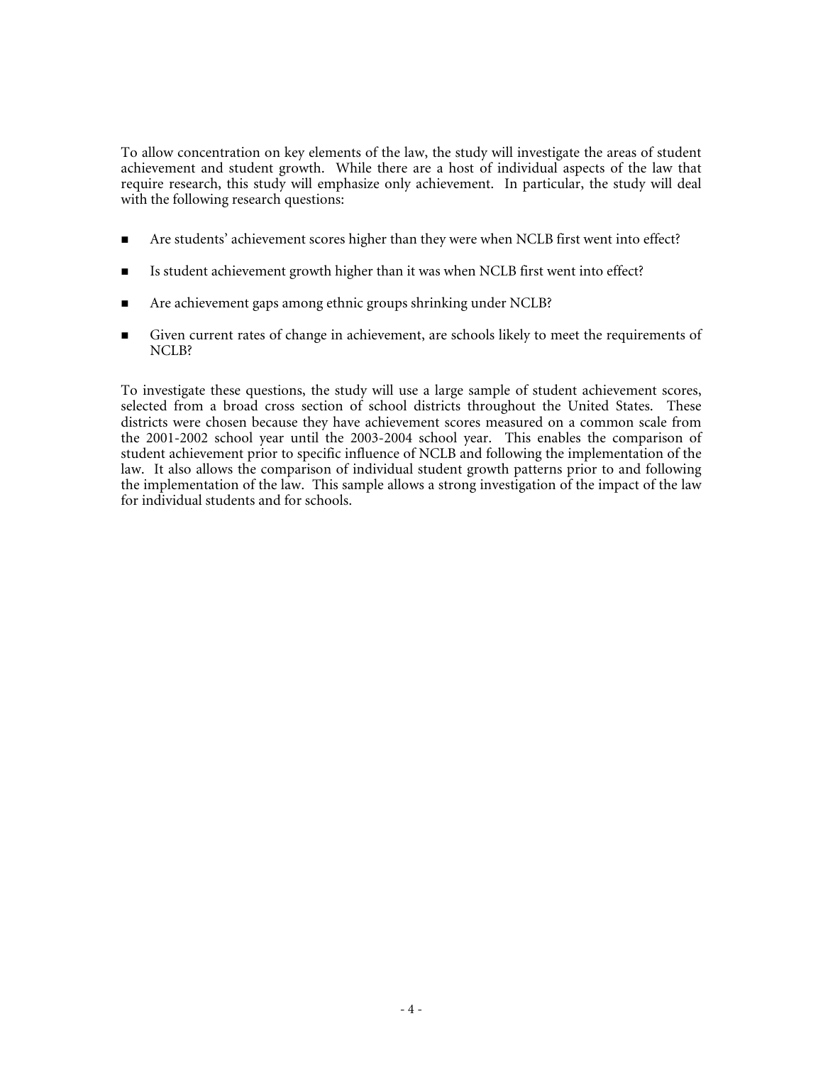To allow concentration on key elements of the law, the study will investigate the areas of student achievement and student growth. While there are a host of individual aspects of the law that require research, this study will emphasize only achievement. In particular, the study will deal with the following research questions:

- Are students' achievement scores higher than they were when NCLB first went into effect?
- Is student achievement growth higher than it was when NCLB first went into effect?
- Are achievement gaps among ethnic groups shrinking under NCLB?
- Given current rates of change in achievement, are schools likely to meet the requirements of NCLB?

To investigate these questions, the study will use a large sample of student achievement scores, selected from a broad cross section of school districts throughout the United States. These districts were chosen because they have achievement scores measured on a common scale from the 2001-2002 school year until the 2003-2004 school year. This enables the comparison of student achievement prior to specific influence of NCLB and following the implementation of the law. It also allows the comparison of individual student growth patterns prior to and following the implementation of the law. This sample allows a strong investigation of the impact of the law for individual students and for schools.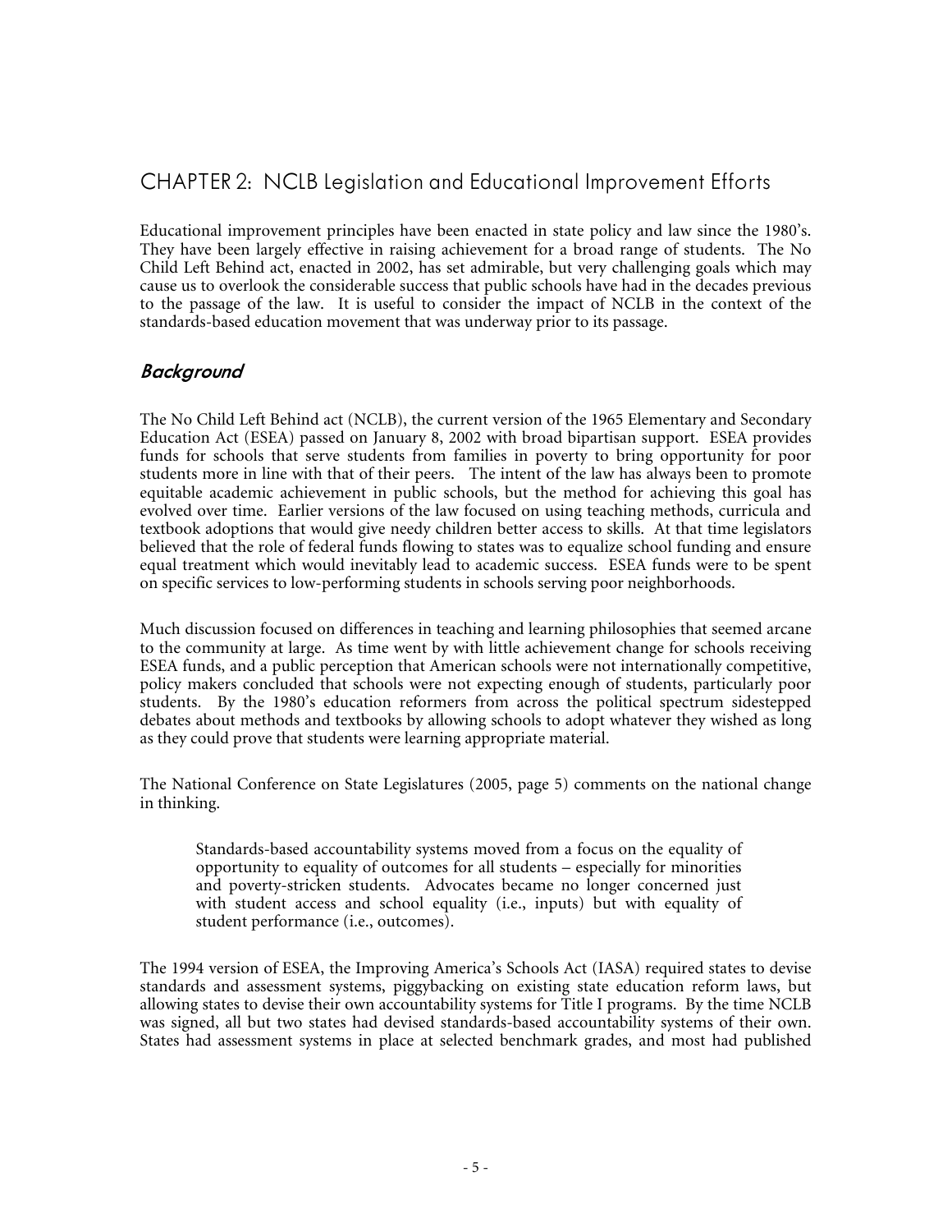## CHAPTER 2: NCLB Legislation and Educational Improvement Efforts

Educational improvement principles have been enacted in state policy and law since the 1980's. They have been largely effective in raising achievement for a broad range of students. The No Child Left Behind act, enacted in 2002, has set admirable, but very challenging goals which may cause us to overlook the considerable success that public schools have had in the decades previous to the passage of the law. It is useful to consider the impact of NCLB in the context of the standards-based education movement that was underway prior to its passage.

### *Background*

The No Child Left Behind act (NCLB), the current version of the 1965 Elementary and Secondary Education Act (ESEA) passed on January 8, 2002 with broad bipartisan support. ESEA provides funds for schools that serve students from families in poverty to bring opportunity for poor students more in line with that of their peers. The intent of the law has always been to promote equitable academic achievement in public schools, but the method for achieving this goal has evolved over time. Earlier versions of the law focused on using teaching methods, curricula and textbook adoptions that would give needy children better access to skills. At that time legislators believed that the role of federal funds flowing to states was to equalize school funding and ensure equal treatment which would inevitably lead to academic success. ESEA funds were to be spent on specific services to low-performing students in schools serving poor neighborhoods.

Much discussion focused on differences in teaching and learning philosophies that seemed arcane to the community at large. As time went by with little achievement change for schools receiving ESEA funds, and a public perception that American schools were not internationally competitive, policy makers concluded that schools were not expecting enough of students, particularly poor students. By the 1980's education reformers from across the political spectrum sidestepped debates about methods and textbooks by allowing schools to adopt whatever they wished as long as they could prove that students were learning appropriate material.

The National Conference on State Legislatures (2005, page 5) comments on the national change in thinking.

> Standards-based accountability systems moved from a focus on the equality of opportunity to equality of outcomes for all students – especially for minorities and poverty-stricken students. Advocates became no longer concerned just with student access and school equality (i.e., inputs) but with equality of student performance (i.e., outcomes).

The 1994 version of ESEA, the Improving America's Schools Act (IASA) required states to devise standards and assessment systems, piggybacking on existing state education reform laws, but allowing states to devise their own accountability systems for Title I programs. By the time NCLB was signed, all but two states had devised standards-based accountability systems of their own. States had assessment systems in place at selected benchmark grades, and most had published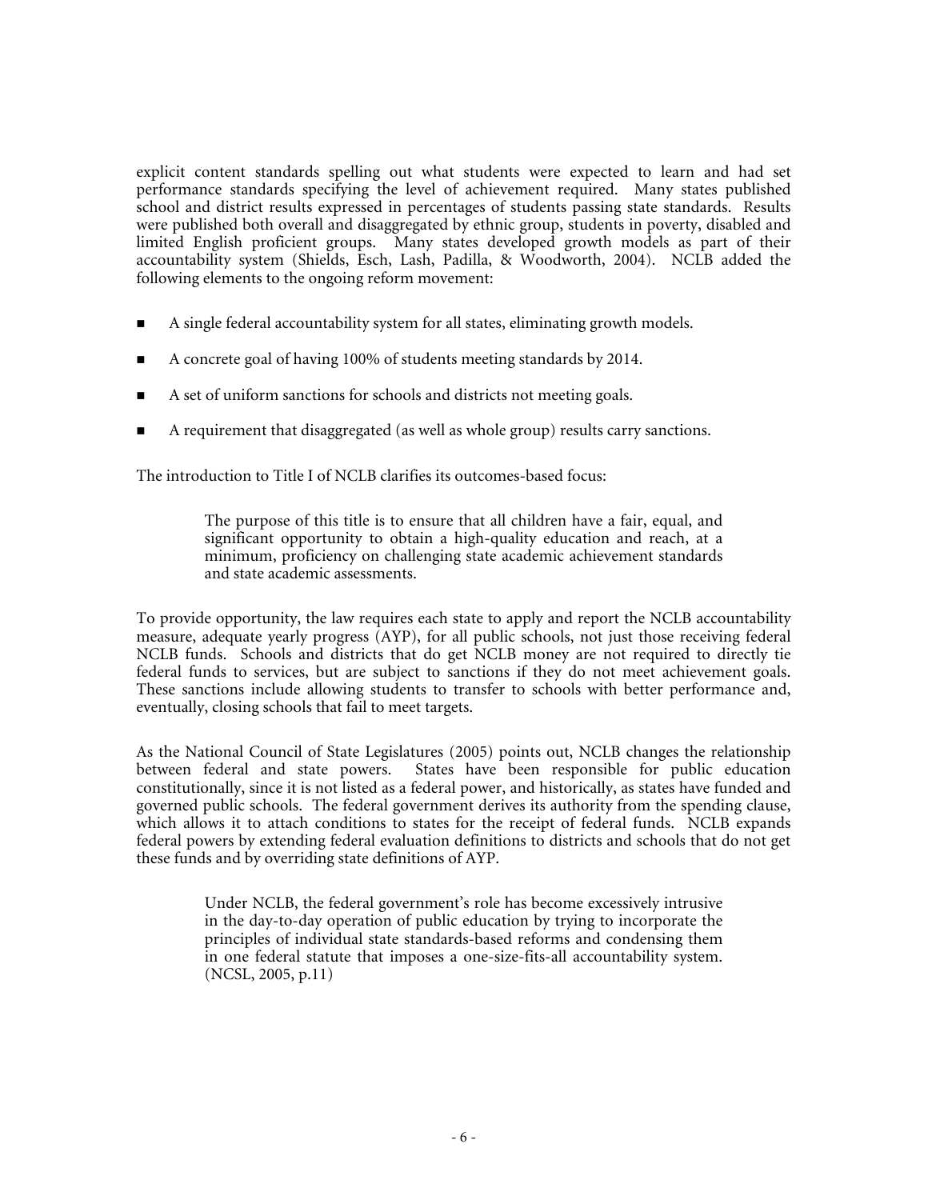explicit content standards spelling out what students were expected to learn and had set performance standards specifying the level of achievement required. Many states published school and district results expressed in percentages of students passing state standards. Results were published both overall and disaggregated by ethnic group, students in poverty, disabled and limited English proficient groups. Many states developed growth models as part of their accountability system (Shields, Esch, Lash, Padilla, & Woodworth, 2004). NCLB added the following elements to the ongoing reform movement:

- A single federal accountability system for all states, eliminating growth models.
- A concrete goal of having 100% of students meeting standards by 2014.
- A set of uniform sanctions for schools and districts not meeting goals.
- A requirement that disaggregated (as well as whole group) results carry sanctions.

The introduction to Title I of NCLB clarifies its outcomes-based focus:

> The purpose of this title is to ensure that all children have a fair, equal, and significant opportunity to obtain a high-quality education and reach, at a minimum, proficiency on challenging state academic achievement standards and state academic assessments.

To provide opportunity, the law requires each state to apply and report the NCLB accountability measure, adequate yearly progress (AYP), for all public schools, not just those receiving federal NCLB funds. Schools and districts that do get NCLB money are not required to directly tie federal funds to services, but are subject to sanctions if they do not meet achievement goals. These sanctions include allowing students to transfer to schools with better performance and, eventually, closing schools that fail to meet targets.

As the National Council of State Legislatures (2005) points out, NCLB changes the relationship between federal and state powers. States have been responsible for public education constitutionally, since it is not listed as a federal power, and historically, as states have funded and governed public schools. The federal government derives its authority from the spending clause, which allows it to attach conditions to states for the receipt of federal funds. NCLB expands federal powers by extending federal evaluation definitions to districts and schools that do not get these funds and by overriding state definitions of AYP.

> Under NCLB, the federal government's role has become excessively intrusive in the day-to-day operation of public education by trying to incorporate the principles of individual state standards-based reforms and condensing them in one federal statute that imposes a one-size-fits-all accountability system. (NCSL, 2005, p.11)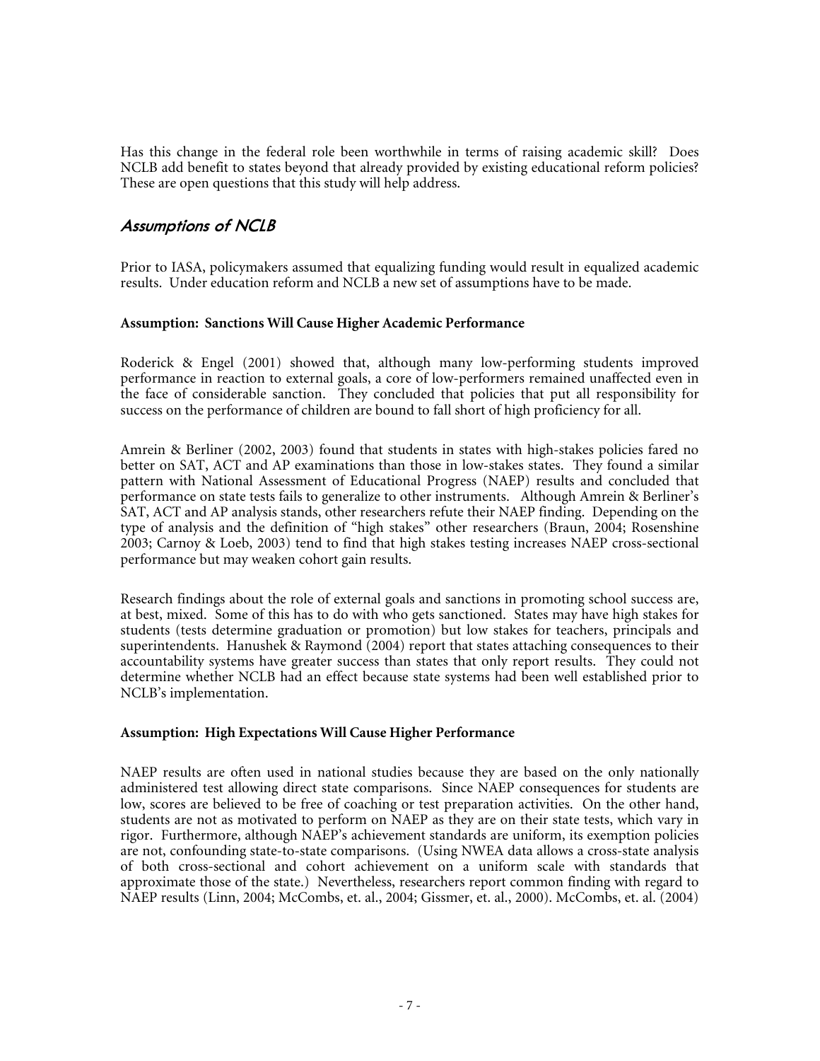Has this change in the federal role been worthwhile in terms of raising academic skill? Does NCLB add benefit to states beyond that already provided by existing educational reform policies? These are open questions that this study will help address.

## *Assumptions of NCLB*

Prior to IASA, policymakers assumed that equalizing funding would result in equalized academic results. Under education reform and NCLB a new set of assumptions have to be made.

**Assumption: Sanctions Will Cause Higher Academic Performance**

Roderick & Engel (2001) showed that, although many low-performing students improved performance in reaction to external goals, a core of low-performers remained unaffected even in the face of considerable sanction. They concluded that policies that put all responsibility for success on the performance of children are bound to fall short of high proficiency for all.

Amrein & Berliner (2002, 2003) found that students in states with high-stakes policies fared no better on SAT, ACT and AP examinations than those in low-stakes states. They found a similar pattern with National Assessment of Educational Progress (NAEP) results and concluded that performance on state tests fails to generalize to other instruments. Although Amrein & Berliner's SAT, ACT and AP analysis stands, other researchers refute their NAEP finding. Depending on the type of analysis and the definition of "high stakes" other researchers (Braun, 2004; Rosenshine 2003; Carnoy & Loeb, 2003) tend to find that high stakes testing increases NAEP cross-sectional performance but may weaken cohort gain results.

Research findings about the role of external goals and sanctions in promoting school success are, at best, mixed. Some of this has to do with who gets sanctioned. States may have high stakes for students (tests determine graduation or promotion) but low stakes for teachers, principals and superintendents. Hanushek & Raymond (2004) report that states attaching consequences to their accountability systems have greater success than states that only report results. They could not determine whether NCLB had an effect because state systems had been well established prior to NCLB's implementation.

**Assumption: High Expectations Will Cause Higher Performance**

NAEP results are often used in national studies because they are based on the only nationally administered test allowing direct state comparisons. Since NAEP consequences for students are low, scores are believed to be free of coaching or test preparation activities. On the other hand, students are not as motivated to perform on NAEP as they are on their state tests, which vary in rigor. Furthermore, although NAEP's achievement standards are uniform, its exemption policies are not, confounding state-to-state comparisons. (Using NWEA data allows a cross-state analysis of both cross-sectional and cohort achievement on a uniform scale with standards that approximate those of the state.) Nevertheless, researchers report common finding with regard to NAEP results (Linn, 2004; McCombs, et. al., 2004; Gissmer, et. al., 2000). McCombs, et. al. (2004)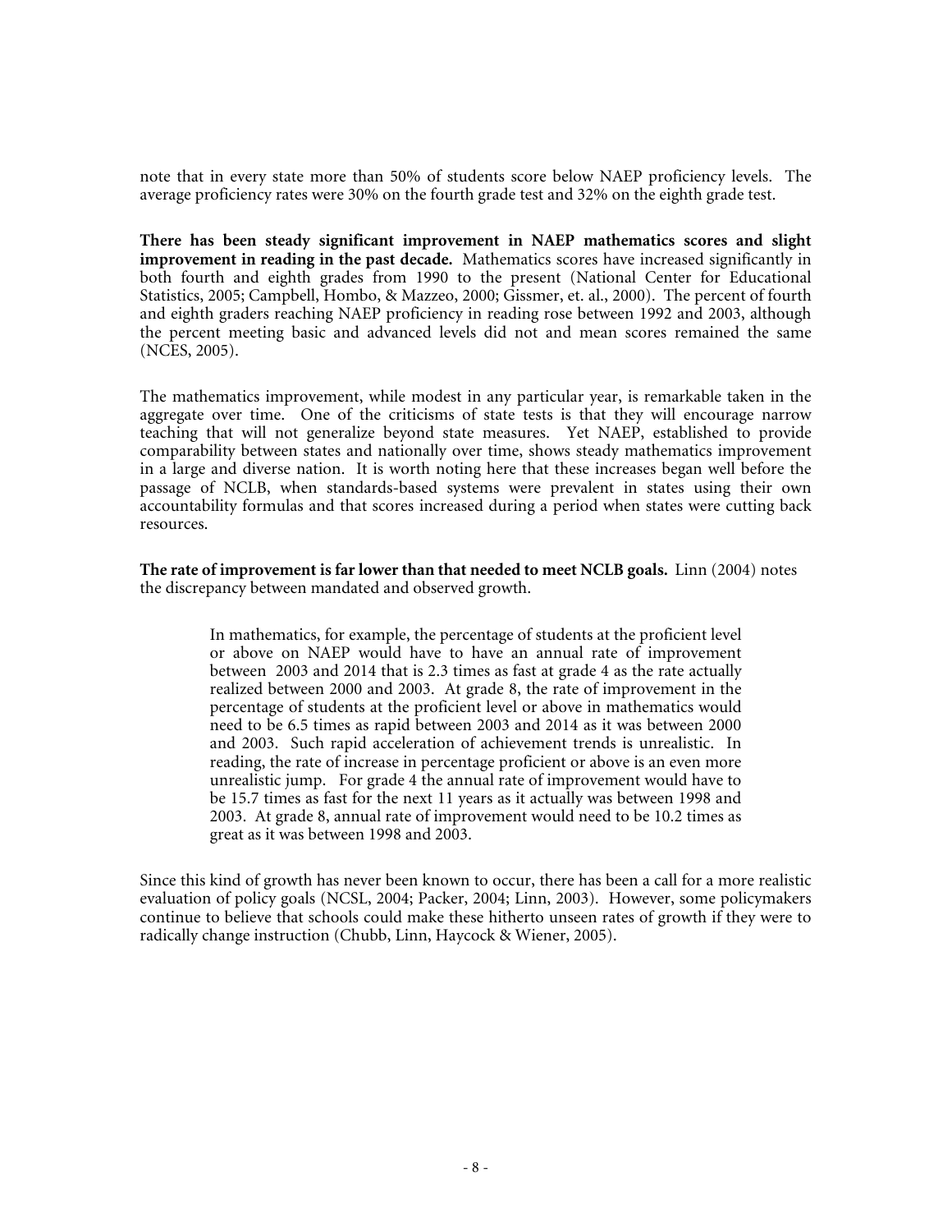note that in every state more than 50% of students score below NAEP proficiency levels. The average proficiency rates were 30% on the fourth grade test and 32% on the eighth grade test.

**There has been steady significant improvement in NAEP mathematics scores and slight improvement in reading in the past decade.** Mathematics scores have increased significantly in both fourth and eighth grades from 1990 to the present (National Center for Educational Statistics, 2005; Campbell, Hombo, & Mazzeo, 2000; Gissmer, et. al., 2000). The percent of fourth and eighth graders reaching NAEP proficiency in reading rose between 1992 and 2003, although the percent meeting basic and advanced levels did not and mean scores remained the same (NCES, 2005).

The mathematics improvement, while modest in any particular year, is remarkable taken in the aggregate over time. One of the criticisms of state tests is that they will encourage narrow teaching that will not generalize beyond state measures. Yet NAEP, established to provide comparability between states and nationally over time, shows steady mathematics improvement in a large and diverse nation. It is worth noting here that these increases began well before the passage of NCLB, when standards-based systems were prevalent in states using their own accountability formulas and that scores increased during a period when states were cutting back resources.

**The rate of improvement is far lower than that needed to meet NCLB goals.** Linn (2004) notes the discrepancy between mandated and observed growth.

> In mathematics, for example, the percentage of students at the proficient level or above on NAEP would have to have an annual rate of improvement between 2003 and 2014 that is 2.3 times as fast at grade 4 as the rate actually realized between 2000 and 2003. At grade 8, the rate of improvement in the percentage of students at the proficient level or above in mathematics would need to be 6.5 times as rapid between 2003 and 2014 as it was between 2000 and 2003. Such rapid acceleration of achievement trends is unrealistic. In reading, the rate of increase in percentage proficient or above is an even more unrealistic jump. For grade 4 the annual rate of improvement would have to be 15.7 times as fast for the next 11 years as it actually was between 1998 and 2003. At grade 8, annual rate of improvement would need to be 10.2 times as great as it was between 1998 and 2003.

Since this kind of growth has never been known to occur, there has been a call for a more realistic evaluation of policy goals (NCSL, 2004; Packer, 2004; Linn, 2003). However, some policymakers continue to believe that schools could make these hitherto unseen rates of growth if they were to radically change instruction (Chubb, Linn, Haycock & Wiener, 2005).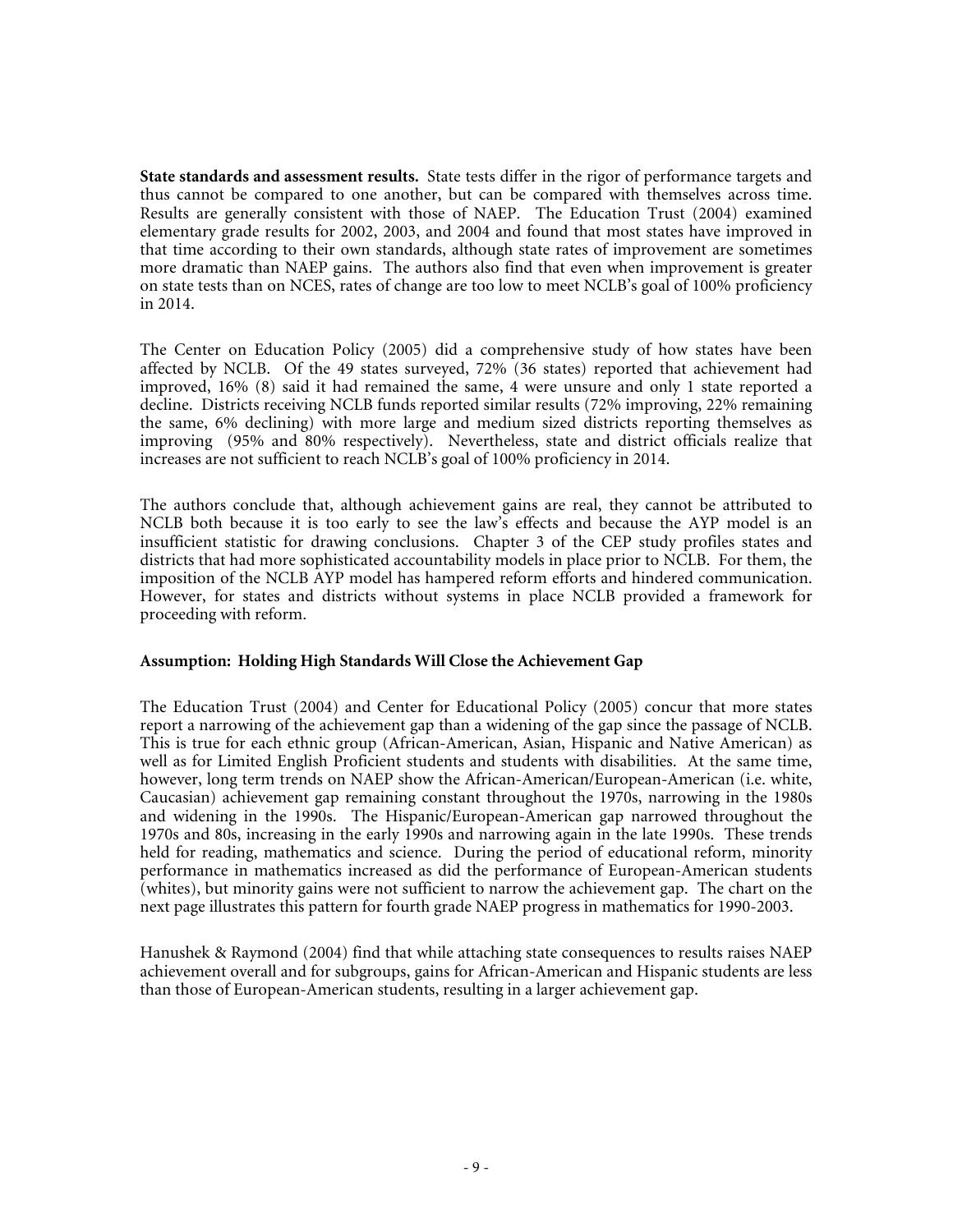**State standards and assessment results.** State tests differ in the rigor of performance targets and thus cannot be compared to one another, but can be compared with themselves across time. Results are generally consistent with those of NAEP. The Education Trust (2004) examined elementary grade results for 2002, 2003, and 2004 and found that most states have improved in that time according to their own standards, although state rates of improvement are sometimes more dramatic than NAEP gains. The authors also find that even when improvement is greater on state tests than on NCES, rates of change are too low to meet NCLB's goal of 100% proficiency in 2014.

The Center on Education Policy (2005) did a comprehensive study of how states have been affected by NCLB. Of the 49 states surveyed, 72% (36 states) reported that achievement had improved, 16% (8) said it had remained the same, 4 were unsure and only 1 state reported a decline. Districts receiving NCLB funds reported similar results (72% improving, 22% remaining the same, 6% declining) with more large and medium sized districts reporting themselves as improving (95% and 80% respectively). Nevertheless, state and district officials realize that increases are not sufficient to reach NCLB's goal of 100% proficiency in 2014.

The authors conclude that, although achievement gains are real, they cannot be attributed to NCLB both because it is too early to see the law's effects and because the AYP model is an insufficient statistic for drawing conclusions. Chapter 3 of the CEP study profiles states and districts that had more sophisticated accountability models in place prior to NCLB. For them, the imposition of the NCLB AYP model has hampered reform efforts and hindered communication. However, for states and districts without systems in place NCLB provided a framework for proceeding with reform.

**Assumption: Holding High Standards Will Close the Achievement Gap**

The Education Trust (2004) and Center for Educational Policy (2005) concur that more states report a narrowing of the achievement gap than a widening of the gap since the passage of NCLB. This is true for each ethnic group (African-American, Asian, Hispanic and Native American) as well as for Limited English Proficient students and students with disabilities. At the same time, however, long term trends on NAEP show the African-American/European-American (i.e. white, Caucasian) achievement gap remaining constant throughout the 1970s, narrowing in the 1980s and widening in the 1990s. The Hispanic/European-American gap narrowed throughout the 1970s and 80s, increasing in the early 1990s and narrowing again in the late 1990s. These trends held for reading, mathematics and science. During the period of educational reform, minority performance in mathematics increased as did the performance of European-American students (whites), but minority gains were not sufficient to narrow the achievement gap. The chart on the next page illustrates this pattern for fourth grade NAEP progress in mathematics for 1990-2003.

Hanushek & Raymond (2004) find that while attaching state consequences to results raises NAEP achievement overall and for subgroups, gains for African-American and Hispanic students are less than those of European-American students, resulting in a larger achievement gap.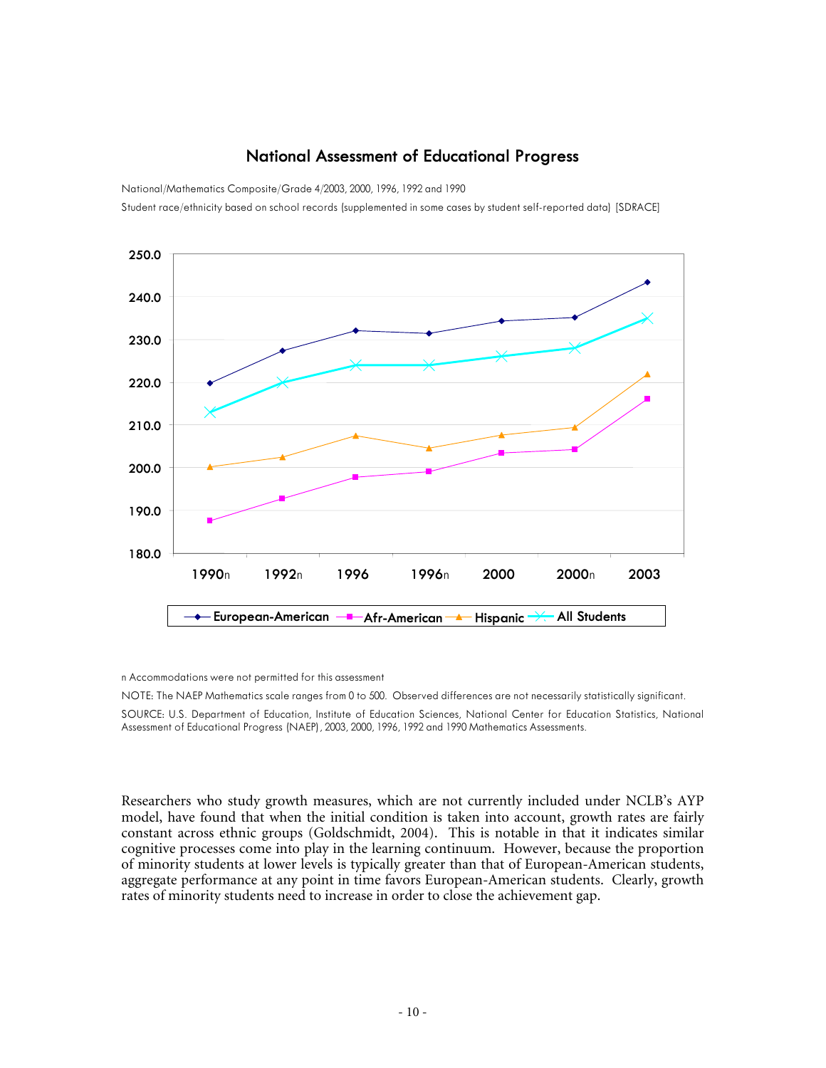## National Assessment of Educational Progress

National/Mathematics Composite/Grade 4/2003, 2000, 1996, 1992 and 1990

Student race/ethnicity based on school records (supplemented in some cases by student self-reported data) [SDRACE]

n Accommodations were not permitted for this assessment

NOTE: The NAEP Mathematics scale ranges from 0 to 500. Observed differences are not necessarily statistically significant.

SOURCE: U.S. Department of Education, Institute of Education Sciences, National Center for Education Statistics, National Assessment of Educational Progress (NAEP), 2003, 2000, 1996, 1992 and 1990 Mathematics Assessments.

Researchers who study growth measures, which are not currently included under NCLB's AYP model, have found that when the initial condition is taken into account, growth rates are fairly constant across ethnic groups (Goldschmidt, 2004). This is notable in that it indicates similar cognitive processes come into play in the learning continuum. However, because the proportion of minority students at lower levels is typically greater than that of European-American students, aggregate performance at any point in time favors European-American students. Clearly, growth rates of minority students need to increase in order to close the achievement gap.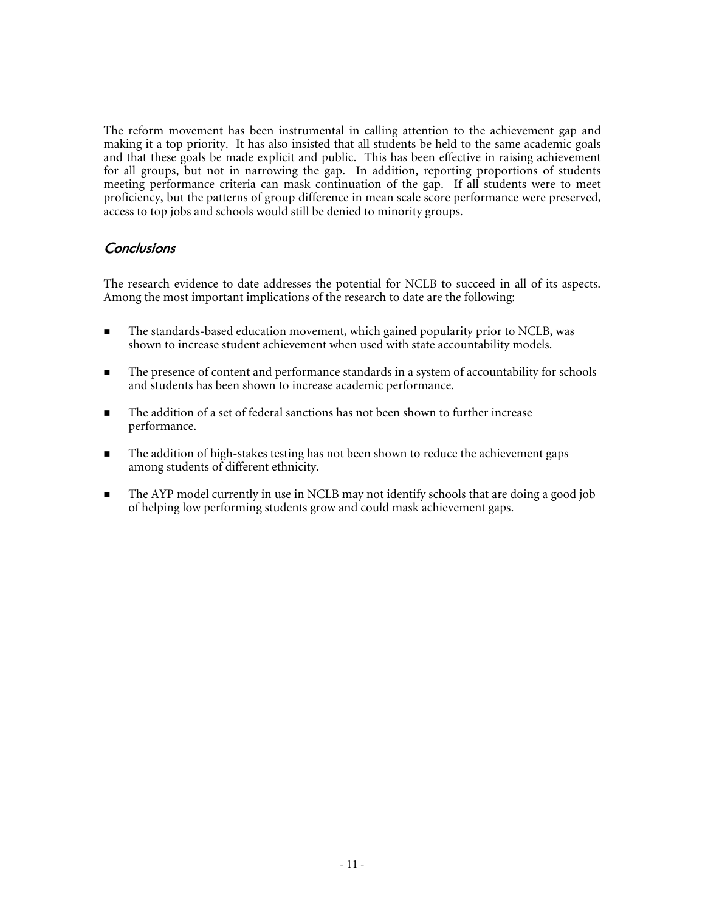The reform movement has been instrumental in calling attention to the achievement gap and making it a top priority. It has also insisted that all students be held to the same academic goals and that these goals be made explicit and public. This has been effective in raising achievement for all groups, but not in narrowing the gap. In addition, reporting proportions of students meeting performance criteria can mask continuation of the gap. If all students were to meet proficiency, but the patterns of group difference in mean scale score performance were preserved, access to top jobs and schools would still be denied to minority groups.

## *Conclusions*

The research evidence to date addresses the potential for NCLB to succeed in all of its aspects. Among the most important implications of the research to date are the following:

- The standards-based education movement, which gained popularity prior to NCLB, was shown to increase student achievement when used with state accountability models.
- The presence of content and performance standards in a system of accountability for schools and students has been shown to increase academic performance.
- The addition of a set of federal sanctions has not been shown to further increase performance.
- The addition of high-stakes testing has not been shown to reduce the achievement gaps among students of different ethnicity.
- The AYP model currently in use in NCLB may not identify schools that are doing a good job of helping low performing students grow and could mask achievement gaps.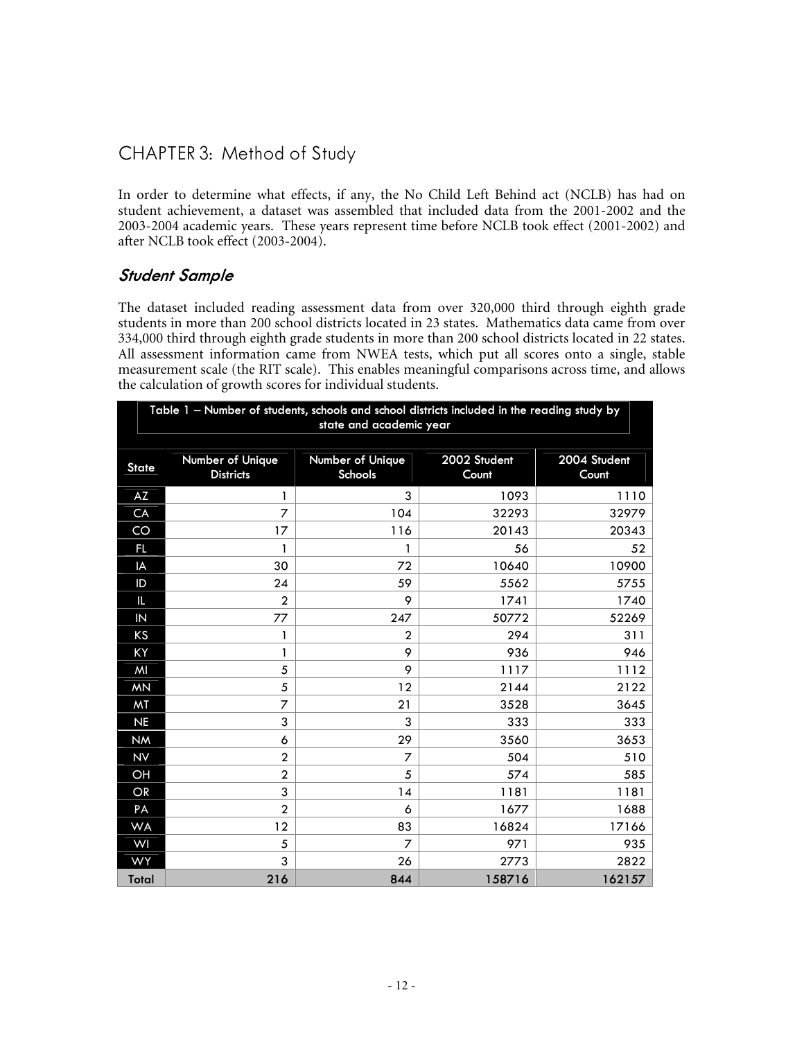# CHAPTER 3: Method of Study

In order to determine what effects, if any, the No Child Left Behind act (NCLB) has had on student achievement, a dataset was assembled that included data from the 2001-2002 and the 2003-2004 academic years. These years represent time before NCLB took effect (2001-2002) and after NCLB took effect (2003-2004).

## *Student Sample*

The dataset included reading assessment data from over 320,000 third through eighth grade students in more than 200 school districts located in 23 states. Mathematics data came from over 334,000 third through eighth grade students in more than 200 school districts located in 22 states. All assessment information came from NWEA tests, which put all scores onto a single, stable measurement scale (the RIT scale). This enables meaningful comparisons across time, and allows the calculation of growth scores for individual students.

**Table 1 – Number of students, schools and school districts included in the reading study by state and academic year**

| State | Number of Unique Districts | Number of Unique Schools | 2002 Student Count | 2004 Student Count |
|---|---|---|---|---|
| AZ | 1 | 3 | 1093 | 1110 |
| CA | 7 | 104 | 32293 | 32979 |
| CO | 17 | 116 | 20143 | 20343 |
| FL | 1 | 1 | 56 | 52 |
| IA | 30 | 72 | 10640 | 10900 |
| ID | 24 | 59 | 5562 | 5755 |
| IL | 2 | 9 | 1741 | 1740 |
| IN | 77 | 247 | 50772 | 52269 |
| KS | 1 | 2 | 294 | 311 |
| KY | 1 | 9 | 936 | 946 |
| MI | 5 | 9 | 1117 | 1112 |
| MN | 5 | 12 | 2144 | 2122 |
| MT | 7 | 21 | 3528 | 3645 |
| NE | 3 | 3 | 333 | 333 |
| NM | 6 | 29 | 3560 | 3653 |
| NV | 2 | 7 | 504 | 510 |
| OH | 2 | 5 | 574 | 585 |
| OR | 3 | 14 | 1181 | 1181 |
| PA | 2 | 6 | 1677 | 1688 |
| WA | 12 | 83 | 16824 | 17166 |
| WI | 5 | 7 | 971 | 935 |
| WY | 3 | 26 | 2773 | 2822 |
| Total | 216 | 844 | 158716 | 162157 |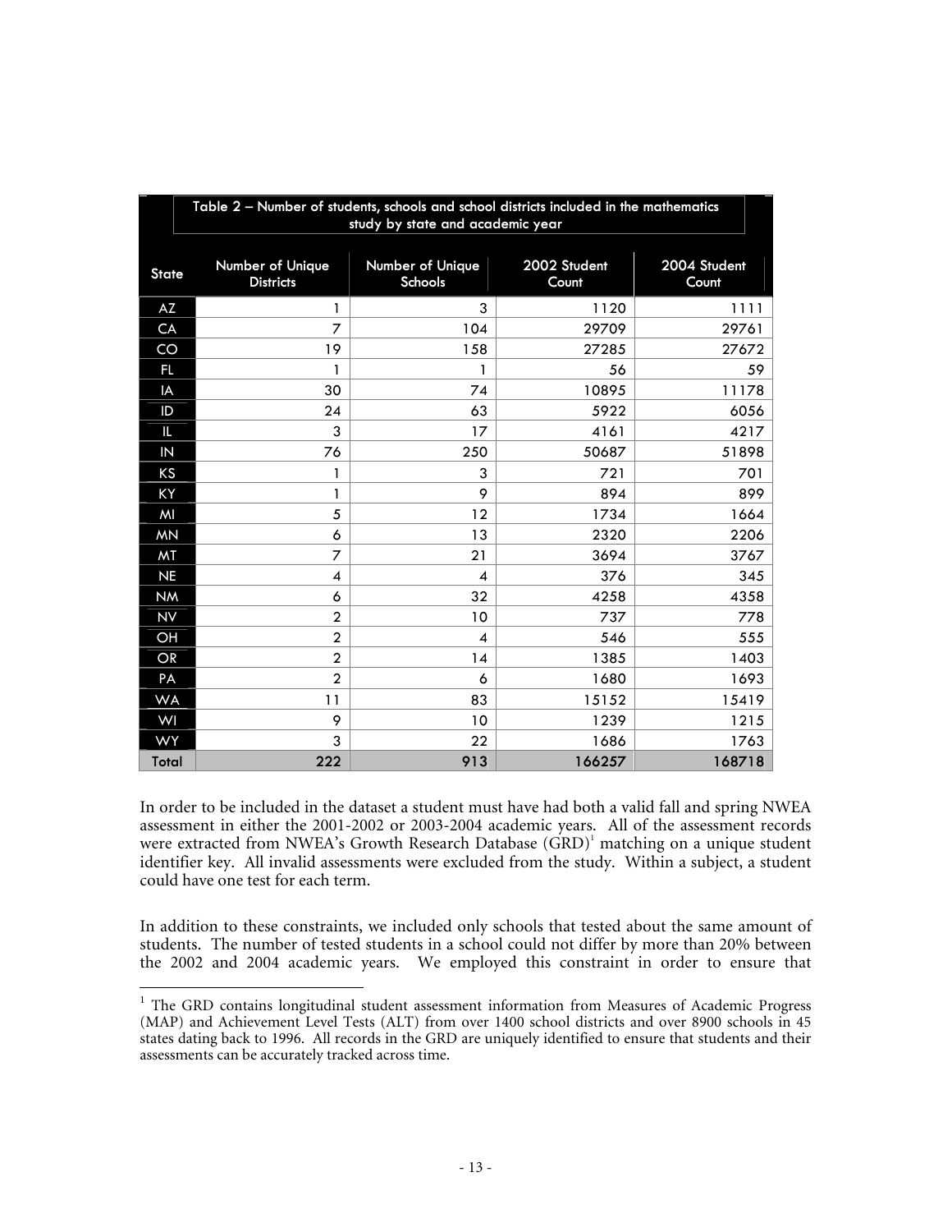Table 2 – Number of students, schools and school districts included in the mathematics study by state and academic year

| State | Number of Unique Districts | Number of Unique Schools | 2002 Student Count | 2004 Student Count |
|---|---|---|---|---|
| AZ | 1 | 3 | 1120 | 1111 |
| CA | 7 | 104 | 29709 | 29761 |
| CO | 19 | 158 | 27285 | 27672 |
| FL | 1 | 1 | 56 | 59 |
| IA | 30 | 74 | 10895 | 11178 |
| ID | 24 | 63 | 5922 | 6056 |
| IL | 3 | 17 | 4161 | 4217 |
| IN | 76 | 250 | 50687 | 51898 |
| KS | 1 | 3 | 721 | 701 |
| KY | 1 | 9 | 894 | 899 |
| MI | 5 | 12 | 1734 | 1664 |
| MN | 6 | 13 | 2320 | 2206 |
| MT | 7 | 21 | 3694 | 3767 |
| NE | 4 | 4 | 376 | 345 |
| NM | 6 | 32 | 4258 | 4358 |
| NV | 2 | 10 | 737 | 778 |
| OH | 2 | 4 | 546 | 555 |
| OR | 2 | 14 | 1385 | 1403 |
| PA | 2 | 6 | 1680 | 1693 |
| WA | 11 | 83 | 15152 | 15419 |
| WI | 9 | 10 | 1239 | 1215 |
| WY | 3 | 22 | 1686 | 1763 |
| Total | 222 | 913 | 166257 | 168718 |

In order to be included in the dataset a student must have had both a valid fall and spring NWEA assessment in either the 2001-2002 or 2003-2004 academic years. All of the assessment records were extracted from NWEA's Growth Research Database (GRD)[1] matching on a unique student identifier key. All invalid assessments were excluded from the study. Within a subject, a student could have one test for each term.

In addition to these constraints, we included only schools that tested about the same amount of students. The number of tested students in a school could not differ by more than 20% between the 2002 and 2004 academic years. We employed this constraint in order to ensure that

[1] The GRD contains longitudinal student assessment information from Measures of Academic Progress (MAP) and Achievement Level Tests (ALT) from over 1400 school districts and over 8900 schools in 45 states dating back to 1996. All records in the GRD are uniquely identified to ensure that students and their assessments can be accurately tracked across time.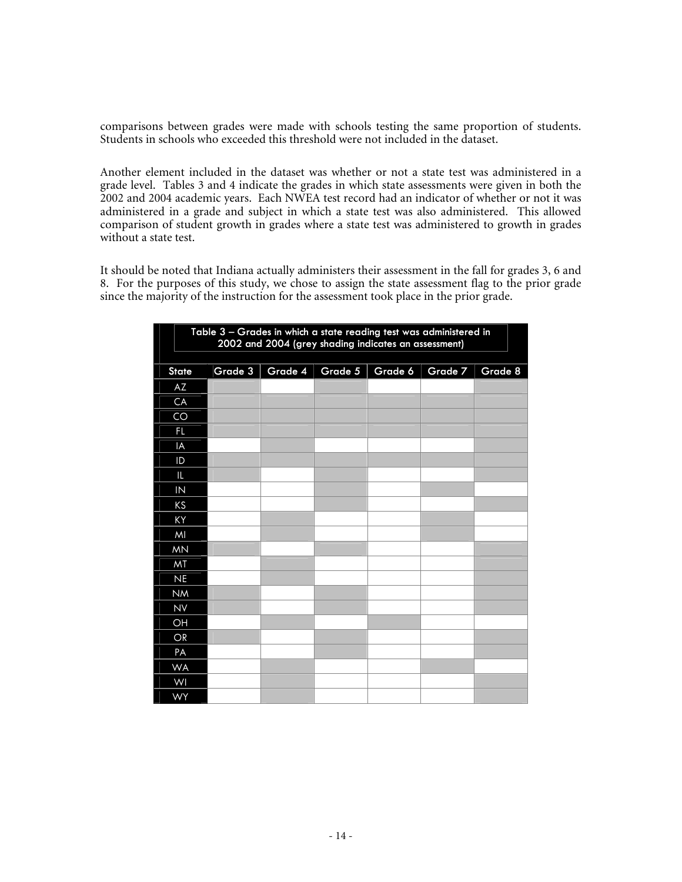comparisons between grades were made with schools testing the same proportion of students. Students in schools who exceeded this threshold were not included in the dataset.

Another element included in the dataset was whether or not a state test was administered in a grade level. Tables 3 and 4 indicate the grades in which state assessments were given in both the 2002 and 2004 academic years. Each NWEA test record had an indicator of whether or not it was administered in a grade and subject in which a state test was also administered. This allowed comparison of student growth in grades where a state test was administered to growth in grades without a state test.

It should be noted that Indiana actually administers their assessment in the fall for grades 3, 6 and 8. For the purposes of this study, we chose to assign the state assessment flag to the prior grade since the majority of the instruction for the assessment took place in the prior grade.

**Table 3 – Grades in which a state reading test was administered in 2002 and 2004 (grey shading indicates an assessment)**

(Shaded cells are marked with ■)

| State | Grade 3 | Grade 4 | Grade 5 | Grade 6 | Grade 7 | Grade 8 |
|---|---|---|---|---|---|---|
| AZ | ■ | | ■ | | | ■ |
| CA | ■ | ■ | ■ | ■ | ■ | ■ |
| CO | ■ | ■ | ■ | ■ | ■ | ■ |
| FL | ■ | ■ | ■ | ■ | ■ | ■ |
| IA | | ■ | | | | ■ |
| ID | ■ | ■ | ■ | ■ | ■ | ■ |
| IL | ■ | | ■ | | | ■ |
| IN | | | ■ | | ■ | |
| KS | | | ■ | | | ■ |
| KY | | ■ | | | ■ | |
| MI | | ■ | | | ■ | |
| MN | ■ | | ■ | | | ■ |
| MT | | ■ | | | | ■ |
| NE | | ■ | | | | ■ |
| NM | ■ | | ■ | | | ■ |
| NV | ■ | | ■ | | | ■ |
| OH | | ■ | | ■ | | |
| OR | ■ | | ■ | | | ■ |
| PA | | | ■ | | | ■ |
| WA | | ■ | | | ■ | |
| WI | | ■ | | | | ■ |
| WY | | ■ | | | | ■ |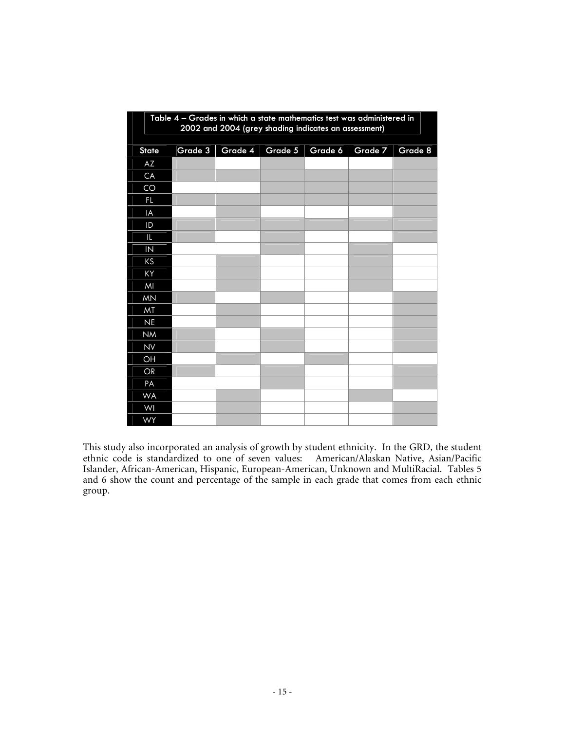**Table 4 – Grades in which a state mathematics test was administered in 2002 and 2004 (grey shading indicates an assessment)**

| State | Grade 3 | Grade 4 | Grade 5 | Grade 6 | Grade 7 | Grade 8 |
|---|---|---|---|---|---|---|
| AZ | X | | X | | | X |
| CA | X | X | X | X | X | X |
| CO | | | X | X | X | X |
| FL | X | X | X | X | X | X |
| IA | | X | | | | X |
| ID | X | X | X | X | X | X |
| IL | X | | X | | | X |
| IN | | | X | | X | |
| KS | | X | | | X | |
| KY | | X | | | X | |
| MI | | X | | | X | |
| MN | X | | X | | | X |
| MT | | X | | | | X |
| NE | | X | | | | X |
| NM | X | | X | | | X |
| NV | X | | X | | | X |
| OH | | X | | X | | |
| OR | X | | X | | | X |
| PA | | | X | | | X |
| WA | | X | | | X | |
| WI | | X | | | | X |
| WY | | X | | | | X |

This study also incorporated an analysis of growth by student ethnicity. In the GRD, the student ethnic code is standardized to one of seven values: American/Alaskan Native, Asian/Pacific Islander, African-American, Hispanic, European-American, Unknown and MultiRacial. Tables 5 and 6 show the count and percentage of the sample in each grade that comes from each ethnic group.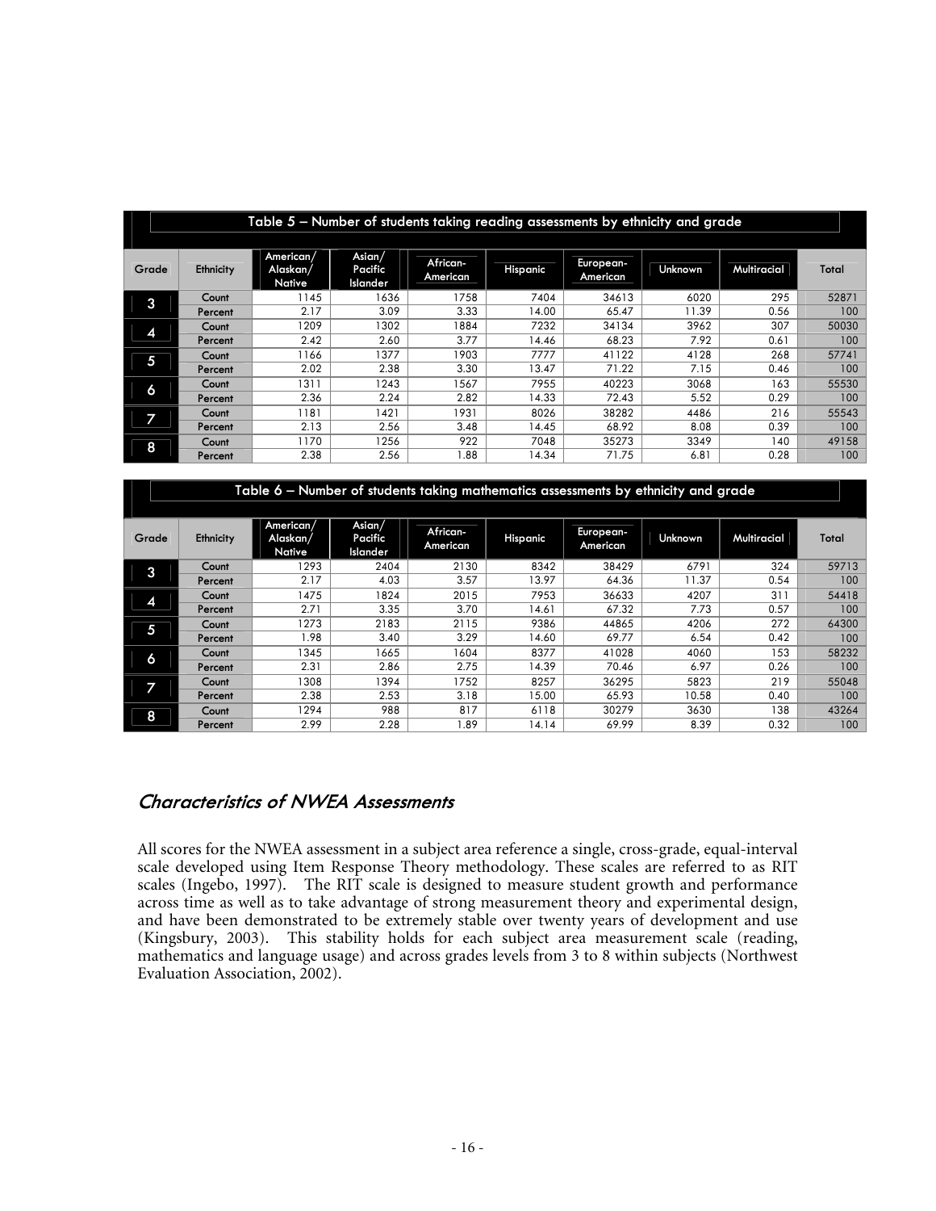Table 5 – Number of students taking reading assessments by ethnicity and grade

| Grade | Ethnicity | American/ Alaskan/ Native | Asian/ Pacific Islander | African-American | Hispanic | European-American | Unknown | Multiracial | Total |
|---|---|---|---|---|---|---|---|---|---|
| 3 | Count | 1145 | 1636 | 1758 | 7404 | 34613 | 6020 | 295 | 52871 |
| | Percent | 2.17 | 3.09 | 3.33 | 14.00 | 65.47 | 11.39 | 0.56 | 100 |
| 4 | Count | 1209 | 1302 | 1884 | 7232 | 34134 | 3962 | 307 | 50030 |
| | Percent | 2.42 | 2.60 | 3.77 | 14.46 | 68.23 | 7.92 | 0.61 | 100 |
| 5 | Count | 1166 | 1377 | 1903 | 7777 | 41122 | 4128 | 268 | 57741 |
| | Percent | 2.02 | 2.38 | 3.30 | 13.47 | 71.22 | 7.15 | 0.46 | 100 |
| 6 | Count | 1311 | 1243 | 1567 | 7955 | 40223 | 3068 | 163 | 55530 |
| | Percent | 2.36 | 2.24 | 2.82 | 14.33 | 72.43 | 5.52 | 0.29 | 100 |
| 7 | Count | 1181 | 1421 | 1931 | 8026 | 38282 | 4486 | 216 | 55543 |
| | Percent | 2.13 | 2.56 | 3.48 | 14.45 | 68.92 | 8.08 | 0.39 | 100 |
| 8 | Count | 1170 | 1256 | 922 | 7048 | 35273 | 3349 | 140 | 49158 |
| | Percent | 2.38 | 2.56 | 1.88 | 14.34 | 71.75 | 6.81 | 0.28 | 100 |

Table 6 – Number of students taking mathematics assessments by ethnicity and grade

| Grade | Ethnicity | American/ Alaskan/ Native | Asian/ Pacific Islander | African-American | Hispanic | European-American | Unknown | Multiracial | Total |
|---|---|---|---|---|---|---|---|---|---|
| 3 | Count | 1293 | 2404 | 2130 | 8342 | 38429 | 6791 | 324 | 59713 |
| | Percent | 2.17 | 4.03 | 3.57 | 13.97 | 64.36 | 11.37 | 0.54 | 100 |
| 4 | Count | 1475 | 1824 | 2015 | 7953 | 36633 | 4207 | 311 | 54418 |
| | Percent | 2.71 | 3.35 | 3.70 | 14.61 | 67.32 | 7.73 | 0.57 | 100 |
| 5 | Count | 1273 | 2183 | 2115 | 9386 | 44865 | 4206 | 272 | 64300 |
| | Percent | 1.98 | 3.40 | 3.29 | 14.60 | 69.77 | 6.54 | 0.42 | 100 |
| 6 | Count | 1345 | 1665 | 1604 | 8377 | 41028 | 4060 | 153 | 58232 |
| | Percent | 2.31 | 2.86 | 2.75 | 14.39 | 70.46 | 6.97 | 0.26 | 100 |
| 7 | Count | 1308 | 1394 | 1752 | 8257 | 36295 | 5823 | 219 | 55048 |
| | Percent | 2.38 | 2.53 | 3.18 | 15.00 | 65.93 | 10.58 | 0.40 | 100 |
| 8 | Count | 1294 | 988 | 817 | 6118 | 30279 | 3630 | 138 | 43264 |
| | Percent | 2.99 | 2.28 | 1.89 | 14.14 | 69.99 | 8.39 | 0.32 | 100 |

## *Characteristics of NWEA Assessments*

All scores for the NWEA assessment in a subject area reference a single, cross-grade, equal-interval scale developed using Item Response Theory methodology. These scales are referred to as RIT scales (Ingebo, 1997). The RIT scale is designed to measure student growth and performance across time as well as to take advantage of strong measurement theory and experimental design, and have been demonstrated to be extremely stable over twenty years of development and use (Kingsbury, 2003). This stability holds for each subject area measurement scale (reading, mathematics and language usage) and across grades levels from 3 to 8 within subjects (Northwest Evaluation Association, 2002).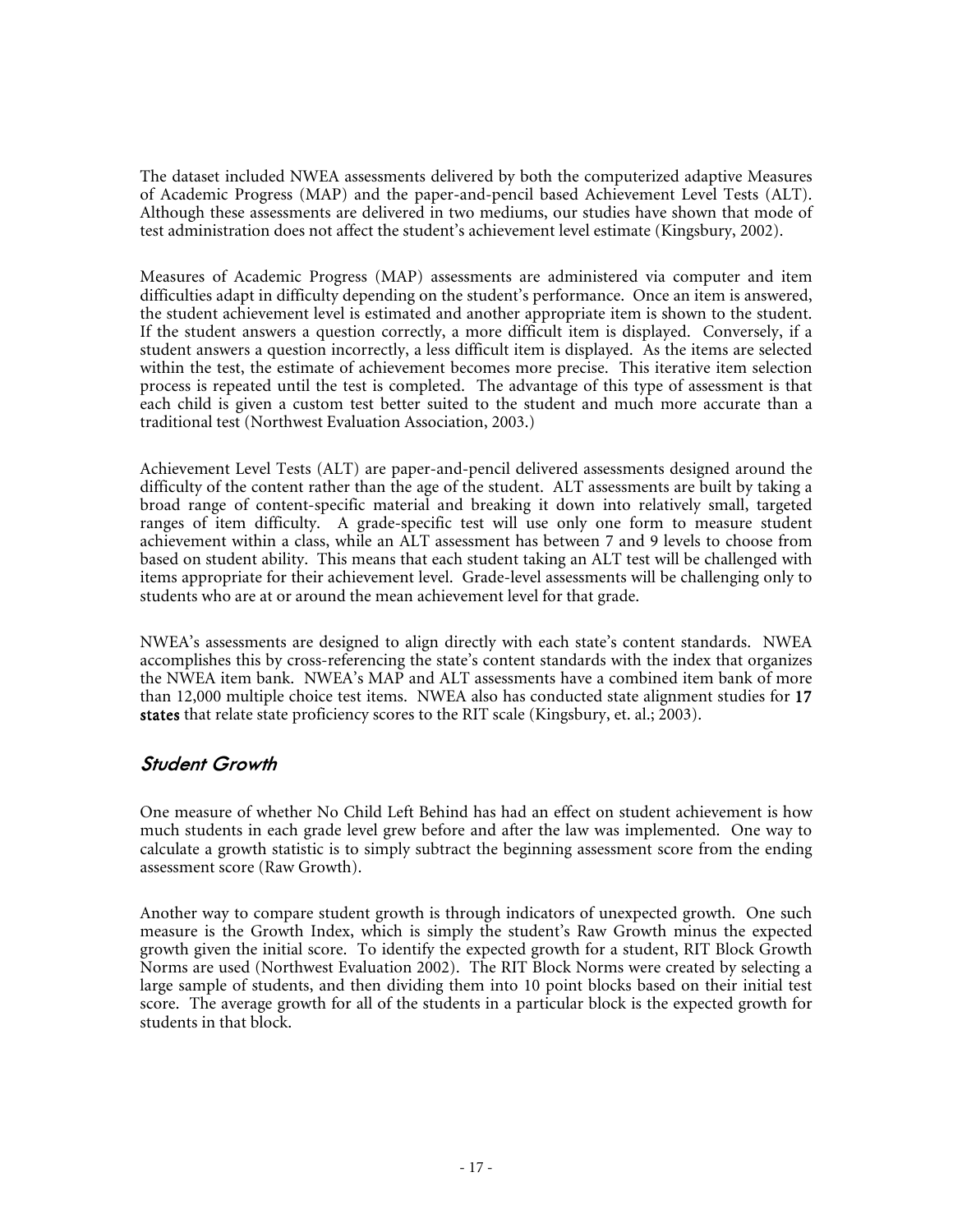The dataset included NWEA assessments delivered by both the computerized adaptive Measures of Academic Progress (MAP) and the paper-and-pencil based Achievement Level Tests (ALT). Although these assessments are delivered in two mediums, our studies have shown that mode of test administration does not affect the student's achievement level estimate (Kingsbury, 2002).

Measures of Academic Progress (MAP) assessments are administered via computer and item difficulties adapt in difficulty depending on the student's performance. Once an item is answered, the student achievement level is estimated and another appropriate item is shown to the student. If the student answers a question correctly, a more difficult item is displayed. Conversely, if a student answers a question incorrectly, a less difficult item is displayed. As the items are selected within the test, the estimate of achievement becomes more precise. This iterative item selection process is repeated until the test is completed. The advantage of this type of assessment is that each child is given a custom test better suited to the student and much more accurate than a traditional test (Northwest Evaluation Association, 2003.)

Achievement Level Tests (ALT) are paper-and-pencil delivered assessments designed around the difficulty of the content rather than the age of the student. ALT assessments are built by taking a broad range of content-specific material and breaking it down into relatively small, targeted ranges of item difficulty. A grade-specific test will use only one form to measure student achievement within a class, while an ALT assessment has between 7 and 9 levels to choose from based on student ability. This means that each student taking an ALT test will be challenged with items appropriate for their achievement level. Grade-level assessments will be challenging only to students who are at or around the mean achievement level for that grade.

NWEA's assessments are designed to align directly with each state's content standards. NWEA accomplishes this by cross-referencing the state's content standards with the index that organizes the NWEA item bank. NWEA's MAP and ALT assessments have a combined item bank of more than 12,000 multiple choice test items. NWEA also has conducted state alignment studies for **17 states** that relate state proficiency scores to the RIT scale (Kingsbury, et. al.; 2003).

## *Student Growth*

One measure of whether No Child Left Behind has had an effect on student achievement is how much students in each grade level grew before and after the law was implemented. One way to calculate a growth statistic is to simply subtract the beginning assessment score from the ending assessment score (Raw Growth).

Another way to compare student growth is through indicators of unexpected growth. One such measure is the Growth Index, which is simply the student's Raw Growth minus the expected growth given the initial score. To identify the expected growth for a student, RIT Block Growth Norms are used (Northwest Evaluation 2002). The RIT Block Norms were created by selecting a large sample of students, and then dividing them into 10 point blocks based on their initial test score. The average growth for all of the students in a particular block is the expected growth for students in that block.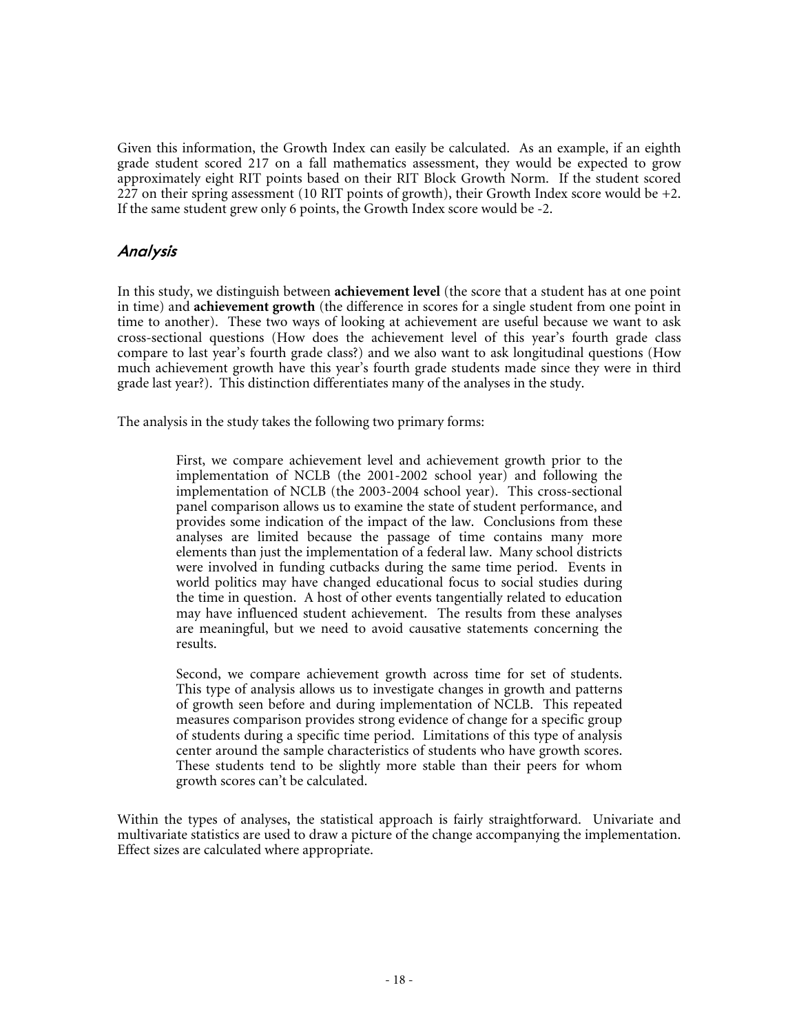Given this information, the Growth Index can easily be calculated. As an example, if an eighth grade student scored 217 on a fall mathematics assessment, they would be expected to grow approximately eight RIT points based on their RIT Block Growth Norm. If the student scored 227 on their spring assessment (10 RIT points of growth), their Growth Index score would be +2. If the same student grew only 6 points, the Growth Index score would be -2.

## *Analysis*

In this study, we distinguish between **achievement level** (the score that a student has at one point in time) and **achievement growth** (the difference in scores for a single student from one point in time to another). These two ways of looking at achievement are useful because we want to ask cross-sectional questions (How does the achievement level of this year's fourth grade class compare to last year's fourth grade class?) and we also want to ask longitudinal questions (How much achievement growth have this year's fourth grade students made since they were in third grade last year?). This distinction differentiates many of the analyses in the study.

The analysis in the study takes the following two primary forms:

> First, we compare achievement level and achievement growth prior to the implementation of NCLB (the 2001-2002 school year) and following the implementation of NCLB (the 2003-2004 school year). This cross-sectional panel comparison allows us to examine the state of student performance, and provides some indication of the impact of the law. Conclusions from these analyses are limited because the passage of time contains many more elements than just the implementation of a federal law. Many school districts were involved in funding cutbacks during the same time period. Events in world politics may have changed educational focus to social studies during the time in question. A host of other events tangentially related to education may have influenced student achievement. The results from these analyses are meaningful, but we need to avoid causative statements concerning the results.
>
> Second, we compare achievement growth across time for set of students. This type of analysis allows us to investigate changes in growth and patterns of growth seen before and during implementation of NCLB. This repeated measures comparison provides strong evidence of change for a specific group of students during a specific time period. Limitations of this type of analysis center around the sample characteristics of students who have growth scores. These students tend to be slightly more stable than their peers for whom growth scores can't be calculated.

Within the types of analyses, the statistical approach is fairly straightforward. Univariate and multivariate statistics are used to draw a picture of the change accompanying the implementation. Effect sizes are calculated where appropriate.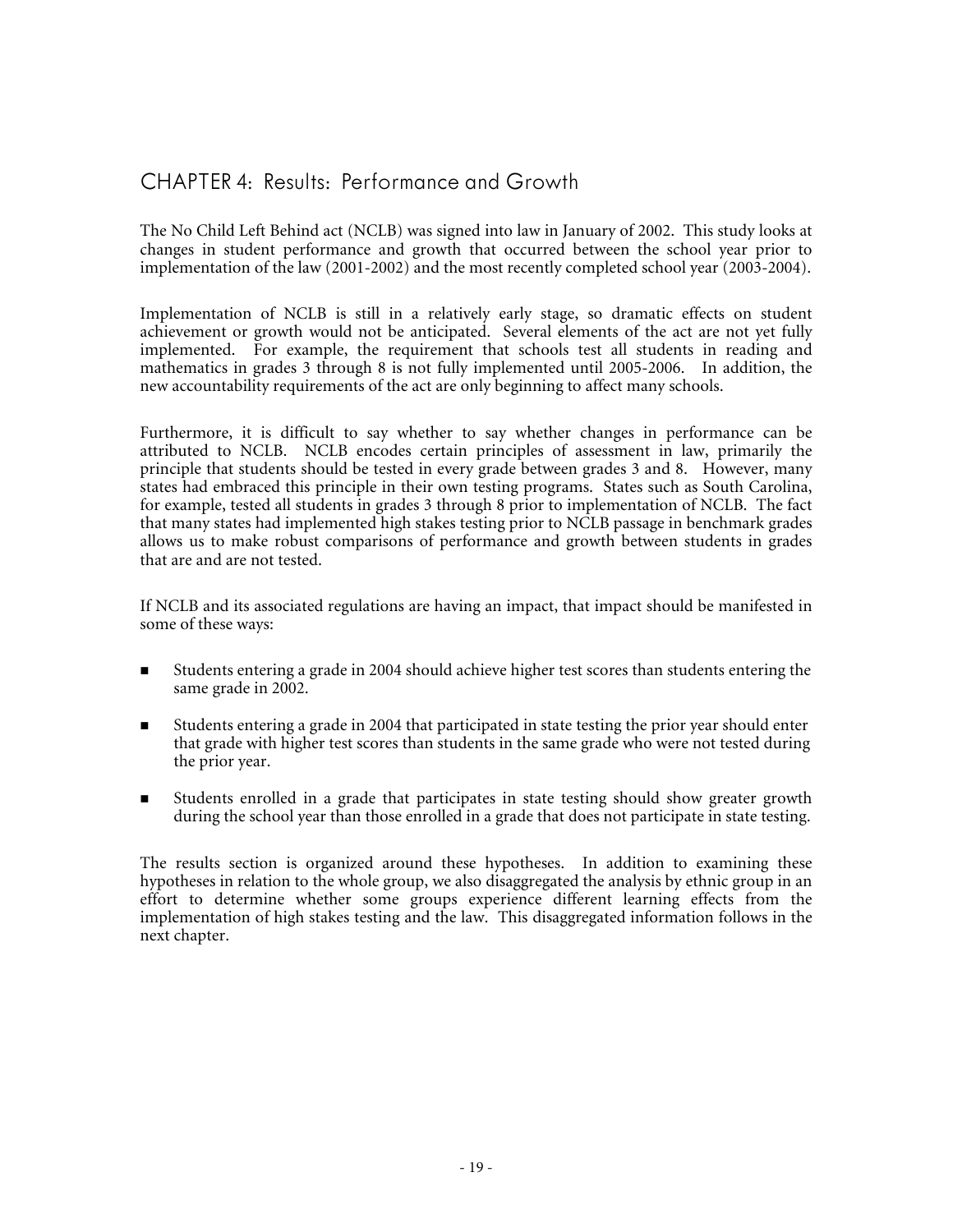## CHAPTER 4: Results: Performance and Growth

The No Child Left Behind act (NCLB) was signed into law in January of 2002. This study looks at changes in student performance and growth that occurred between the school year prior to implementation of the law (2001-2002) and the most recently completed school year (2003-2004).

Implementation of NCLB is still in a relatively early stage, so dramatic effects on student achievement or growth would not be anticipated. Several elements of the act are not yet fully implemented. For example, the requirement that schools test all students in reading and mathematics in grades 3 through 8 is not fully implemented until 2005-2006. In addition, the new accountability requirements of the act are only beginning to affect many schools.

Furthermore, it is difficult to say whether to say whether changes in performance can be attributed to NCLB. NCLB encodes certain principles of assessment in law, primarily the principle that students should be tested in every grade between grades 3 and 8. However, many states had embraced this principle in their own testing programs. States such as South Carolina, for example, tested all students in grades 3 through 8 prior to implementation of NCLB. The fact that many states had implemented high stakes testing prior to NCLB passage in benchmark grades allows us to make robust comparisons of performance and growth between students in grades that are and are not tested.

If NCLB and its associated regulations are having an impact, that impact should be manifested in some of these ways:

- Students entering a grade in 2004 should achieve higher test scores than students entering the same grade in 2002.
- Students entering a grade in 2004 that participated in state testing the prior year should enter that grade with higher test scores than students in the same grade who were not tested during the prior year.
- Students enrolled in a grade that participates in state testing should show greater growth during the school year than those enrolled in a grade that does not participate in state testing.

The results section is organized around these hypotheses. In addition to examining these hypotheses in relation to the whole group, we also disaggregated the analysis by ethnic group in an effort to determine whether some groups experience different learning effects from the implementation of high stakes testing and the law. This disaggregated information follows in the next chapter.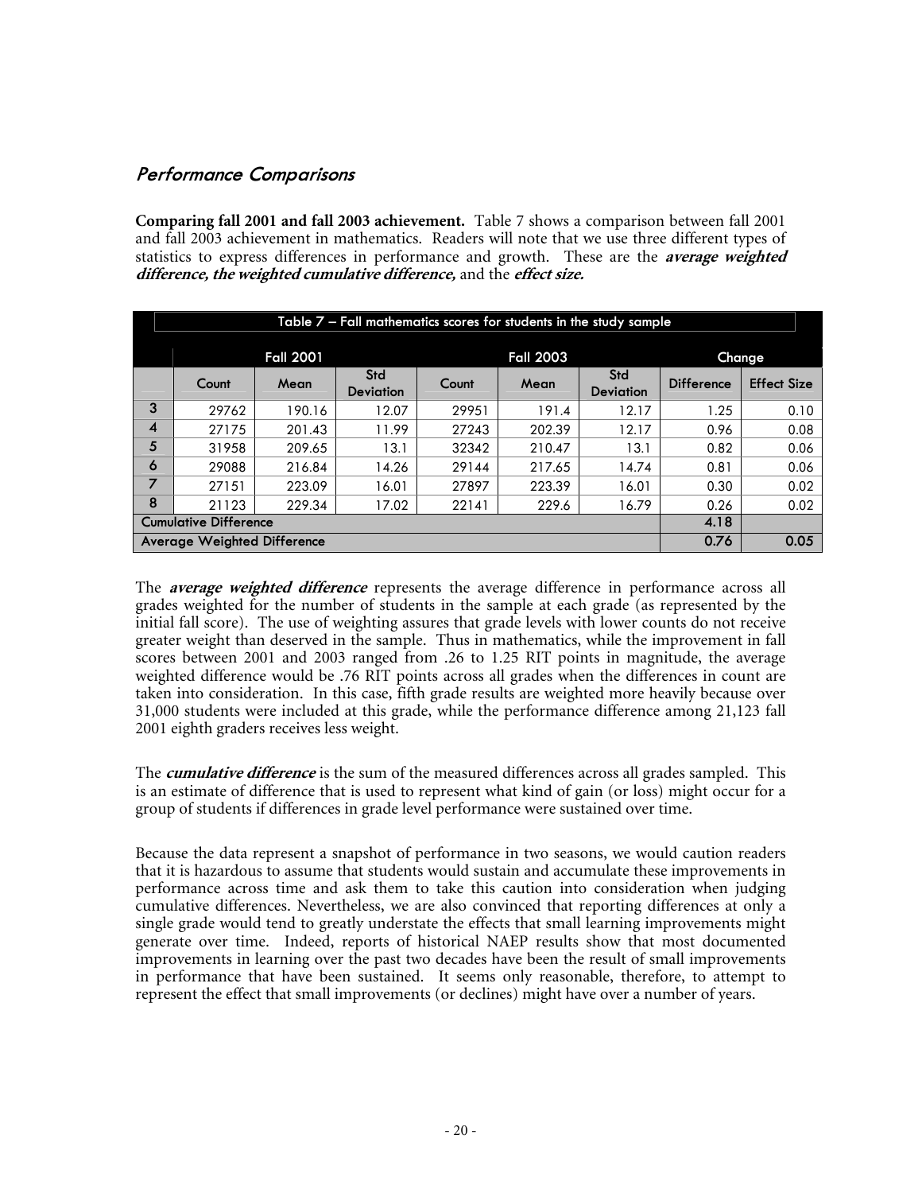## *Performance Comparisons*

**Comparing fall 2001 and fall 2003 achievement.** Table 7 shows a comparison between fall 2001 and fall 2003 achievement in mathematics. Readers will note that we use three different types of statistics to express differences in performance and growth. These are the ***average weighted difference, the weighted cumulative difference,*** and the ***effect size.***

| Table 7 – Fall mathematics scores for students in the study sample | | | | | | | | |
|---|---|---|---|---|---|---|---|---|
| | Fall 2001 | | | Fall 2003 | | | Change | |
| | Count | Mean | Std Deviation | Count | Mean | Std Deviation | Difference | Effect Size |
| 3 | 29762 | 190.16 | 12.07 | 29951 | 191.4 | 12.17 | 1.25 | 0.10 |
| 4 | 27175 | 201.43 | 11.99 | 27243 | 202.39 | 12.17 | 0.96 | 0.08 |
| 5 | 31958 | 209.65 | 13.1 | 32342 | 210.47 | 13.1 | 0.82 | 0.06 |
| 6 | 29088 | 216.84 | 14.26 | 29144 | 217.65 | 14.74 | 0.81 | 0.06 |
| 7 | 27151 | 223.09 | 16.01 | 27897 | 223.39 | 16.01 | 0.30 | 0.02 |
| 8 | 21123 | 229.34 | 17.02 | 22141 | 229.6 | 16.79 | 0.26 | 0.02 |
| Cumulative Difference | | | | | | | 4.18 | |
| Average Weighted Difference | | | | | | | 0.76 | 0.05 |

The ***average weighted difference*** represents the average difference in performance across all grades weighted for the number of students in the sample at each grade (as represented by the initial fall score). The use of weighting assures that grade levels with lower counts do not receive greater weight than deserved in the sample. Thus in mathematics, while the improvement in fall scores between 2001 and 2003 ranged from .26 to 1.25 RIT points in magnitude, the average weighted difference would be .76 RIT points across all grades when the differences in count are taken into consideration. In this case, fifth grade results are weighted more heavily because over 31,000 students were included at this grade, while the performance difference among 21,123 fall 2001 eighth graders receives less weight.

The ***cumulative difference*** is the sum of the measured differences across all grades sampled. This is an estimate of difference that is used to represent what kind of gain (or loss) might occur for a group of students if differences in grade level performance were sustained over time.

Because the data represent a snapshot of performance in two seasons, we would caution readers that it is hazardous to assume that students would sustain and accumulate these improvements in performance across time and ask them to take this caution into consideration when judging cumulative differences. Nevertheless, we are also convinced that reporting differences at only a single grade would tend to greatly understate the effects that small learning improvements might generate over time. Indeed, reports of historical NAEP results show that most documented improvements in learning over the past two decades have been the result of small improvements in performance that have been sustained. It seems only reasonable, therefore, to attempt to represent the effect that small improvements (or declines) might have over a number of years.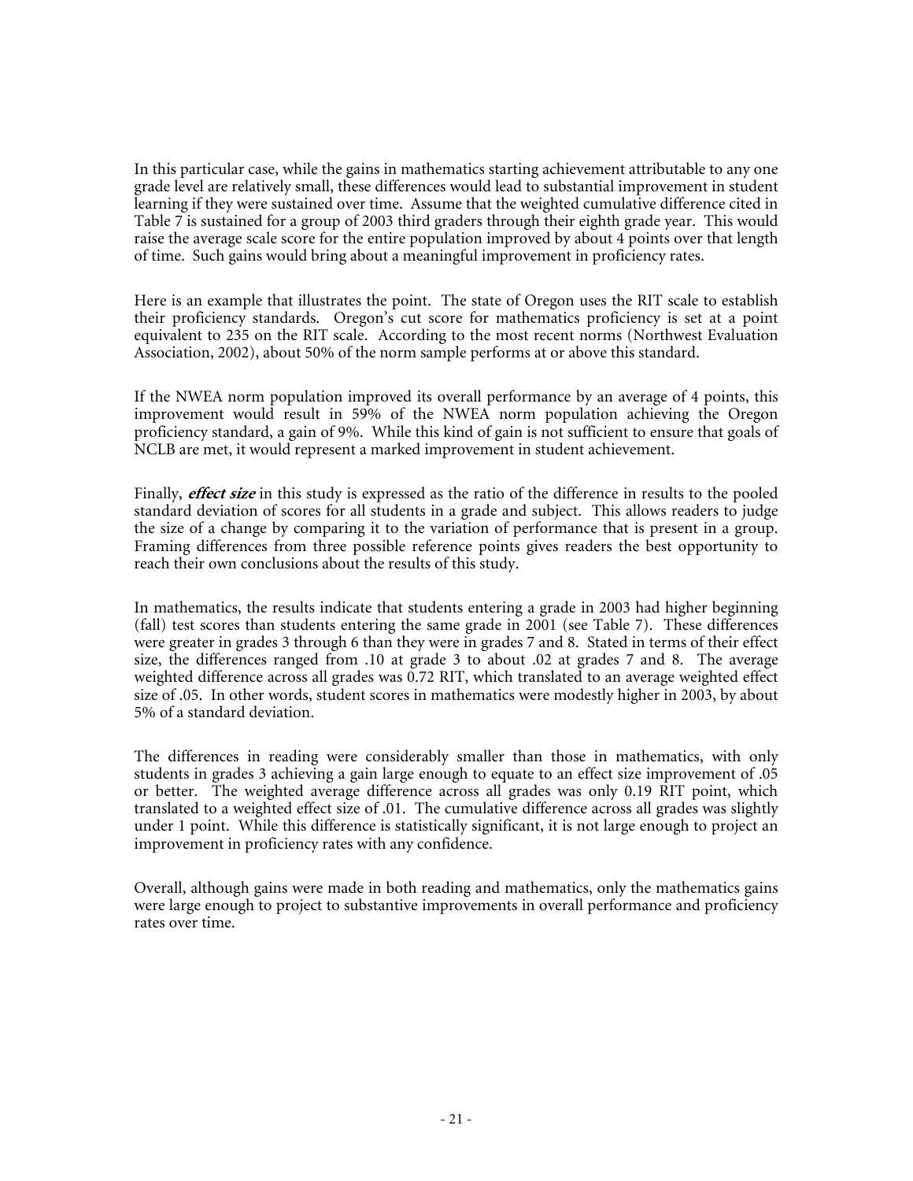In this particular case, while the gains in mathematics starting achievement attributable to any one grade level are relatively small, these differences would lead to substantial improvement in student learning if they were sustained over time. Assume that the weighted cumulative difference cited in Table 7 is sustained for a group of 2003 third graders through their eighth grade year. This would raise the average scale score for the entire population improved by about 4 points over that length of time. Such gains would bring about a meaningful improvement in proficiency rates.

Here is an example that illustrates the point. The state of Oregon uses the RIT scale to establish their proficiency standards. Oregon's cut score for mathematics proficiency is set at a point equivalent to 235 on the RIT scale. According to the most recent norms (Northwest Evaluation Association, 2002), about 50% of the norm sample performs at or above this standard.

If the NWEA norm population improved its overall performance by an average of 4 points, this improvement would result in 59% of the NWEA norm population achieving the Oregon proficiency standard, a gain of 9%. While this kind of gain is not sufficient to ensure that goals of NCLB are met, it would represent a marked improvement in student achievement.

Finally, ***effect size*** in this study is expressed as the ratio of the difference in results to the pooled standard deviation of scores for all students in a grade and subject. This allows readers to judge the size of a change by comparing it to the variation of performance that is present in a group. Framing differences from three possible reference points gives readers the best opportunity to reach their own conclusions about the results of this study.

In mathematics, the results indicate that students entering a grade in 2003 had higher beginning (fall) test scores than students entering the same grade in 2001 (see Table 7). These differences were greater in grades 3 through 6 than they were in grades 7 and 8. Stated in terms of their effect size, the differences ranged from .10 at grade 3 to about .02 at grades 7 and 8. The average weighted difference across all grades was 0.72 RIT, which translated to an average weighted effect size of .05. In other words, student scores in mathematics were modestly higher in 2003, by about 5% of a standard deviation.

The differences in reading were considerably smaller than those in mathematics, with only students in grades 3 achieving a gain large enough to equate to an effect size improvement of .05 or better. The weighted average difference across all grades was only 0.19 RIT point, which translated to a weighted effect size of .01. The cumulative difference across all grades was slightly under 1 point. While this difference is statistically significant, it is not large enough to project an improvement in proficiency rates with any confidence.

Overall, although gains were made in both reading and mathematics, only the mathematics gains were large enough to project to substantive improvements in overall performance and proficiency rates over time.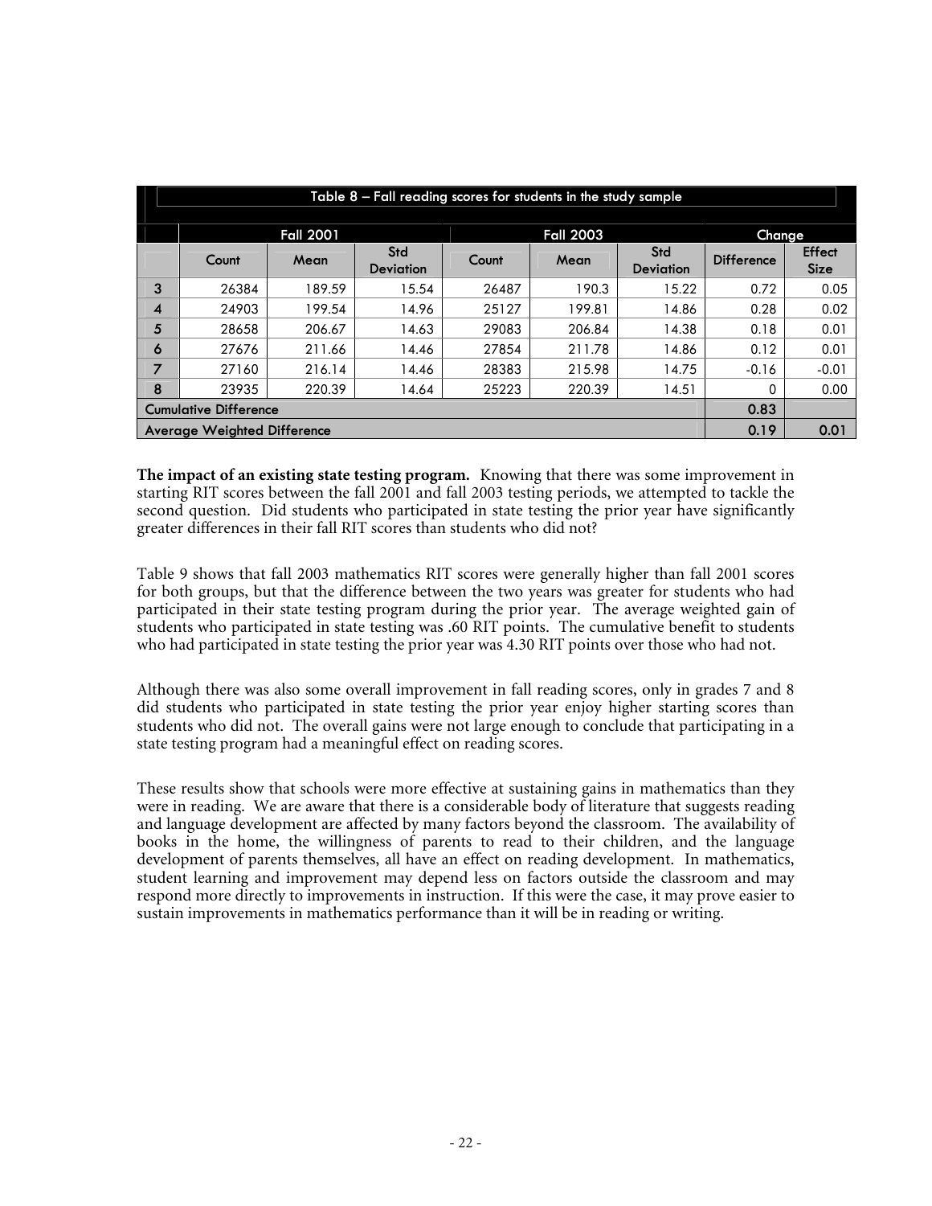Table 8 – Fall reading scores for students in the study sample

| | Fall 2001 | | | Fall 2003 | | | Change | |
|---|---|---|---|---|---|---|---|---|
| | Count | Mean | Std Deviation | Count | Mean | Std Deviation | Difference | Effect Size |
| 3 | 26384 | 189.59 | 15.54 | 26487 | 190.3 | 15.22 | 0.72 | 0.05 |
| 4 | 24903 | 199.54 | 14.96 | 25127 | 199.81 | 14.86 | 0.28 | 0.02 |
| 5 | 28658 | 206.67 | 14.63 | 29083 | 206.84 | 14.38 | 0.18 | 0.01 |
| 6 | 27676 | 211.66 | 14.46 | 27854 | 211.78 | 14.86 | 0.12 | 0.01 |
| 7 | 27160 | 216.14 | 14.46 | 28383 | 215.98 | 14.75 | -0.16 | -0.01 |
| 8 | 23935 | 220.39 | 14.64 | 25223 | 220.39 | 14.51 | 0 | 0.00 |
| Cumulative Difference | | | | | | | 0.83 | |
| Average Weighted Difference | | | | | | | 0.19 | 0.01 |

**The impact of an existing state testing program.** Knowing that there was some improvement in starting RIT scores between the fall 2001 and fall 2003 testing periods, we attempted to tackle the second question. Did students who participated in state testing the prior year have significantly greater differences in their fall RIT scores than students who did not?

Table 9 shows that fall 2003 mathematics RIT scores were generally higher than fall 2001 scores for both groups, but that the difference between the two years was greater for students who had participated in their state testing program during the prior year. The average weighted gain of students who participated in state testing was .60 RIT points. The cumulative benefit to students who had participated in state testing the prior year was 4.30 RIT points over those who had not.

Although there was also some overall improvement in fall reading scores, only in grades 7 and 8 did students who participated in state testing the prior year enjoy higher starting scores than students who did not. The overall gains were not large enough to conclude that participating in a state testing program had a meaningful effect on reading scores.

These results show that schools were more effective at sustaining gains in mathematics than they were in reading. We are aware that there is a considerable body of literature that suggests reading and language development are affected by many factors beyond the classroom. The availability of books in the home, the willingness of parents to read to their children, and the language development of parents themselves, all have an effect on reading development. In mathematics, student learning and improvement may depend less on factors outside the classroom and may respond more directly to improvements in instruction. If this were the case, it may prove easier to sustain improvements in mathematics performance than it will be in reading or writing.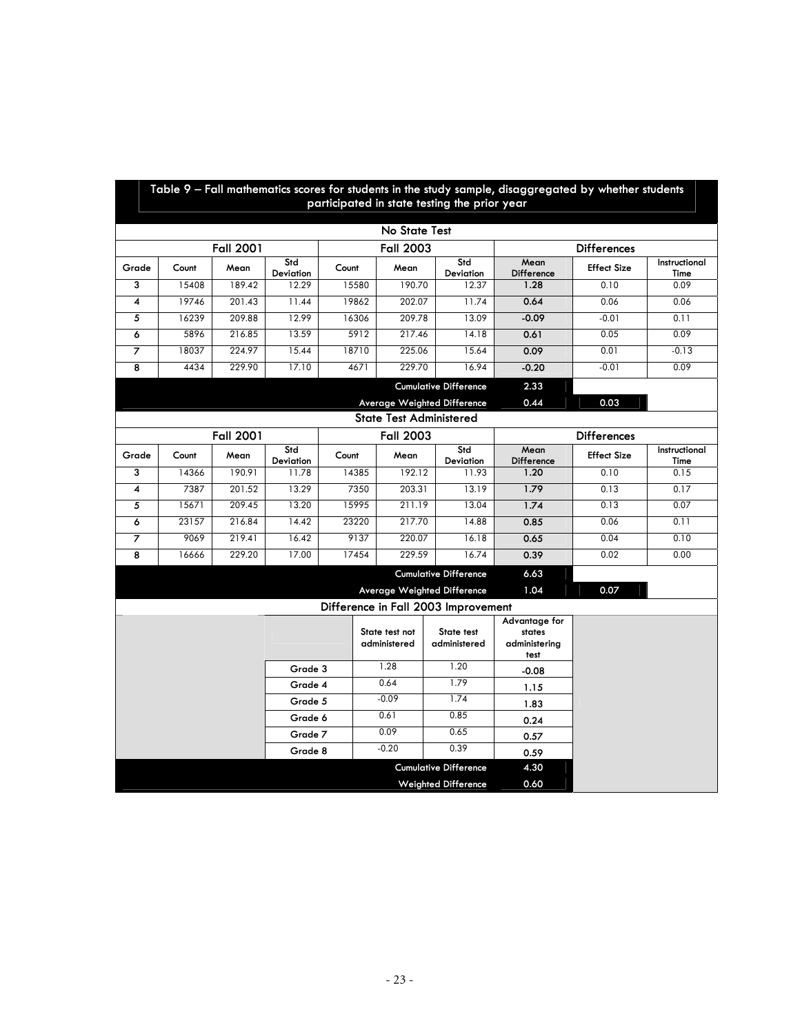## Table 9 – Fall mathematics scores for students in the study sample, disaggregated by whether students participated in state testing the prior year

**No State Test**

| | Fall 2001 | | | Fall 2003 | | | Differences | | |
|---|---|---|---|---|---|---|---|---|---|
| Grade | Count | Mean | Std Deviation | Count | Mean | Std Deviation | Mean Difference | Effect Size | Instructional Time |
| 3 | 15408 | 189.42 | 12.29 | 15580 | 190.70 | 12.37 | 1.28 | 0.10 | 0.09 |
| 4 | 19746 | 201.43 | 11.44 | 19862 | 202.07 | 11.74 | 0.64 | 0.06 | 0.06 |
| 5 | 16239 | 209.88 | 12.99 | 16306 | 209.78 | 13.09 | -0.09 | -0.01 | 0.11 |
| 6 | 5896 | 216.85 | 13.59 | 5912 | 217.46 | 14.18 | 0.61 | 0.05 | 0.09 |
| 7 | 18037 | 224.97 | 15.44 | 18710 | 225.06 | 15.64 | 0.09 | 0.01 | -0.13 |
| 8 | 4434 | 229.90 | 17.10 | 4671 | 229.70 | 16.94 | -0.20 | -0.01 | 0.09 |
| | | | | | | Cumulative Difference | 2.33 | | |
| | | | | | | Average Weighted Difference | 0.44 | 0.03 | |

**State Test Administered**

| | Fall 2001 | | | Fall 2003 | | | Differences | | |
|---|---|---|---|---|---|---|---|---|---|
| Grade | Count | Mean | Std Deviation | Count | Mean | Std Deviation | Mean Difference | Effect Size | Instructional Time |
| 3 | 14366 | 190.91 | 11.78 | 14385 | 192.12 | 11.93 | 1.20 | 0.10 | 0.15 |
| 4 | 7387 | 201.52 | 13.29 | 7350 | 203.31 | 13.19 | 1.79 | 0.13 | 0.17 |
| 5 | 15671 | 209.45 | 13.20 | 15995 | 211.19 | 13.04 | 1.74 | 0.13 | 0.07 |
| 6 | 23157 | 216.84 | 14.42 | 23220 | 217.70 | 14.88 | 0.85 | 0.06 | 0.11 |
| 7 | 9069 | 219.41 | 16.42 | 9137 | 220.07 | 16.18 | 0.65 | 0.04 | 0.10 |
| 8 | 16666 | 229.20 | 17.00 | 17454 | 229.59 | 16.74 | 0.39 | 0.02 | 0.00 |
| | | | | | | Cumulative Difference | 6.63 | | |
| | | | | | | Average Weighted Difference | 1.04 | 0.07 | |

**Difference in Fall 2003 Improvement**

| | State test not administered | State test administered | Advantage for states administering test |
|---|---|---|---|
| Grade 3 | 1.28 | 1.20 | -0.08 |
| Grade 4 | 0.64 | 1.79 | 1.15 |
| Grade 5 | -0.09 | 1.74 | 1.83 |
| Grade 6 | 0.61 | 0.85 | 0.24 |
| Grade 7 | 0.09 | 0.65 | 0.57 |
| Grade 8 | -0.20 | 0.39 | 0.59 |
| | | Cumulative Difference | 4.30 |
| | | Weighted Difference | 0.60 |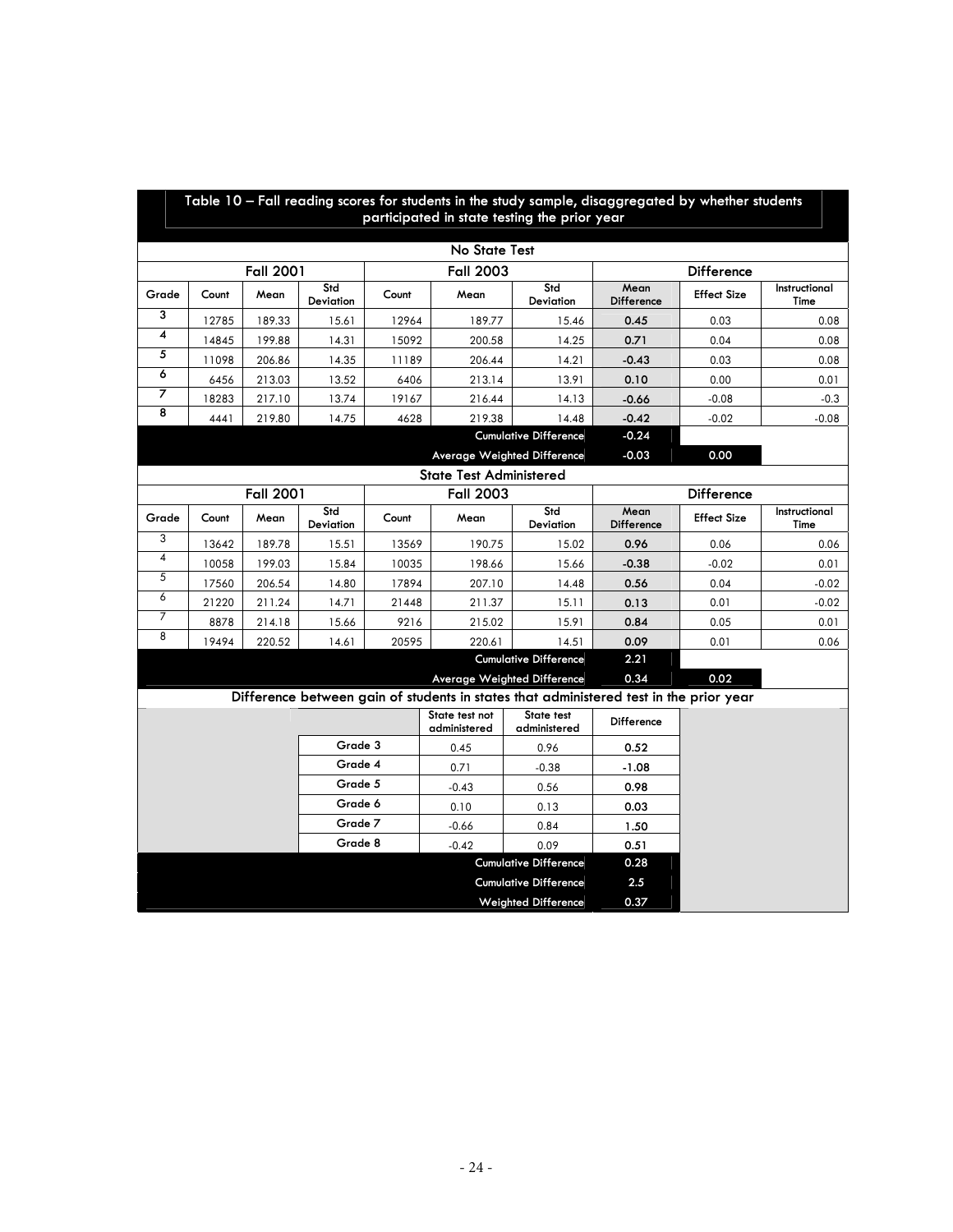**Table 10 – Fall reading scores for students in the study sample, disaggregated by whether students participated in state testing the prior year**

**No State Test**

| | Fall 2001 | | | Fall 2003 | | | Difference | | |
|---|---|---|---|---|---|---|---|---|---|
| Grade | Count | Mean | Std Deviation | Count | Mean | Std Deviation | Mean Difference | Effect Size | Instructional Time |
| 3 | 12785 | 189.33 | 15.61 | 12964 | 189.77 | 15.46 | 0.45 | 0.03 | 0.08 |
| 4 | 14845 | 199.88 | 14.31 | 15092 | 200.58 | 14.25 | 0.71 | 0.04 | 0.08 |
| 5 | 11098 | 206.86 | 14.35 | 11189 | 206.44 | 14.21 | -0.43 | 0.03 | 0.08 |
| 6 | 6456 | 213.03 | 13.52 | 6406 | 213.14 | 13.91 | 0.10 | 0.00 | 0.01 |
| 7 | 18283 | 217.10 | 13.74 | 19167 | 216.44 | 14.13 | -0.66 | -0.08 | -0.3 |
| 8 | 4441 | 219.80 | 14.75 | 4628 | 219.38 | 14.48 | -0.42 | -0.02 | -0.08 |
| | | | | | | Cumulative Difference | -0.24 | | |
| | | | | | | Average Weighted Difference | -0.03 | 0.00 | |

**State Test Administered**

| | Fall 2001 | | | Fall 2003 | | | Difference | | |
|---|---|---|---|---|---|---|---|---|---|
| Grade | Count | Mean | Std Deviation | Count | Mean | Std Deviation | Mean Difference | Effect Size | Instructional Time |
| 3 | 13642 | 189.78 | 15.51 | 13569 | 190.75 | 15.02 | 0.96 | 0.06 | 0.06 |
| 4 | 10058 | 199.03 | 15.84 | 10035 | 198.66 | 15.66 | -0.38 | -0.02 | 0.01 |
| 5 | 17560 | 206.54 | 14.80 | 17894 | 207.10 | 14.48 | 0.56 | 0.04 | -0.02 |
| 6 | 21220 | 211.24 | 14.71 | 21448 | 211.37 | 15.11 | 0.13 | 0.01 | -0.02 |
| 7 | 8878 | 214.18 | 15.66 | 9216 | 215.02 | 15.91 | 0.84 | 0.05 | 0.01 |
| 8 | 19494 | 220.52 | 14.61 | 20595 | 220.61 | 14.51 | 0.09 | 0.01 | 0.06 |
| | | | | | | Cumulative Difference | 2.21 | | |
| | | | | | | Average Weighted Difference | 0.34 | 0.02 | |

**Difference between gain of students in states that administered test in the prior year**

| | State test not administered | State test administered | Difference |
|---|---|---|---|
| Grade 3 | 0.45 | 0.96 | 0.52 |
| Grade 4 | 0.71 | -0.38 | -1.08 |
| Grade 5 | -0.43 | 0.56 | 0.98 |
| Grade 6 | 0.10 | 0.13 | 0.03 |
| Grade 7 | -0.66 | 0.84 | 1.50 |
| Grade 8 | -0.42 | 0.09 | 0.51 |
| | | Cumulative Difference | 0.28 |
| | | Cumulative Difference | 2.5 |
| | | Weighted Difference | 0.37 |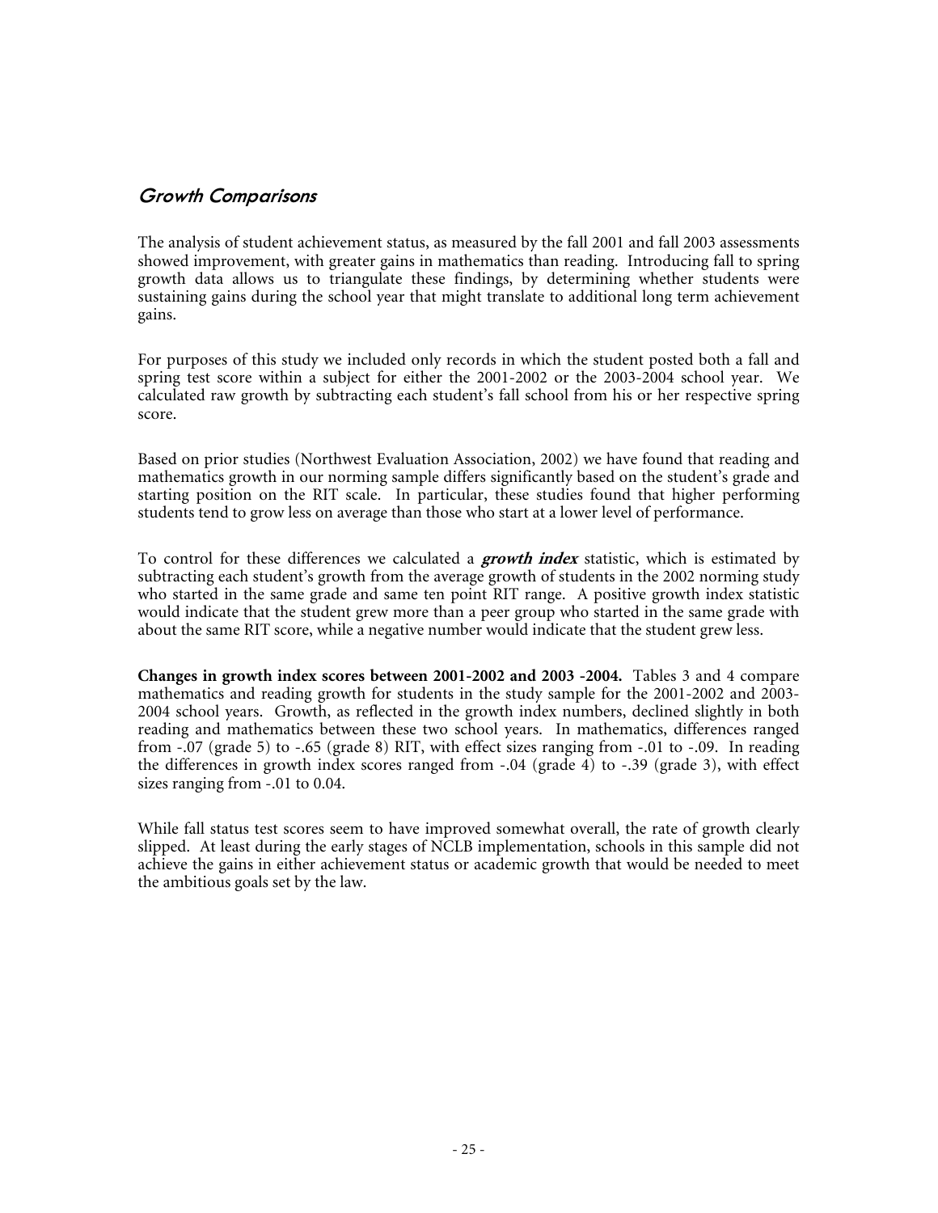## *Growth Comparisons*

The analysis of student achievement status, as measured by the fall 2001 and fall 2003 assessments showed improvement, with greater gains in mathematics than reading. Introducing fall to spring growth data allows us to triangulate these findings, by determining whether students were sustaining gains during the school year that might translate to additional long term achievement gains.

For purposes of this study we included only records in which the student posted both a fall and spring test score within a subject for either the 2001-2002 or the 2003-2004 school year. We calculated raw growth by subtracting each student's fall school from his or her respective spring score.

Based on prior studies (Northwest Evaluation Association, 2002) we have found that reading and mathematics growth in our norming sample differs significantly based on the student's grade and starting position on the RIT scale. In particular, these studies found that higher performing students tend to grow less on average than those who start at a lower level of performance.

To control for these differences we calculated a ***growth index*** statistic, which is estimated by subtracting each student's growth from the average growth of students in the 2002 norming study who started in the same grade and same ten point RIT range. A positive growth index statistic would indicate that the student grew more than a peer group who started in the same grade with about the same RIT score, while a negative number would indicate that the student grew less.

**Changes in growth index scores between 2001-2002 and 2003 -2004.** Tables 3 and 4 compare mathematics and reading growth for students in the study sample for the 2001-2002 and 2003-2004 school years. Growth, as reflected in the growth index numbers, declined slightly in both reading and mathematics between these two school years. In mathematics, differences ranged from -.07 (grade 5) to -.65 (grade 8) RIT, with effect sizes ranging from -.01 to -.09. In reading the differences in growth index scores ranged from -.04 (grade 4) to -.39 (grade 3), with effect sizes ranging from -.01 to 0.04.

While fall status test scores seem to have improved somewhat overall, the rate of growth clearly slipped. At least during the early stages of NCLB implementation, schools in this sample did not achieve the gains in either achievement status or academic growth that would be needed to meet the ambitious goals set by the law.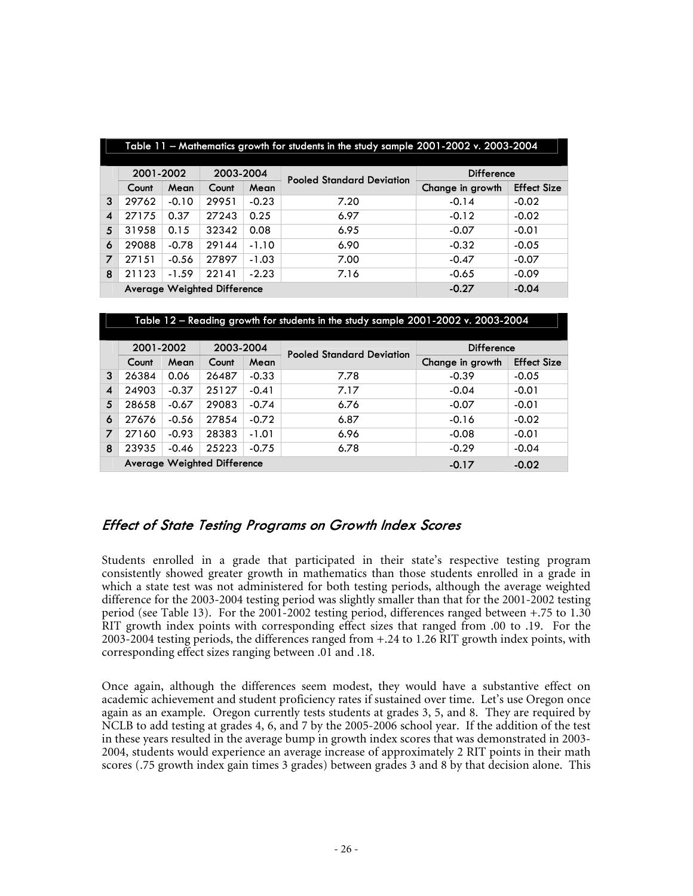| Table 11 – Mathematics growth for students in the study sample 2001-2002 v. 2003-2004 | | | | | | | |
|---|---|---|---|---|---|---|---|
| | 2001-2002 | | 2003-2004 | | Pooled Standard Deviation | Difference | |
| | Count | Mean | Count | Mean | | Change in growth | Effect Size |
| 3 | 29762 | -0.10 | 29951 | -0.23 | 7.20 | -0.14 | -0.02 |
| 4 | 27175 | 0.37 | 27243 | 0.25 | 6.97 | -0.12 | -0.02 |
| 5 | 31958 | 0.15 | 32342 | 0.08 | 6.95 | -0.07 | -0.01 |
| 6 | 29088 | -0.78 | 29144 | -1.10 | 6.90 | -0.32 | -0.05 |
| 7 | 27151 | -0.56 | 27897 | -1.03 | 7.00 | -0.47 | -0.07 |
| 8 | 21123 | -1.59 | 22141 | -2.23 | 7.16 | -0.65 | -0.09 |
| | **Average Weighted Difference** | | | | | **-0.27** | **-0.04** |

| Table 12 – Reading growth for students in the study sample 2001-2002 v. 2003-2004 | | | | | | | |
|---|---|---|---|---|---|---|---|
| | 2001-2002 | | 2003-2004 | | Pooled Standard Deviation | Difference | |
| | Count | Mean | Count | Mean | | Change in growth | Effect Size |
| 3 | 26384 | 0.06 | 26487 | -0.33 | 7.78 | -0.39 | -0.05 |
| 4 | 24903 | -0.37 | 25127 | -0.41 | 7.17 | -0.04 | -0.01 |
| 5 | 28658 | -0.67 | 29083 | -0.74 | 6.76 | -0.07 | -0.01 |
| 6 | 27676 | -0.56 | 27854 | -0.72 | 6.87 | -0.16 | -0.02 |
| 7 | 27160 | -0.93 | 28383 | -1.01 | 6.96 | -0.08 | -0.01 |
| 8 | 23935 | -0.46 | 25223 | -0.75 | 6.78 | -0.29 | -0.04 |
| | **Average Weighted Difference** | | | | | **-0.17** | **-0.02** |

## *Effect of State Testing Programs on Growth Index Scores*

Students enrolled in a grade that participated in their state's respective testing program consistently showed greater growth in mathematics than those students enrolled in a grade in which a state test was not administered for both testing periods, although the average weighted difference for the 2003-2004 testing period was slightly smaller than that for the 2001-2002 testing period (see Table 13). For the 2001-2002 testing period, differences ranged between +.75 to 1.30 RIT growth index points with corresponding effect sizes that ranged from .00 to .19. For the 2003-2004 testing periods, the differences ranged from +.24 to 1.26 RIT growth index points, with corresponding effect sizes ranging between .01 and .18.

Once again, although the differences seem modest, they would have a substantive effect on academic achievement and student proficiency rates if sustained over time. Let's use Oregon once again as an example. Oregon currently tests students at grades 3, 5, and 8. They are required by NCLB to add testing at grades 4, 6, and 7 by the 2005-2006 school year. If the addition of the test in these years resulted in the average bump in growth index scores that was demonstrated in 2003-2004, students would experience an average increase of approximately 2 RIT points in their math scores (.75 growth index gain times 3 grades) between grades 3 and 8 by that decision alone. This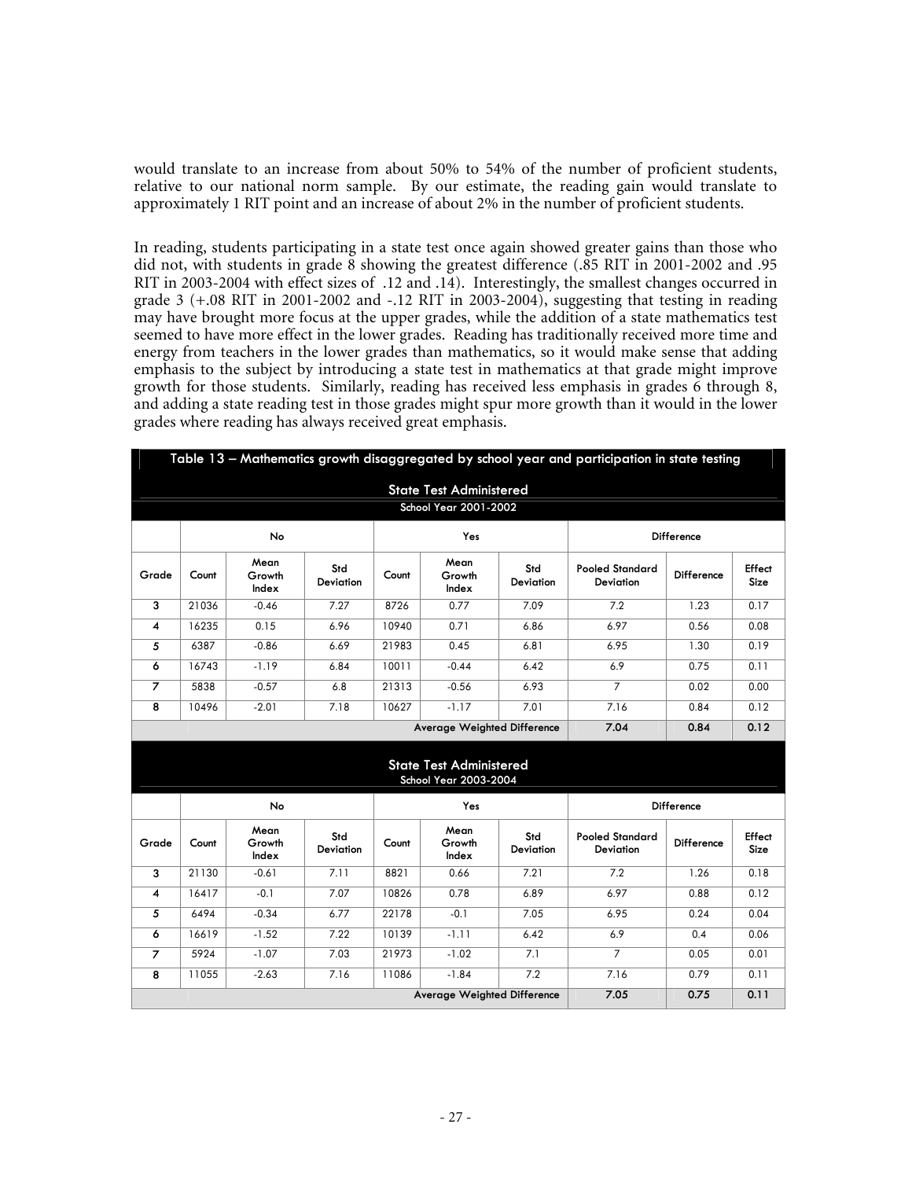would translate to an increase from about 50% to 54% of the number of proficient students, relative to our national norm sample. By our estimate, the reading gain would translate to approximately 1 RIT point and an increase of about 2% in the number of proficient students.

In reading, students participating in a state test once again showed greater gains than those who did not, with students in grade 8 showing the greatest difference (.85 RIT in 2001-2002 and .95 RIT in 2003-2004 with effect sizes of .12 and .14). Interestingly, the smallest changes occurred in grade 3 (+.08 RIT in 2001-2002 and -.12 RIT in 2003-2004), suggesting that testing in reading may have brought more focus at the upper grades, while the addition of a state mathematics test seemed to have more effect in the lower grades. Reading has traditionally received more time and energy from teachers in the lower grades than mathematics, so it would make sense that adding emphasis to the subject by introducing a state test in mathematics at that grade might improve growth for those students. Similarly, reading has received less emphasis in grades 6 through 8, and adding a state reading test in those grades might spur more growth than it would in the lower grades where reading has always received great emphasis.

**Table 13 – Mathematics growth disaggregated by school year and participation in state testing**

**State Test Administered – School Year 2001-2002**

| | No | | | Yes | | | Difference | | |
|---|---|---|---|---|---|---|---|---|---|
| Grade | Count | Mean Growth Index | Std Deviation | Count | Mean Growth Index | Std Deviation | Pooled Standard Deviation | Difference | Effect Size |
| 3 | 21036 | -0.46 | 7.27 | 8726 | 0.77 | 7.09 | 7.2 | 1.23 | 0.17 |
| 4 | 16235 | 0.15 | 6.96 | 10940 | 0.71 | 6.86 | 6.97 | 0.56 | 0.08 |
| 5 | 6387 | -0.86 | 6.69 | 21983 | 0.45 | 6.81 | 6.95 | 1.30 | 0.19 |
| 6 | 16743 | -1.19 | 6.84 | 10011 | -0.44 | 6.42 | 6.9 | 0.75 | 0.11 |
| 7 | 5838 | -0.57 | 6.8 | 21313 | -0.56 | 6.93 | 7 | 0.02 | 0.00 |
| 8 | 10496 | -2.01 | 7.18 | 10627 | -1.17 | 7.01 | 7.16 | 0.84 | 0.12 |
| | | | | | Average Weighted Difference | | 7.04 | 0.84 | 0.12 |

**State Test Administered – School Year 2003-2004**

| | No | | | Yes | | | Difference | | |
|---|---|---|---|---|---|---|---|---|---|
| Grade | Count | Mean Growth Index | Std Deviation | Count | Mean Growth Index | Std Deviation | Pooled Standard Deviation | Difference | Effect Size |
| 3 | 21130 | -0.61 | 7.11 | 8821 | 0.66 | 7.21 | 7.2 | 1.26 | 0.18 |
| 4 | 16417 | -0.1 | 7.07 | 10826 | 0.78 | 6.89 | 6.97 | 0.88 | 0.12 |
| 5 | 6494 | -0.34 | 6.77 | 22178 | -0.1 | 7.05 | 6.95 | 0.24 | 0.04 |
| 6 | 16619 | -1.52 | 7.22 | 10139 | -1.11 | 6.42 | 6.9 | 0.4 | 0.06 |
| 7 | 5924 | -1.07 | 7.03 | 21973 | -1.02 | 7.1 | 7 | 0.05 | 0.01 |
| 8 | 11055 | -2.63 | 7.16 | 11086 | -1.84 | 7.2 | 7.16 | 0.79 | 0.11 |
| | | | | | Average Weighted Difference | | 7.05 | 0.75 | 0.11 |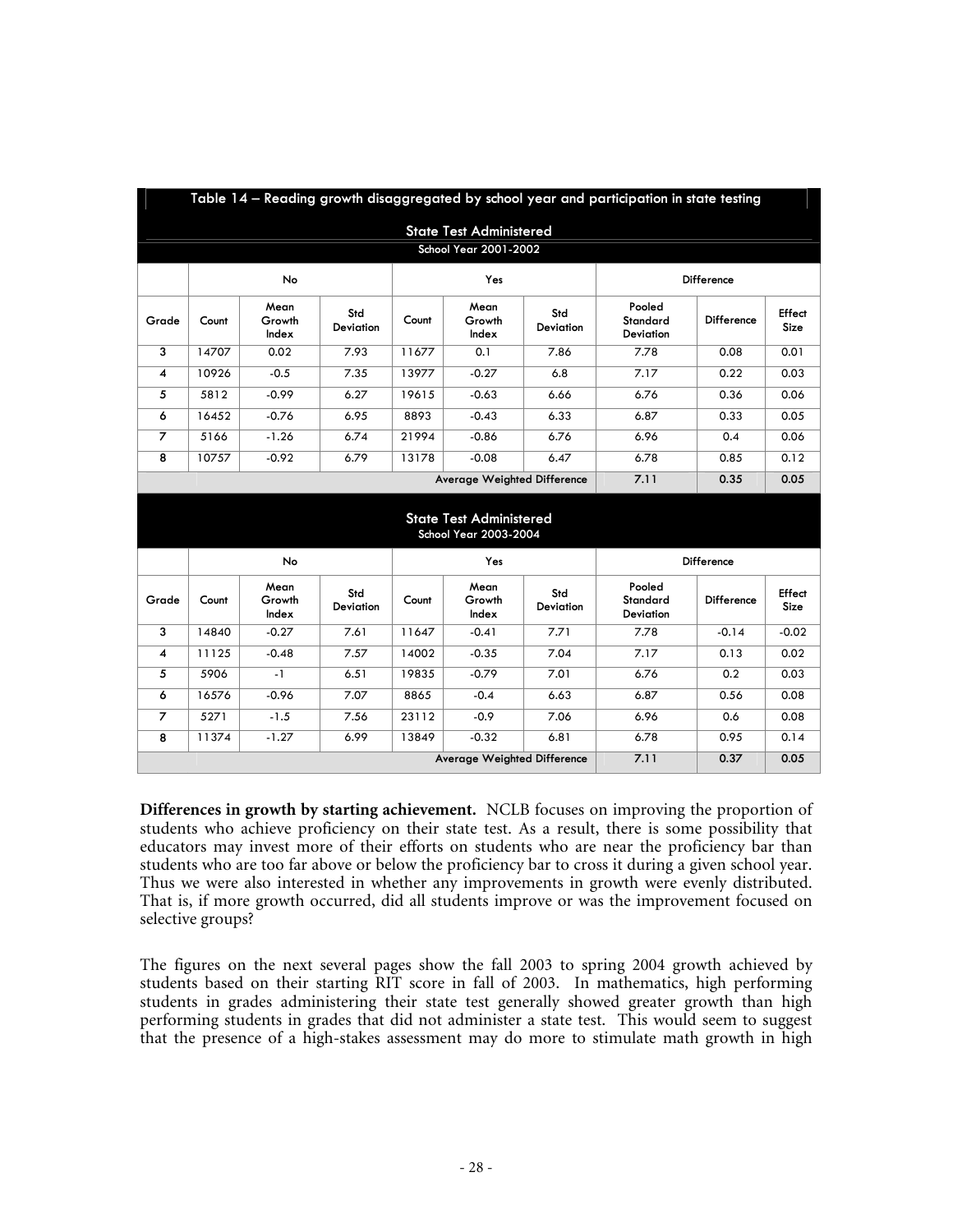Table 14 – Reading growth disaggregated by school year and participation in state testing

| State Test Administered — School Year 2001-2002 | | | | | | | | | |
|---|---|---|---|---|---|---|---|---|---|
| | No | | | Yes | | | Difference | | |
| Grade | Count | Mean Growth Index | Std Deviation | Count | Mean Growth Index | Std Deviation | Pooled Standard Deviation | Difference | Effect Size |
| 3 | 14707 | 0.02 | 7.93 | 11677 | 0.1 | 7.86 | 7.78 | 0.08 | 0.01 |
| 4 | 10926 | -0.5 | 7.35 | 13977 | -0.27 | 6.8 | 7.17 | 0.22 | 0.03 |
| 5 | 5812 | -0.99 | 6.27 | 19615 | -0.63 | 6.66 | 6.76 | 0.36 | 0.06 |
| 6 | 16452 | -0.76 | 6.95 | 8893 | -0.43 | 6.33 | 6.87 | 0.33 | 0.05 |
| 7 | 5166 | -1.26 | 6.74 | 21994 | -0.86 | 6.76 | 6.96 | 0.4 | 0.06 |
| 8 | 10757 | -0.92 | 6.79 | 13178 | -0.08 | 6.47 | 6.78 | 0.85 | 0.12 |
| | | | | | | Average Weighted Difference | 7.11 | 0.35 | 0.05 |

| State Test Administered — School Year 2003-2004 | | | | | | | | | |
|---|---|---|---|---|---|---|---|---|---|
| | No | | | Yes | | | Difference | | |
| Grade | Count | Mean Growth Index | Std Deviation | Count | Mean Growth Index | Std Deviation | Pooled Standard Deviation | Difference | Effect Size |
| 3 | 14840 | -0.27 | 7.61 | 11647 | -0.41 | 7.71 | 7.78 | -0.14 | -0.02 |
| 4 | 11125 | -0.48 | 7.57 | 14002 | -0.35 | 7.04 | 7.17 | 0.13 | 0.02 |
| 5 | 5906 | -1 | 6.51 | 19835 | -0.79 | 7.01 | 6.76 | 0.2 | 0.03 |
| 6 | 16576 | -0.96 | 7.07 | 8865 | -0.4 | 6.63 | 6.87 | 0.56 | 0.08 |
| 7 | 5271 | -1.5 | 7.56 | 23112 | -0.9 | 7.06 | 6.96 | 0.6 | 0.08 |
| 8 | 11374 | -1.27 | 6.99 | 13849 | -0.32 | 6.81 | 6.78 | 0.95 | 0.14 |
| | | | | | | Average Weighted Difference | 7.11 | 0.37 | 0.05 |

**Differences in growth by starting achievement.** NCLB focuses on improving the proportion of students who achieve proficiency on their state test. As a result, there is some possibility that educators may invest more of their efforts on students who are near the proficiency bar than students who are too far above or below the proficiency bar to cross it during a given school year. Thus we were also interested in whether any improvements in growth were evenly distributed. That is, if more growth occurred, did all students improve or was the improvement focused on selective groups?

The figures on the next several pages show the fall 2003 to spring 2004 growth achieved by students based on their starting RIT score in fall of 2003. In mathematics, high performing students in grades administering their state test generally showed greater growth than high performing students in grades that did not administer a state test. This would seem to suggest that the presence of a high-stakes assessment may do more to stimulate math growth in high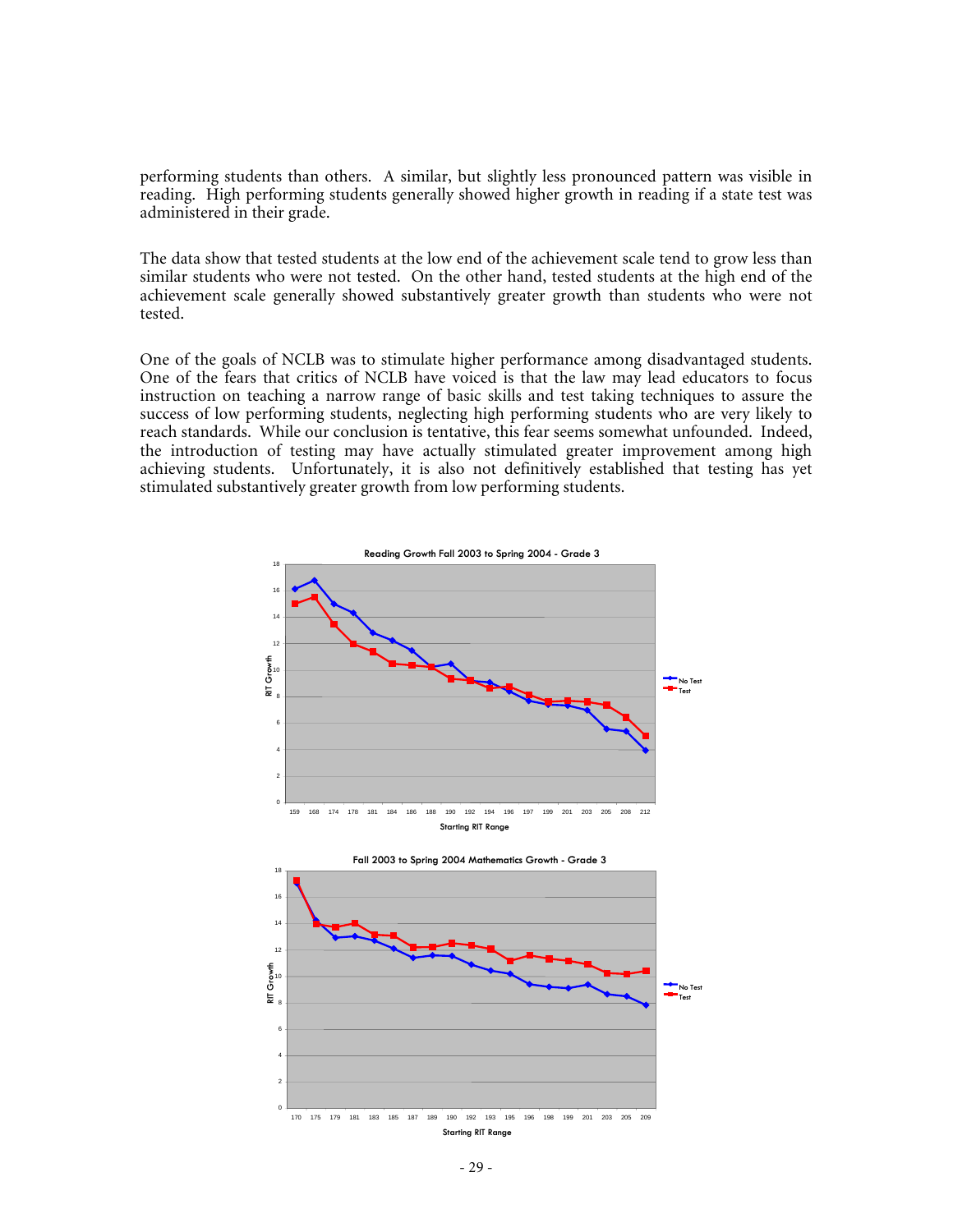performing students than others. A similar, but slightly less pronounced pattern was visible in reading. High performing students generally showed higher growth in reading if a state test was administered in their grade.

The data show that tested students at the low end of the achievement scale tend to grow less than similar students who were not tested. On the other hand, tested students at the high end of the achievement scale generally showed substantively greater growth than students who were not tested.

One of the goals of NCLB was to stimulate higher performance among disadvantaged students. One of the fears that critics of NCLB have voiced is that the law may lead educators to focus instruction on teaching a narrow range of basic skills and test taking techniques to assure the success of low performing students, neglecting high performing students who are very likely to reach standards. While our conclusion is tentative, this fear seems somewhat unfounded. Indeed, the introduction of testing may have actually stimulated greater improvement among high achieving students. Unfortunately, it is also not definitively established that testing has yet stimulated substantively greater growth from low performing students.

**Reading Growth Fall 2003 to Spring 2004 - Grade 3**

**Fall 2003 to Spring 2004 Mathematics Growth - Grade 3**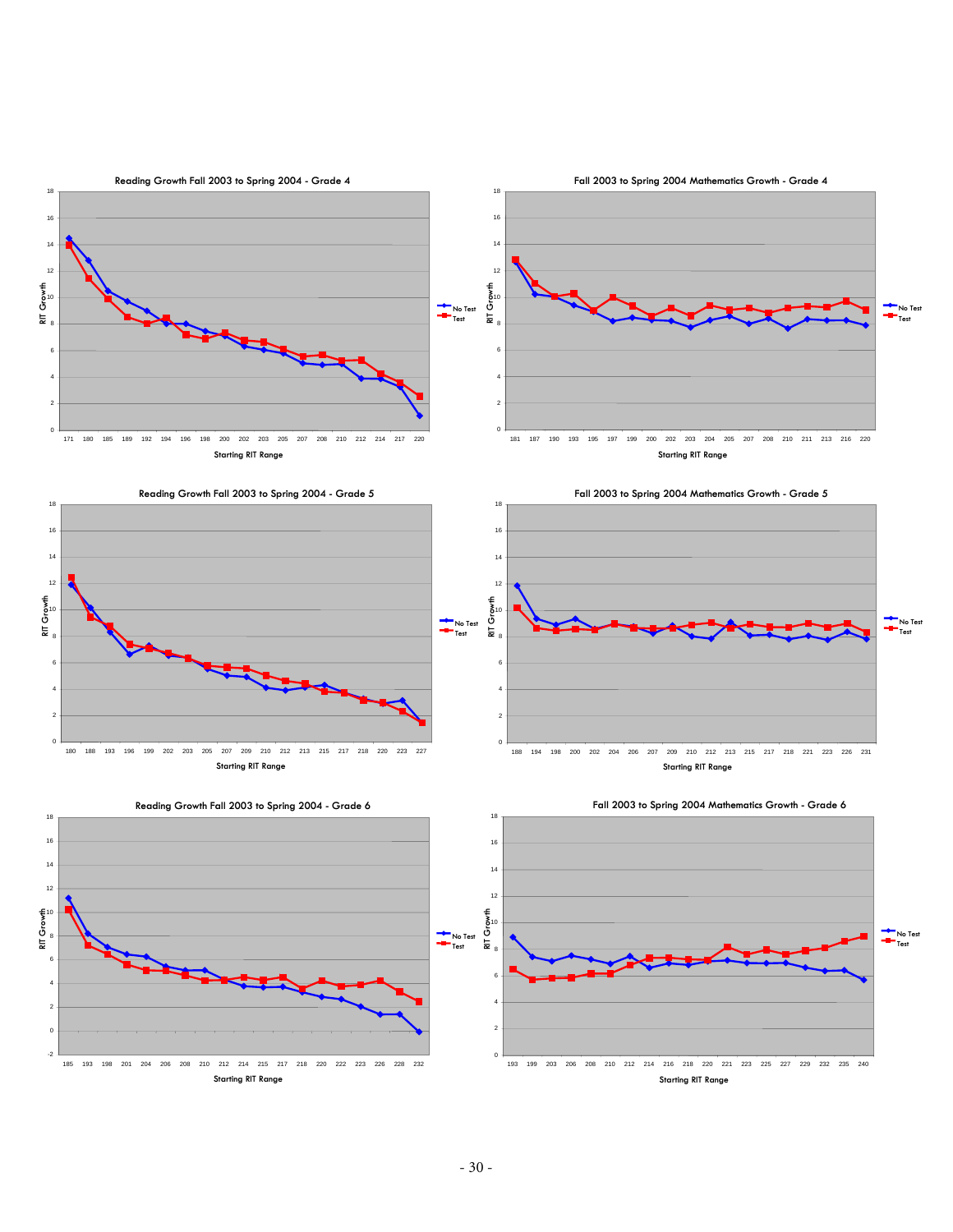**Reading Growth Fall 2003 to Spring 2004 - Grade 4**

**Fall 2003 to Spring 2004 Mathematics Growth - Grade 4**

**Reading Growth Fall 2003 to Spring 2004 - Grade 5**

**Fall 2003 to Spring 2004 Mathematics Growth - Grade 5**

**Reading Growth Fall 2003 to Spring 2004 - Grade 6**

**Fall 2003 to Spring 2004 Mathematics Growth - Grade 6**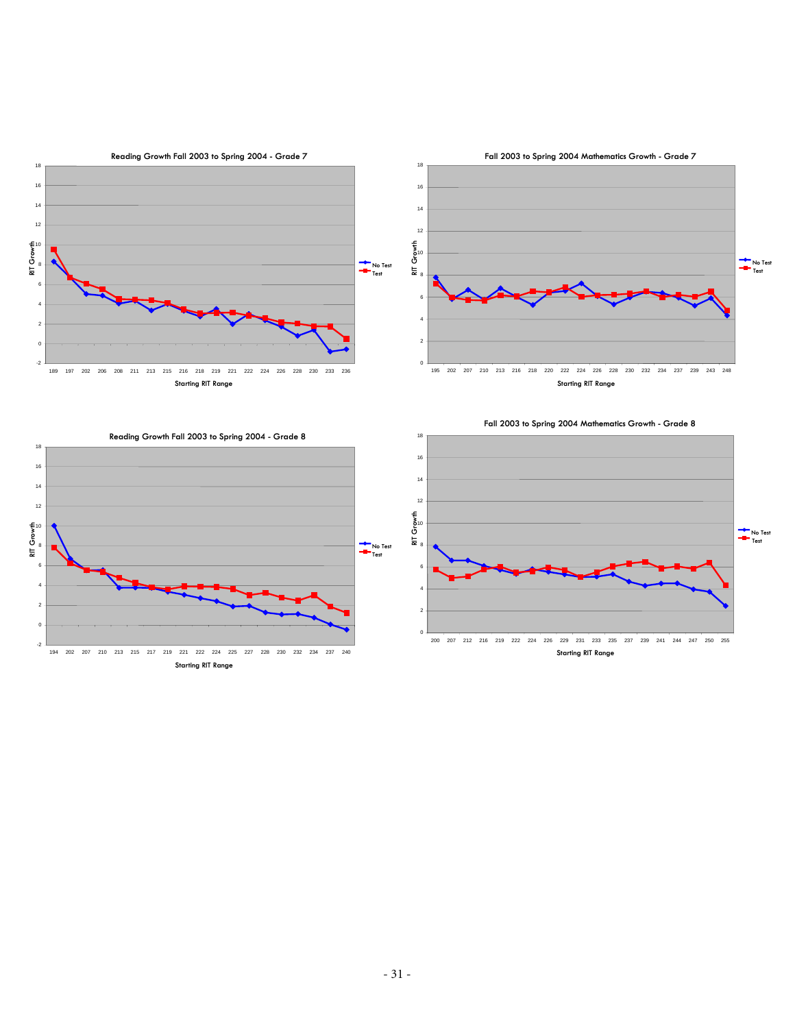Reading Growth Fall 2003 to Spring 2004 - Grade 7

Fall 2003 to Spring 2004 Mathematics Growth - Grade 7

Reading Growth Fall 2003 to Spring 2004 - Grade 8

Fall 2003 to Spring 2004 Mathematics Growth - Grade 8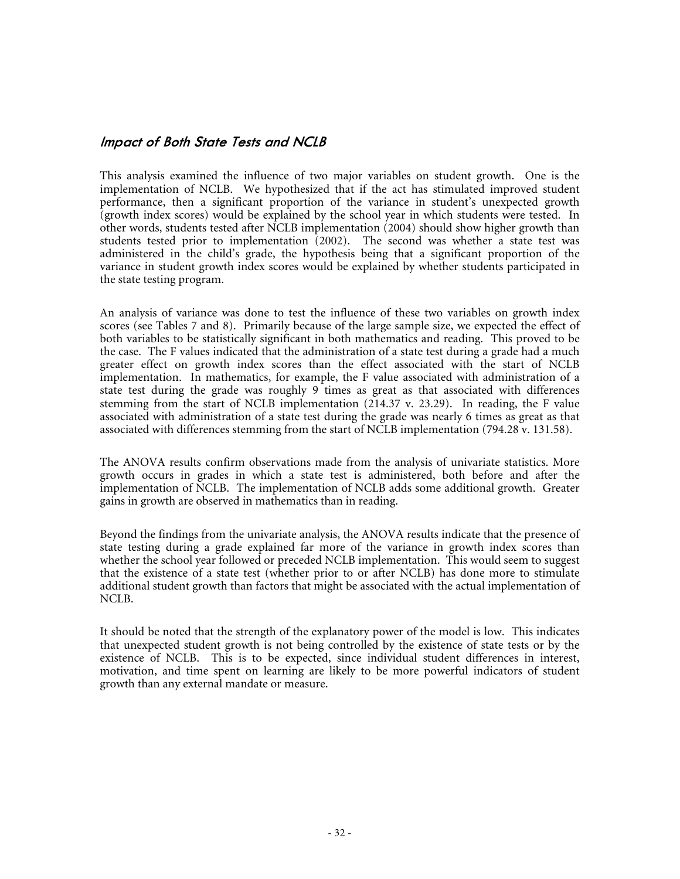## *Impact of Both State Tests and NCLB*

This analysis examined the influence of two major variables on student growth. One is the implementation of NCLB. We hypothesized that if the act has stimulated improved student performance, then a significant proportion of the variance in student's unexpected growth (growth index scores) would be explained by the school year in which students were tested. In other words, students tested after NCLB implementation (2004) should show higher growth than students tested prior to implementation (2002). The second was whether a state test was administered in the child's grade, the hypothesis being that a significant proportion of the variance in student growth index scores would be explained by whether students participated in the state testing program.

An analysis of variance was done to test the influence of these two variables on growth index scores (see Tables 7 and 8). Primarily because of the large sample size, we expected the effect of both variables to be statistically significant in both mathematics and reading. This proved to be the case. The F values indicated that the administration of a state test during a grade had a much greater effect on growth index scores than the effect associated with the start of NCLB implementation. In mathematics, for example, the F value associated with administration of a state test during the grade was roughly 9 times as great as that associated with differences stemming from the start of NCLB implementation (214.37 v. 23.29). In reading, the F value associated with administration of a state test during the grade was nearly 6 times as great as that associated with differences stemming from the start of NCLB implementation (794.28 v. 131.58).

The ANOVA results confirm observations made from the analysis of univariate statistics. More growth occurs in grades in which a state test is administered, both before and after the implementation of NCLB. The implementation of NCLB adds some additional growth. Greater gains in growth are observed in mathematics than in reading.

Beyond the findings from the univariate analysis, the ANOVA results indicate that the presence of state testing during a grade explained far more of the variance in growth index scores than whether the school year followed or preceded NCLB implementation. This would seem to suggest that the existence of a state test (whether prior to or after NCLB) has done more to stimulate additional student growth than factors that might be associated with the actual implementation of NCLB.

It should be noted that the strength of the explanatory power of the model is low. This indicates that unexpected student growth is not being controlled by the existence of state tests or by the existence of NCLB. This is to be expected, since individual student differences in interest, motivation, and time spent on learning are likely to be more powerful indicators of student growth than any external mandate or measure.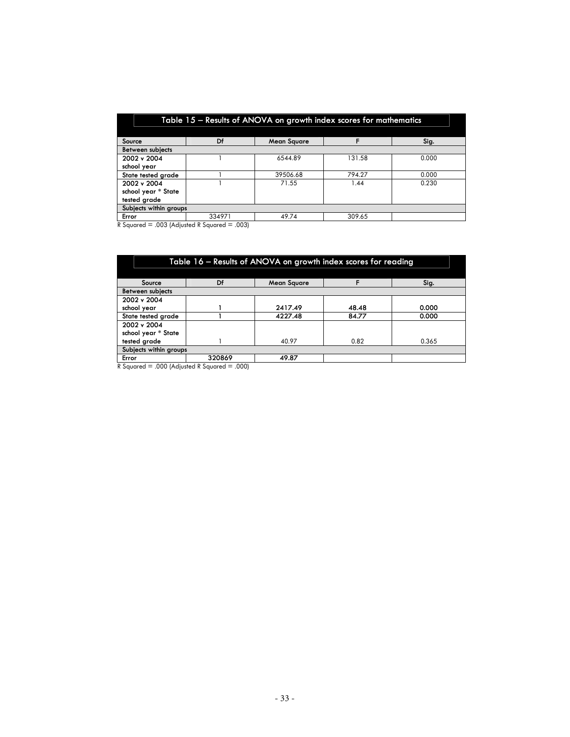## Table 15 – Results of ANOVA on growth index scores for mathematics

| Source | Df | Mean Square | F | Sig. |
|---|---|---|---|---|
| Between subjects | | | | |
| 2002 v 2004 school year | 1 | 6544.89 | 131.58 | 0.000 |
| State tested grade | 1 | 39506.68 | 794.27 | 0.000 |
| 2002 v 2004 school year * State tested grade | 1 | 71.55 | 1.44 | 0.230 |
| Subjects within groups | | | | |
| Error | 334971 | 49.74 | 309.65 | |

R Squared = .003 (Adjusted R Squared = .003)

## Table 16 – Results of ANOVA on growth index scores for reading

| Source | Df | Mean Square | F | Sig. |
|---|---|---|---|---|
| Between subjects | | | | |
| 2002 v 2004 school year | 1 | 2417.49 | 48.48 | 0.000 |
| State tested grade | 1 | 4227.48 | 84.77 | 0.000 |
| 2002 v 2004 school year * State tested grade | 1 | 40.97 | 0.82 | 0.365 |
| Subjects within groups | | | | |
| Error | 320869 | 49.87 | | |

R Squared = .000 (Adjusted R Squared = .000)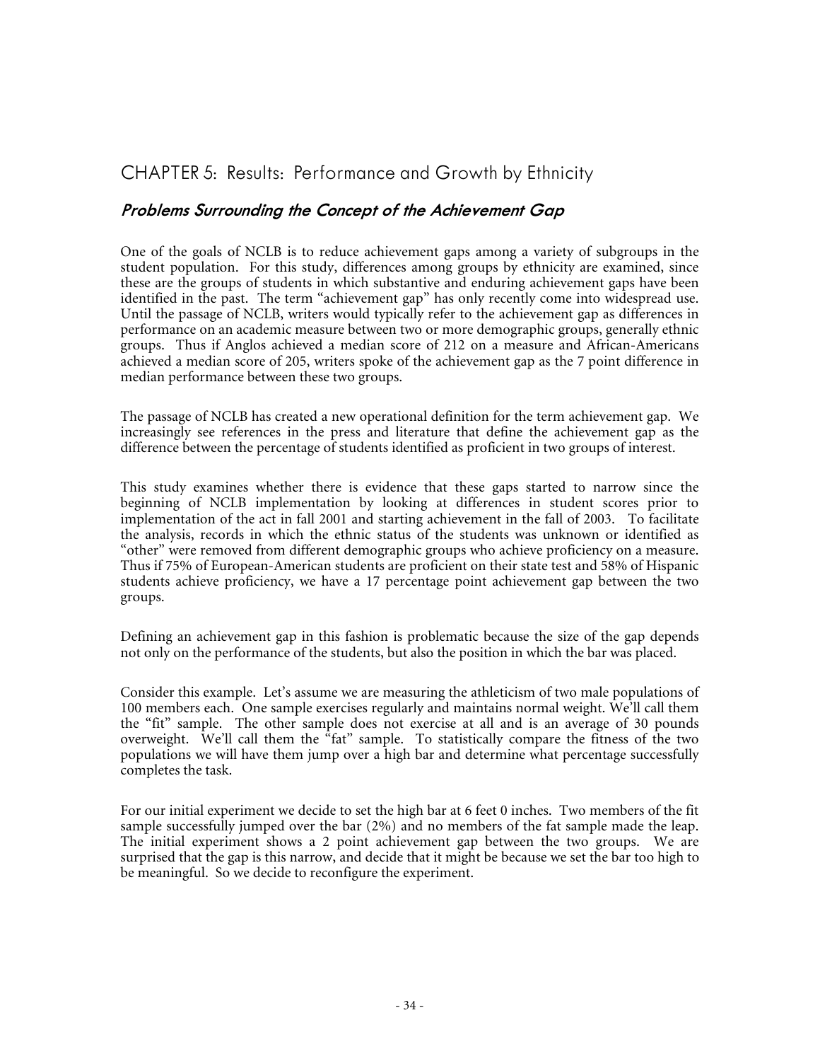# CHAPTER 5: Results: Performance and Growth by Ethnicity

## *Problems Surrounding the Concept of the Achievement Gap*

One of the goals of NCLB is to reduce achievement gaps among a variety of subgroups in the student population. For this study, differences among groups by ethnicity are examined, since these are the groups of students in which substantive and enduring achievement gaps have been identified in the past. The term "achievement gap" has only recently come into widespread use. Until the passage of NCLB, writers would typically refer to the achievement gap as differences in performance on an academic measure between two or more demographic groups, generally ethnic groups. Thus if Anglos achieved a median score of 212 on a measure and African-Americans achieved a median score of 205, writers spoke of the achievement gap as the 7 point difference in median performance between these two groups.

The passage of NCLB has created a new operational definition for the term achievement gap. We increasingly see references in the press and literature that define the achievement gap as the difference between the percentage of students identified as proficient in two groups of interest.

This study examines whether there is evidence that these gaps started to narrow since the beginning of NCLB implementation by looking at differences in student scores prior to implementation of the act in fall 2001 and starting achievement in the fall of 2003. To facilitate the analysis, records in which the ethnic status of the students was unknown or identified as "other" were removed from different demographic groups who achieve proficiency on a measure. Thus if 75% of European-American students are proficient on their state test and 58% of Hispanic students achieve proficiency, we have a 17 percentage point achievement gap between the two groups.

Defining an achievement gap in this fashion is problematic because the size of the gap depends not only on the performance of the students, but also the position in which the bar was placed.

Consider this example. Let's assume we are measuring the athleticism of two male populations of 100 members each. One sample exercises regularly and maintains normal weight. We'll call them the "fit" sample. The other sample does not exercise at all and is an average of 30 pounds overweight. We'll call them the "fat" sample. To statistically compare the fitness of the two populations we will have them jump over a high bar and determine what percentage successfully completes the task.

For our initial experiment we decide to set the high bar at 6 feet 0 inches. Two members of the fit sample successfully jumped over the bar (2%) and no members of the fat sample made the leap. The initial experiment shows a 2 point achievement gap between the two groups. We are surprised that the gap is this narrow, and decide that it might be because we set the bar too high to be meaningful. So we decide to reconfigure the experiment.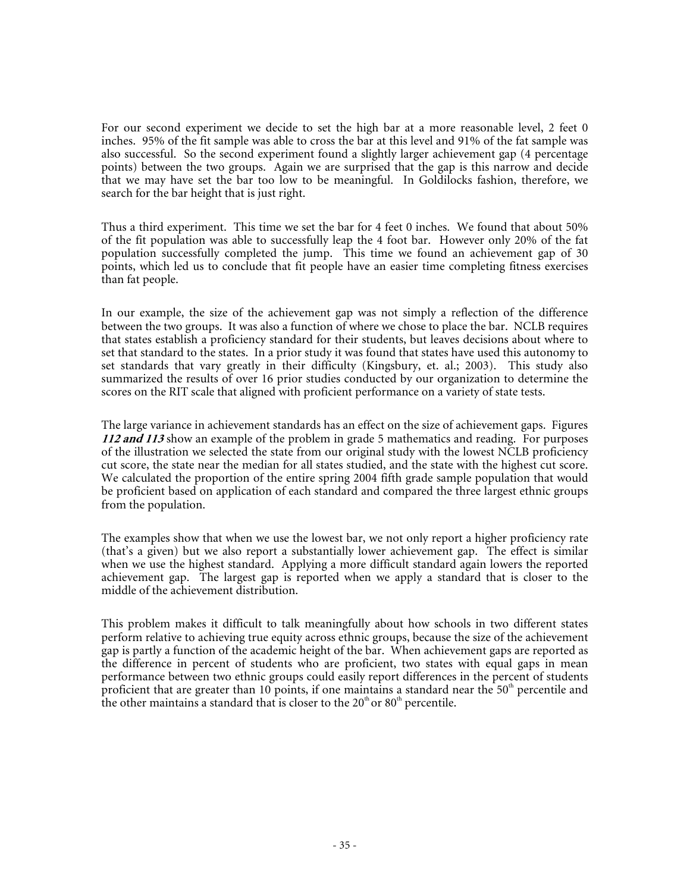For our second experiment we decide to set the high bar at a more reasonable level, 2 feet 0 inches. 95% of the fit sample was able to cross the bar at this level and 91% of the fat sample was also successful. So the second experiment found a slightly larger achievement gap (4 percentage points) between the two groups. Again we are surprised that the gap is this narrow and decide that we may have set the bar too low to be meaningful. In Goldilocks fashion, therefore, we search for the bar height that is just right.

Thus a third experiment. This time we set the bar for 4 feet 0 inches. We found that about 50% of the fit population was able to successfully leap the 4 foot bar. However only 20% of the fat population successfully completed the jump. This time we found an achievement gap of 30 points, which led us to conclude that fit people have an easier time completing fitness exercises than fat people.

In our example, the size of the achievement gap was not simply a reflection of the difference between the two groups. It was also a function of where we chose to place the bar. NCLB requires that states establish a proficiency standard for their students, but leaves decisions about where to set that standard to the states. In a prior study it was found that states have used this autonomy to set standards that vary greatly in their difficulty (Kingsbury, et. al.; 2003). This study also summarized the results of over 16 prior studies conducted by our organization to determine the scores on the RIT scale that aligned with proficient performance on a variety of state tests.

The large variance in achievement standards has an effect on the size of achievement gaps. Figures ***112 and 113*** show an example of the problem in grade 5 mathematics and reading. For purposes of the illustration we selected the state from our original study with the lowest NCLB proficiency cut score, the state near the median for all states studied, and the state with the highest cut score. We calculated the proportion of the entire spring 2004 fifth grade sample population that would be proficient based on application of each standard and compared the three largest ethnic groups from the population.

The examples show that when we use the lowest bar, we not only report a higher proficiency rate (that's a given) but we also report a substantially lower achievement gap. The effect is similar when we use the highest standard. Applying a more difficult standard again lowers the reported achievement gap. The largest gap is reported when we apply a standard that is closer to the middle of the achievement distribution.

This problem makes it difficult to talk meaningfully about how schools in two different states perform relative to achieving true equity across ethnic groups, because the size of the achievement gap is partly a function of the academic height of the bar. When achievement gaps are reported as the difference in percent of students who are proficient, two states with equal gaps in mean performance between two ethnic groups could easily report differences in the percent of students proficient that are greater than 10 points, if one maintains a standard near the 50th percentile and the other maintains a standard that is closer to the 20th or 80th percentile.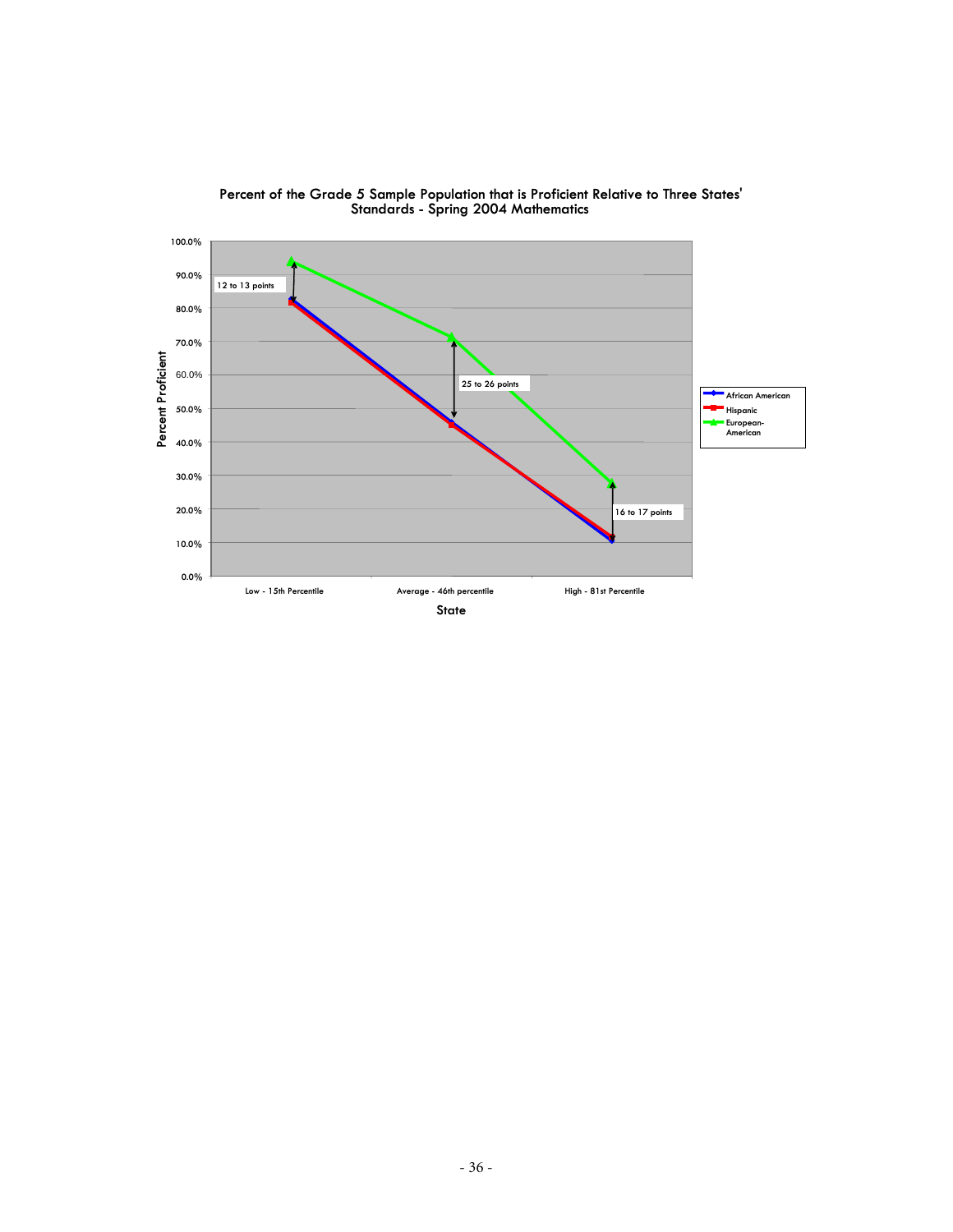Percent of the Grade 5 Sample Population that is Proficient Relative to Three States' Standards - Spring 2004 Mathematics

Percent Proficient

100.0%
90.0%
80.0%
70.0%
60.0%
50.0%
40.0%
30.0%
20.0%
10.0%
0.0%

12 to 13 points

25 to 26 points

16 to 17 points

Low - 15th Percentile | Average - 46th percentile | High - 81st Percentile

State

African American
Hispanic
European-American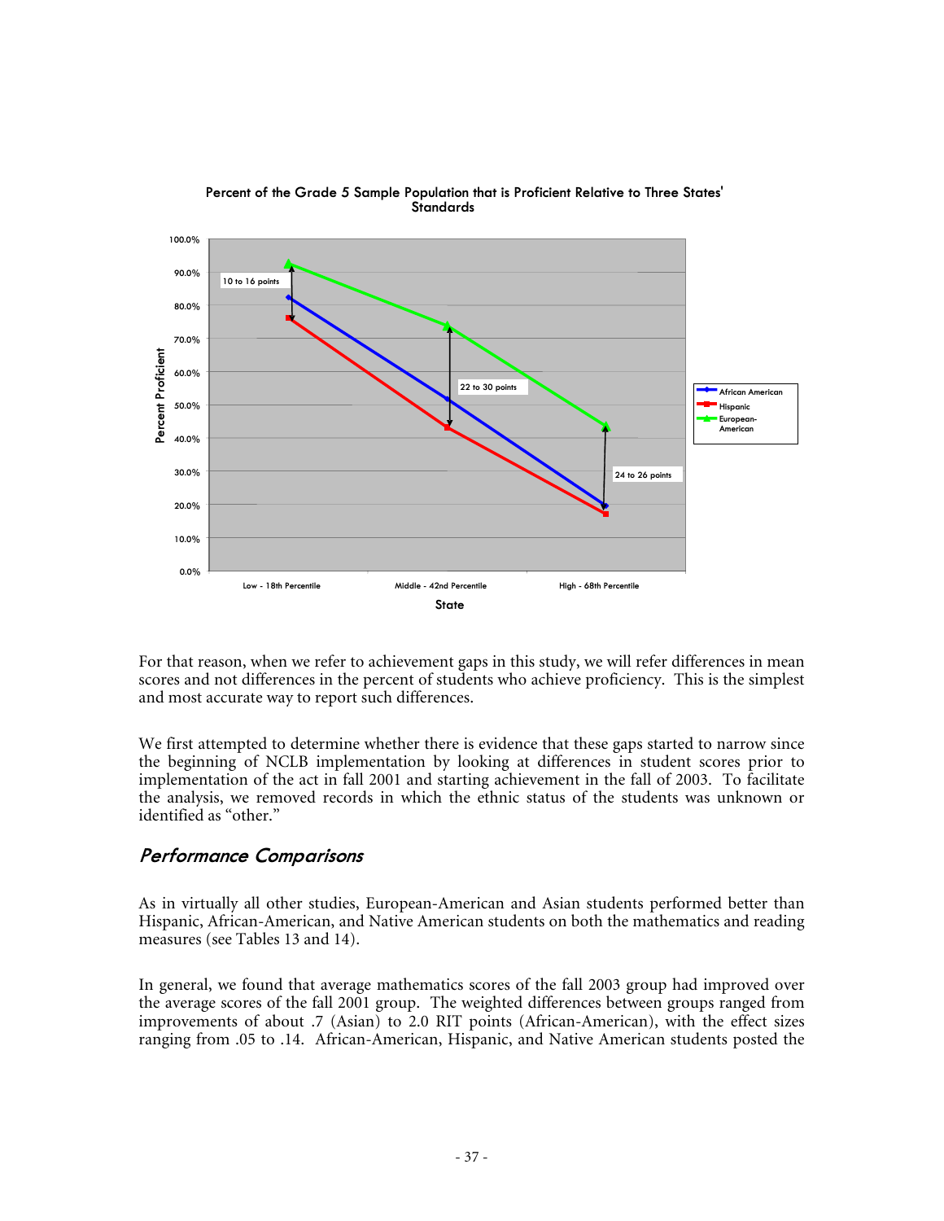**Percent of the Grade 5 Sample Population that is Proficient Relative to Three States' Standards**

For that reason, when we refer to achievement gaps in this study, we will refer differences in mean scores and not differences in the percent of students who achieve proficiency. This is the simplest and most accurate way to report such differences.

We first attempted to determine whether there is evidence that these gaps started to narrow since the beginning of NCLB implementation by looking at differences in student scores prior to implementation of the act in fall 2001 and starting achievement in the fall of 2003. To facilitate the analysis, we removed records in which the ethnic status of the students was unknown or identified as "other."

## *Performance Comparisons*

As in virtually all other studies, European-American and Asian students performed better than Hispanic, African-American, and Native American students on both the mathematics and reading measures (see Tables 13 and 14).

In general, we found that average mathematics scores of the fall 2003 group had improved over the average scores of the fall 2001 group. The weighted differences between groups ranged from improvements of about .7 (Asian) to 2.0 RIT points (African-American), with the effect sizes ranging from .05 to .14. African-American, Hispanic, and Native American students posted the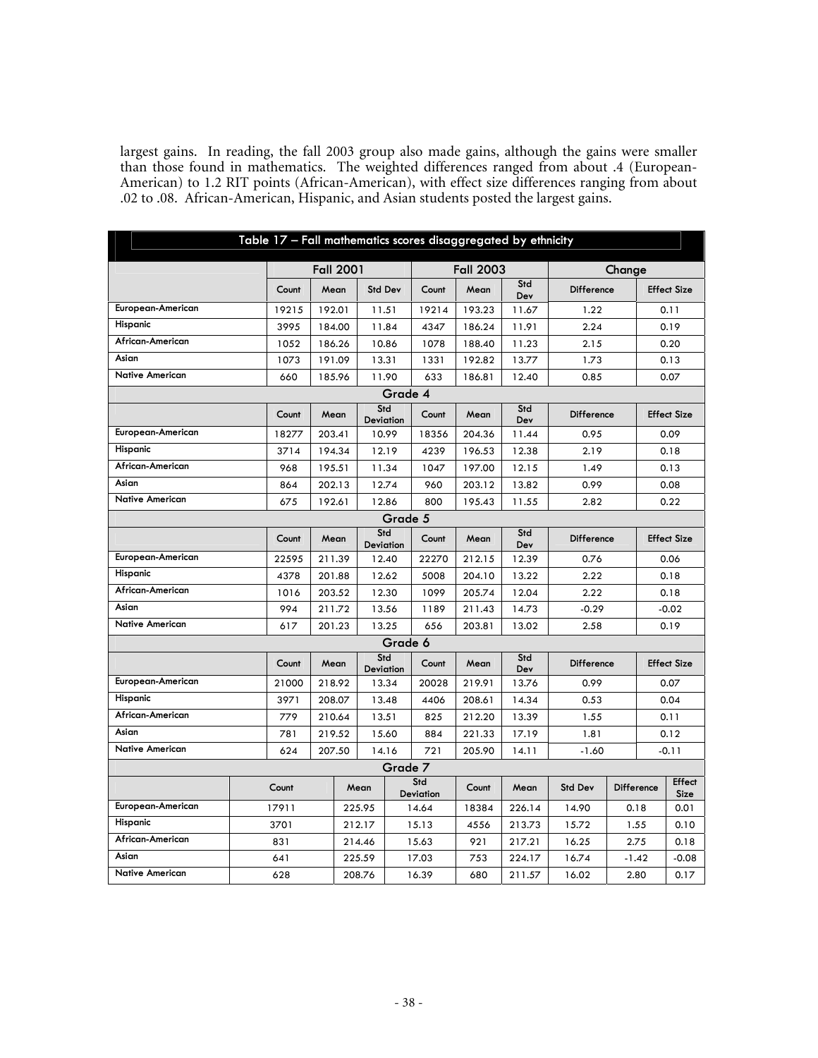largest gains. In reading, the fall 2003 group also made gains, although the gains were smaller than those found in mathematics. The weighted differences ranged from about .4 (European-American) to 1.2 RIT points (African-American), with effect size differences ranging from about .02 to .08. African-American, Hispanic, and Asian students posted the largest gains.

**Table 17 – Fall mathematics scores disaggregated by ethnicity**

| | Fall 2001 | | | Fall 2003 | | | Change | |
|---|---|---|---|---|---|---|---|---|
| | Count | Mean | Std Dev | Count | Mean | Std Dev | Difference | Effect Size |
| European-American | 19215 | 192.01 | 11.51 | 19214 | 193.23 | 11.67 | 1.22 | 0.11 |
| Hispanic | 3995 | 184.00 | 11.84 | 4347 | 186.24 | 11.91 | 2.24 | 0.19 |
| African-American | 1052 | 186.26 | 10.86 | 1078 | 188.40 | 11.23 | 2.15 | 0.20 |
| Asian | 1073 | 191.09 | 13.31 | 1331 | 192.82 | 13.77 | 1.73 | 0.13 |
| Native American | 660 | 185.96 | 11.90 | 633 | 186.81 | 12.40 | 0.85 | 0.07 |
| **Grade 4** | | | | | | | | |
| | Count | Mean | Std Deviation | Count | Mean | Std Dev | Difference | Effect Size |
| European-American | 18277 | 203.41 | 10.99 | 18356 | 204.36 | 11.44 | 0.95 | 0.09 |
| Hispanic | 3714 | 194.34 | 12.19 | 4239 | 196.53 | 12.38 | 2.19 | 0.18 |
| African-American | 968 | 195.51 | 11.34 | 1047 | 197.00 | 12.15 | 1.49 | 0.13 |
| Asian | 864 | 202.13 | 12.74 | 960 | 203.12 | 13.82 | 0.99 | 0.08 |
| Native American | 675 | 192.61 | 12.86 | 800 | 195.43 | 11.55 | 2.82 | 0.22 |
| **Grade 5** | | | | | | | | |
| | Count | Mean | Std Deviation | Count | Mean | Std Dev | Difference | Effect Size |
| European-American | 22595 | 211.39 | 12.40 | 22270 | 212.15 | 12.39 | 0.76 | 0.06 |
| Hispanic | 4378 | 201.88 | 12.62 | 5008 | 204.10 | 13.22 | 2.22 | 0.18 |
| African-American | 1016 | 203.52 | 12.30 | 1099 | 205.74 | 12.04 | 2.22 | 0.18 |
| Asian | 994 | 211.72 | 13.56 | 1189 | 211.43 | 14.73 | -0.29 | -0.02 |
| Native American | 617 | 201.23 | 13.25 | 656 | 203.81 | 13.02 | 2.58 | 0.19 |
| **Grade 6** | | | | | | | | |
| | Count | Mean | Std Deviation | Count | Mean | Std Dev | Difference | Effect Size |
| European-American | 21000 | 218.92 | 13.34 | 20028 | 219.91 | 13.76 | 0.99 | 0.07 |
| Hispanic | 3971 | 208.07 | 13.48 | 4406 | 208.61 | 14.34 | 0.53 | 0.04 |
| African-American | 779 | 210.64 | 13.51 | 825 | 212.20 | 13.39 | 1.55 | 0.11 |
| Asian | 781 | 219.52 | 15.60 | 884 | 221.33 | 17.19 | 1.81 | 0.12 |
| Native American | 624 | 207.50 | 14.16 | 721 | 205.90 | 14.11 | -1.60 | -0.11 |
| **Grade 7** | | | | | | | | |
| | Count | Mean | Std Deviation | Count | Mean | Std Dev | Difference | Effect Size |
| European-American | 17911 | 225.95 | 14.64 | 18384 | 226.14 | 14.90 | 0.18 | 0.01 |
| Hispanic | 3701 | 212.17 | 15.13 | 4556 | 213.73 | 15.72 | 1.55 | 0.10 |
| African-American | 831 | 214.46 | 15.63 | 921 | 217.21 | 16.25 | 2.75 | 0.18 |
| Asian | 641 | 225.59 | 17.03 | 753 | 224.17 | 16.74 | -1.42 | -0.08 |
| Native American | 628 | 208.76 | 16.39 | 680 | 211.57 | 16.02 | 2.80 | 0.17 |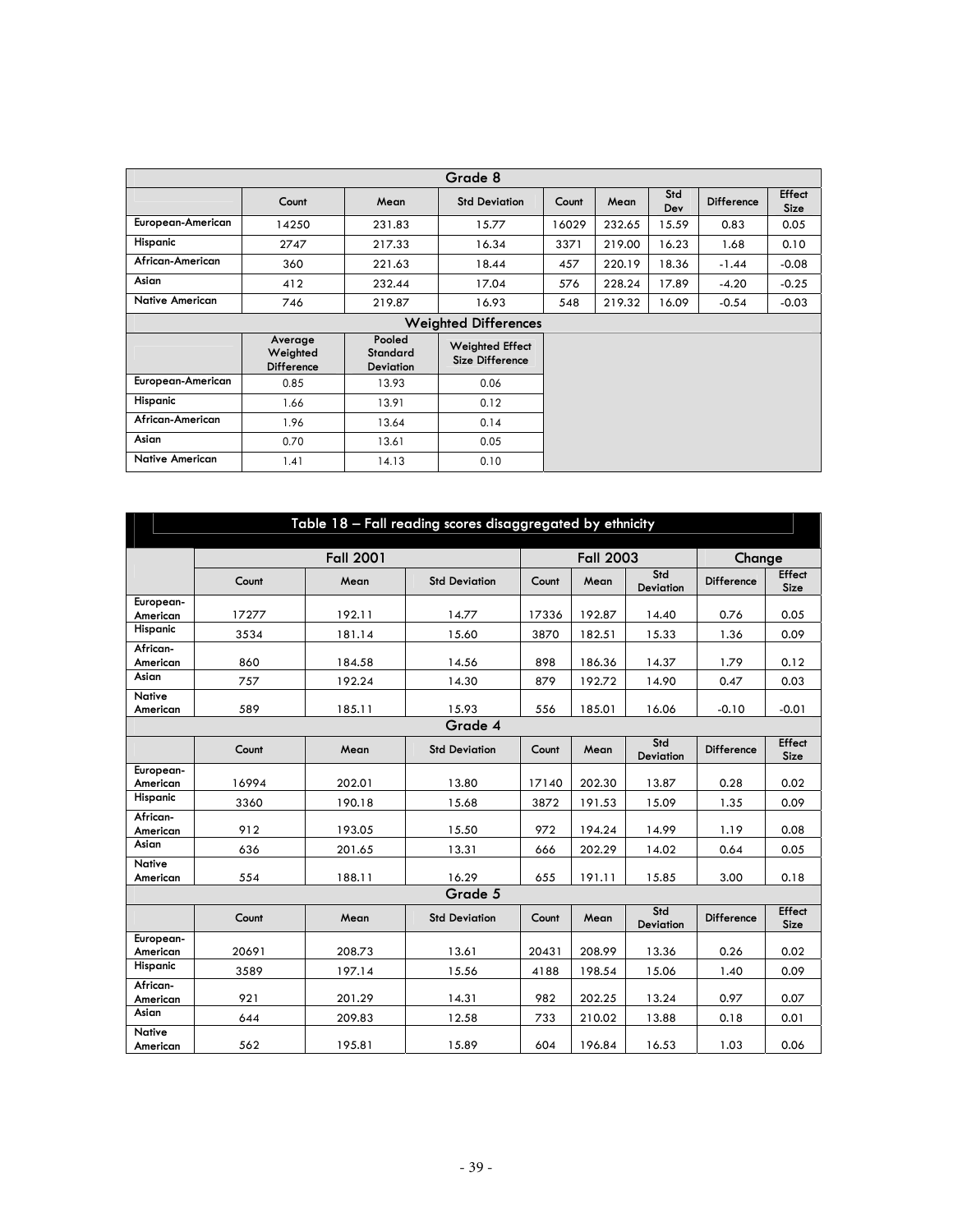| Grade 8 | | | | | | | | |
|---|---|---|---|---|---|---|---|---|
| | Count | Mean | Std Deviation | Count | Mean | Std Dev | Difference | Effect Size |
| European-American | 14250 | 231.83 | 15.77 | 16029 | 232.65 | 15.59 | 0.83 | 0.05 |
| Hispanic | 2747 | 217.33 | 16.34 | 3371 | 219.00 | 16.23 | 1.68 | 0.10 |
| African-American | 360 | 221.63 | 18.44 | 457 | 220.19 | 18.36 | -1.44 | -0.08 |
| Asian | 412 | 232.44 | 17.04 | 576 | 228.24 | 17.89 | -4.20 | -0.25 |
| Native American | 746 | 219.87 | 16.93 | 548 | 219.32 | 16.09 | -0.54 | -0.03 |
| **Weighted Differences** | | | | | | | | |
| | Average Weighted Difference | Pooled Standard Deviation | Weighted Effect Size Difference | | | | | |
| European-American | 0.85 | 13.93 | 0.06 | | | | | |
| Hispanic | 1.66 | 13.91 | 0.12 | | | | | |
| African-American | 1.96 | 13.64 | 0.14 | | | | | |
| Asian | 0.70 | 13.61 | 0.05 | | | | | |
| Native American | 1.41 | 14.13 | 0.10 | | | | | |

## Table 18 – Fall reading scores disaggregated by ethnicity

| | Fall 2001 | | | Fall 2003 | | | Change | |
|---|---|---|---|---|---|---|---|---|
| | Count | Mean | Std Deviation | Count | Mean | Std Deviation | Difference | Effect Size |
| European-American | 17277 | 192.11 | 14.77 | 17336 | 192.87 | 14.40 | 0.76 | 0.05 |
| Hispanic | 3534 | 181.14 | 15.60 | 3870 | 182.51 | 15.33 | 1.36 | 0.09 |
| African-American | 860 | 184.58 | 14.56 | 898 | 186.36 | 14.37 | 1.79 | 0.12 |
| Asian | 757 | 192.24 | 14.30 | 879 | 192.72 | 14.90 | 0.47 | 0.03 |
| Native American | 589 | 185.11 | 15.93 | 556 | 185.01 | 16.06 | -0.10 | -0.01 |
| **Grade 4** | | | | | | | | |
| | Count | Mean | Std Deviation | Count | Mean | Std Deviation | Difference | Effect Size |
| European-American | 16994 | 202.01 | 13.80 | 17140 | 202.30 | 13.87 | 0.28 | 0.02 |
| Hispanic | 3360 | 190.18 | 15.68 | 3872 | 191.53 | 15.09 | 1.35 | 0.09 |
| African-American | 912 | 193.05 | 15.50 | 972 | 194.24 | 14.99 | 1.19 | 0.08 |
| Asian | 636 | 201.65 | 13.31 | 666 | 202.29 | 14.02 | 0.64 | 0.05 |
| Native American | 554 | 188.11 | 16.29 | 655 | 191.11 | 15.85 | 3.00 | 0.18 |
| **Grade 5** | | | | | | | | |
| | Count | Mean | Std Deviation | Count | Mean | Std Deviation | Difference | Effect Size |
| European-American | 20691 | 208.73 | 13.61 | 20431 | 208.99 | 13.36 | 0.26 | 0.02 |
| Hispanic | 3589 | 197.14 | 15.56 | 4188 | 198.54 | 15.06 | 1.40 | 0.09 |
| African-American | 921 | 201.29 | 14.31 | 982 | 202.25 | 13.24 | 0.97 | 0.07 |
| Asian | 644 | 209.83 | 12.58 | 733 | 210.02 | 13.88 | 0.18 | 0.01 |
| Native American | 562 | 195.81 | 15.89 | 604 | 196.84 | 16.53 | 1.03 | 0.06 |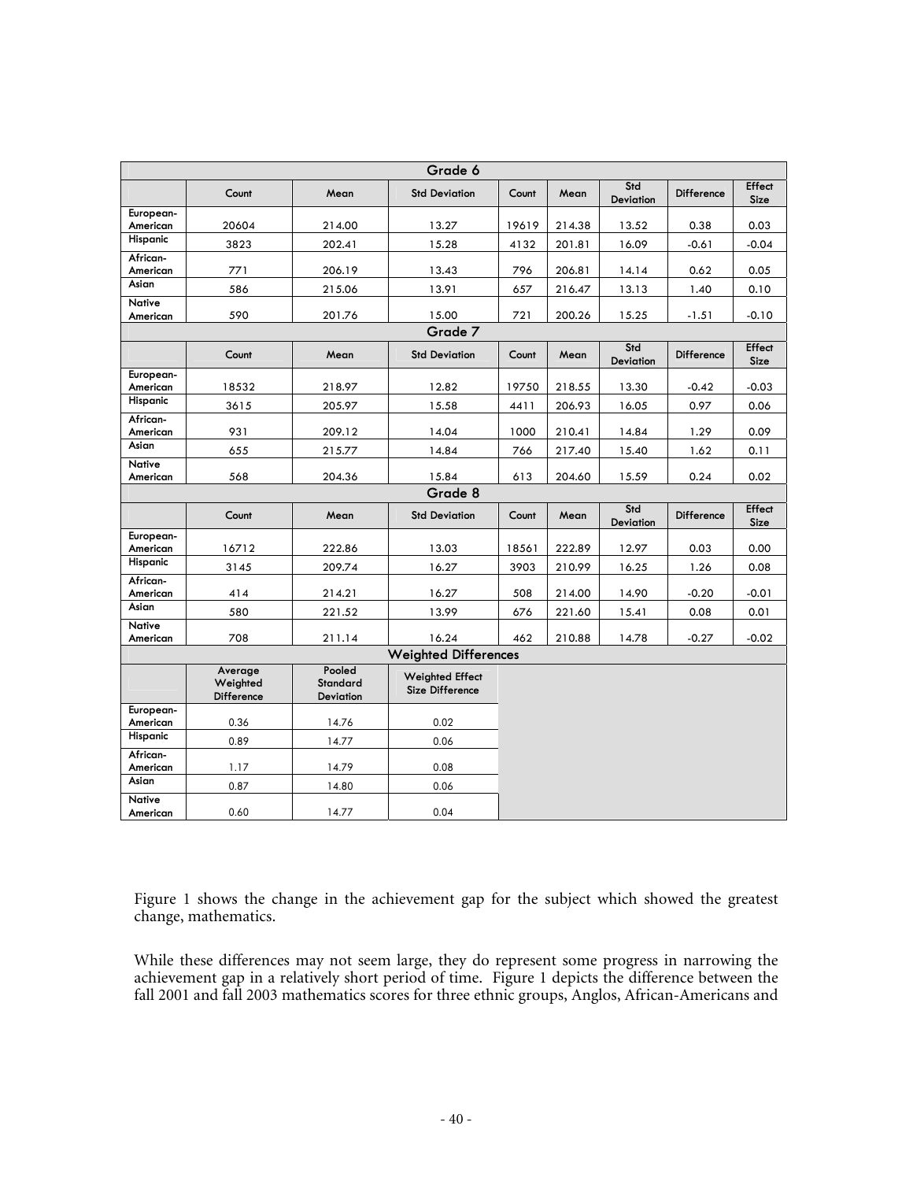| Grade 6 | | | | | | | | |
|---|---|---|---|---|---|---|---|---|
| | Count | Mean | Std Deviation | Count | Mean | Std Deviation | Difference | Effect Size |
| European-American | 20604 | 214.00 | 13.27 | 19619 | 214.38 | 13.52 | 0.38 | 0.03 |
| Hispanic | 3823 | 202.41 | 15.28 | 4132 | 201.81 | 16.09 | -0.61 | -0.04 |
| African-American | 771 | 206.19 | 13.43 | 796 | 206.81 | 14.14 | 0.62 | 0.05 |
| Asian | 586 | 215.06 | 13.91 | 657 | 216.47 | 13.13 | 1.40 | 0.10 |
| Native American | 590 | 201.76 | 15.00 | 721 | 200.26 | 15.25 | -1.51 | -0.10 |
| **Grade 7** | | | | | | | | |
| | Count | Mean | Std Deviation | Count | Mean | Std Deviation | Difference | Effect Size |
| European-American | 18532 | 218.97 | 12.82 | 19750 | 218.55 | 13.30 | -0.42 | -0.03 |
| Hispanic | 3615 | 205.97 | 15.58 | 4411 | 206.93 | 16.05 | 0.97 | 0.06 |
| African-American | 931 | 209.12 | 14.04 | 1000 | 210.41 | 14.84 | 1.29 | 0.09 |
| Asian | 655 | 215.77 | 14.84 | 766 | 217.40 | 15.40 | 1.62 | 0.11 |
| Native American | 568 | 204.36 | 15.84 | 613 | 204.60 | 15.59 | 0.24 | 0.02 |
| **Grade 8** | | | | | | | | |
| | Count | Mean | Std Deviation | Count | Mean | Std Deviation | Difference | Effect Size |
| European-American | 16712 | 222.86 | 13.03 | 18561 | 222.89 | 12.97 | 0.03 | 0.00 |
| Hispanic | 3145 | 209.74 | 16.27 | 3903 | 210.99 | 16.25 | 1.26 | 0.08 |
| African-American | 414 | 214.21 | 16.27 | 508 | 214.00 | 14.90 | -0.20 | -0.01 |
| Asian | 580 | 221.52 | 13.99 | 676 | 221.60 | 15.41 | 0.08 | 0.01 |
| Native American | 708 | 211.14 | 16.24 | 462 | 210.88 | 14.78 | -0.27 | -0.02 |
| **Weighted Differences** | | | | | | | | |
| | Average Weighted Difference | Pooled Standard Deviation | Weighted Effect Size Difference | | | | | |
| European-American | 0.36 | 14.76 | 0.02 | | | | | |
| Hispanic | 0.89 | 14.77 | 0.06 | | | | | |
| African-American | 1.17 | 14.79 | 0.08 | | | | | |
| Asian | 0.87 | 14.80 | 0.06 | | | | | |
| Native American | 0.60 | 14.77 | 0.04 | | | | | |

Figure 1 shows the change in the achievement gap for the subject which showed the greatest change, mathematics.

While these differences may not seem large, they do represent some progress in narrowing the achievement gap in a relatively short period of time. Figure 1 depicts the difference between the fall 2001 and fall 2003 mathematics scores for three ethnic groups, Anglos, African-Americans and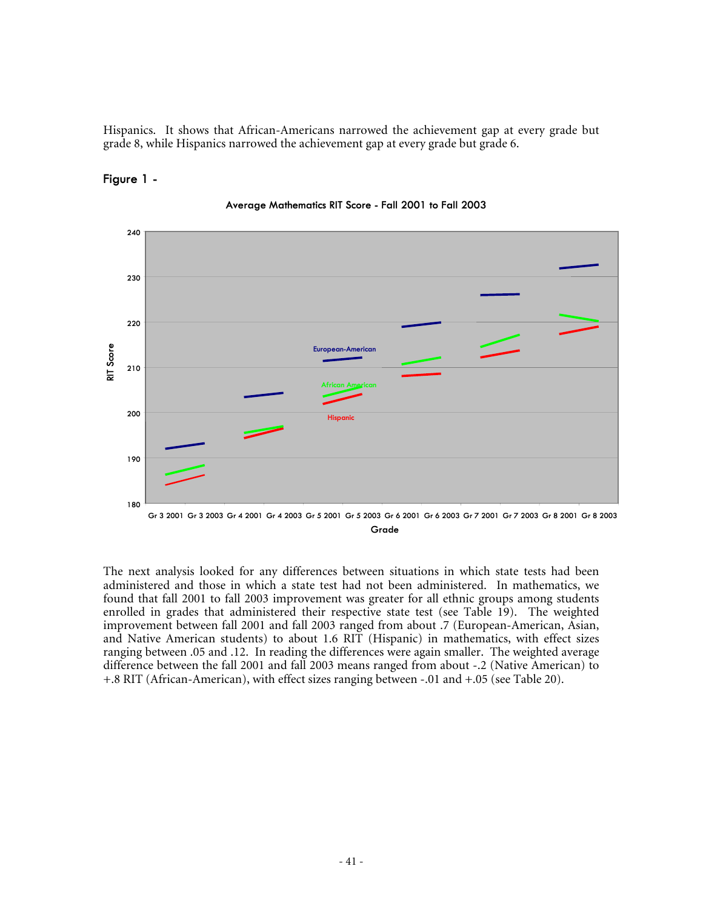Hispanics. It shows that African-Americans narrowed the achievement gap at every grade but grade 8, while Hispanics narrowed the achievement gap at every grade but grade 6.

**Figure 1 -**

Average Mathematics RIT Score - Fall 2001 to Fall 2003

The next analysis looked for any differences between situations in which state tests had been administered and those in which a state test had not been administered. In mathematics, we found that fall 2001 to fall 2003 improvement was greater for all ethnic groups among students enrolled in grades that administered their respective state test (see Table 19). The weighted improvement between fall 2001 and fall 2003 ranged from about .7 (European-American, Asian, and Native American students) to about 1.6 RIT (Hispanic) in mathematics, with effect sizes ranging between .05 and .12. In reading the differences were again smaller. The weighted average difference between the fall 2001 and fall 2003 means ranged from about -.2 (Native American) to +.8 RIT (African-American), with effect sizes ranging between -.01 and +.05 (see Table 20).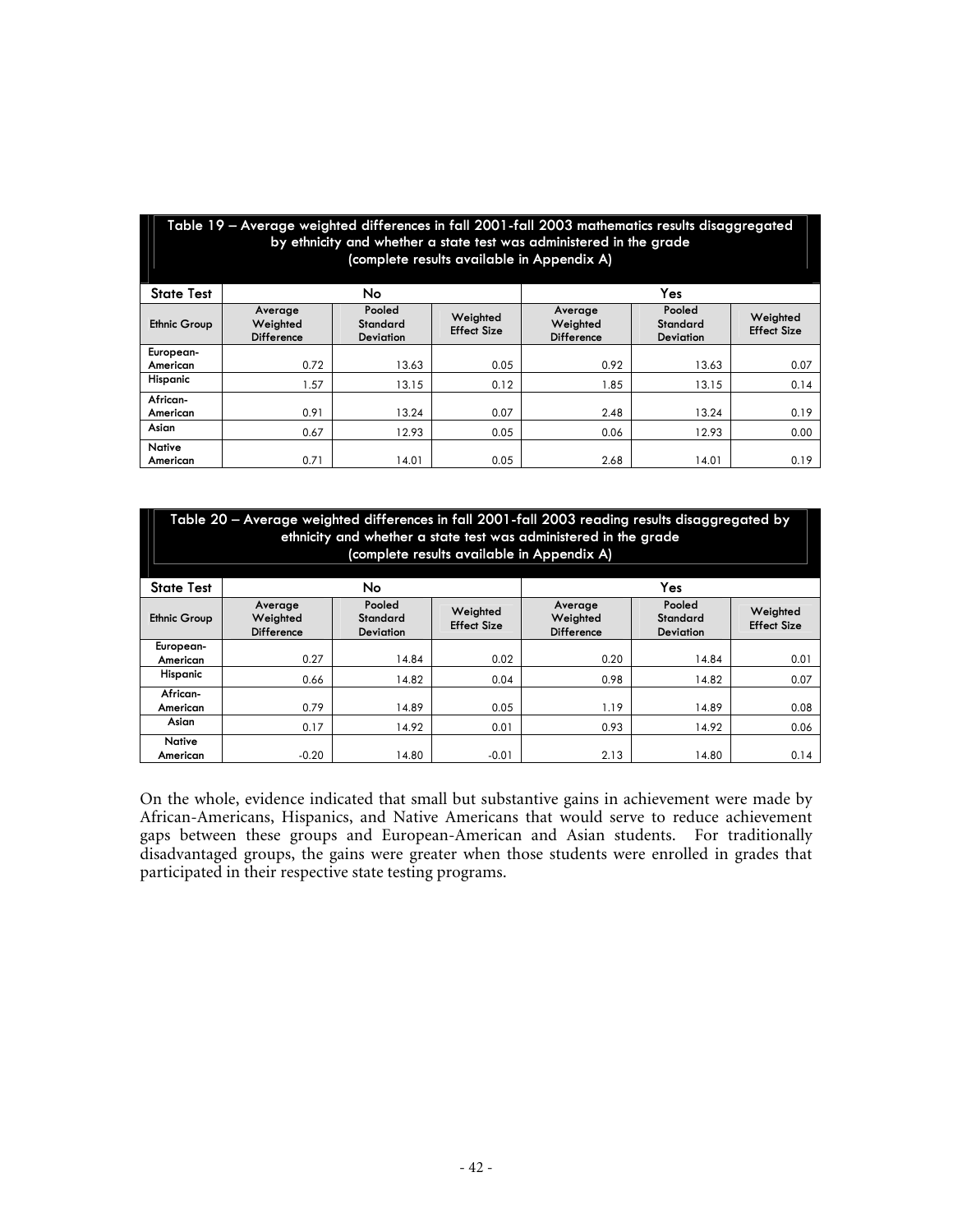**Table 19 – Average weighted differences in fall 2001-fall 2003 mathematics results disaggregated by ethnicity and whether a state test was administered in the grade (complete results available in Appendix A)**

| State Test | No | | | Yes | | |
|---|---|---|---|---|---|---|
| Ethnic Group | Average Weighted Difference | Pooled Standard Deviation | Weighted Effect Size | Average Weighted Difference | Pooled Standard Deviation | Weighted Effect Size |
| European-American | 0.72 | 13.63 | 0.05 | 0.92 | 13.63 | 0.07 |
| Hispanic | 1.57 | 13.15 | 0.12 | 1.85 | 13.15 | 0.14 |
| African-American | 0.91 | 13.24 | 0.07 | 2.48 | 13.24 | 0.19 |
| Asian | 0.67 | 12.93 | 0.05 | 0.06 | 12.93 | 0.00 |
| Native American | 0.71 | 14.01 | 0.05 | 2.68 | 14.01 | 0.19 |

**Table 20 – Average weighted differences in fall 2001-fall 2003 reading results disaggregated by ethnicity and whether a state test was administered in the grade (complete results available in Appendix A)**

| State Test | No | | | Yes | | |
|---|---|---|---|---|---|---|
| Ethnic Group | Average Weighted Difference | Pooled Standard Deviation | Weighted Effect Size | Average Weighted Difference | Pooled Standard Deviation | Weighted Effect Size |
| European-American | 0.27 | 14.84 | 0.02 | 0.20 | 14.84 | 0.01 |
| Hispanic | 0.66 | 14.82 | 0.04 | 0.98 | 14.82 | 0.07 |
| African-American | 0.79 | 14.89 | 0.05 | 1.19 | 14.89 | 0.08 |
| Asian | 0.17 | 14.92 | 0.01 | 0.93 | 14.92 | 0.06 |
| Native American | -0.20 | 14.80 | -0.01 | 2.13 | 14.80 | 0.14 |

On the whole, evidence indicated that small but substantive gains in achievement were made by African-Americans, Hispanics, and Native Americans that would serve to reduce achievement gaps between these groups and European-American and Asian students. For traditionally disadvantaged groups, the gains were greater when those students were enrolled in grades that participated in their respective state testing programs.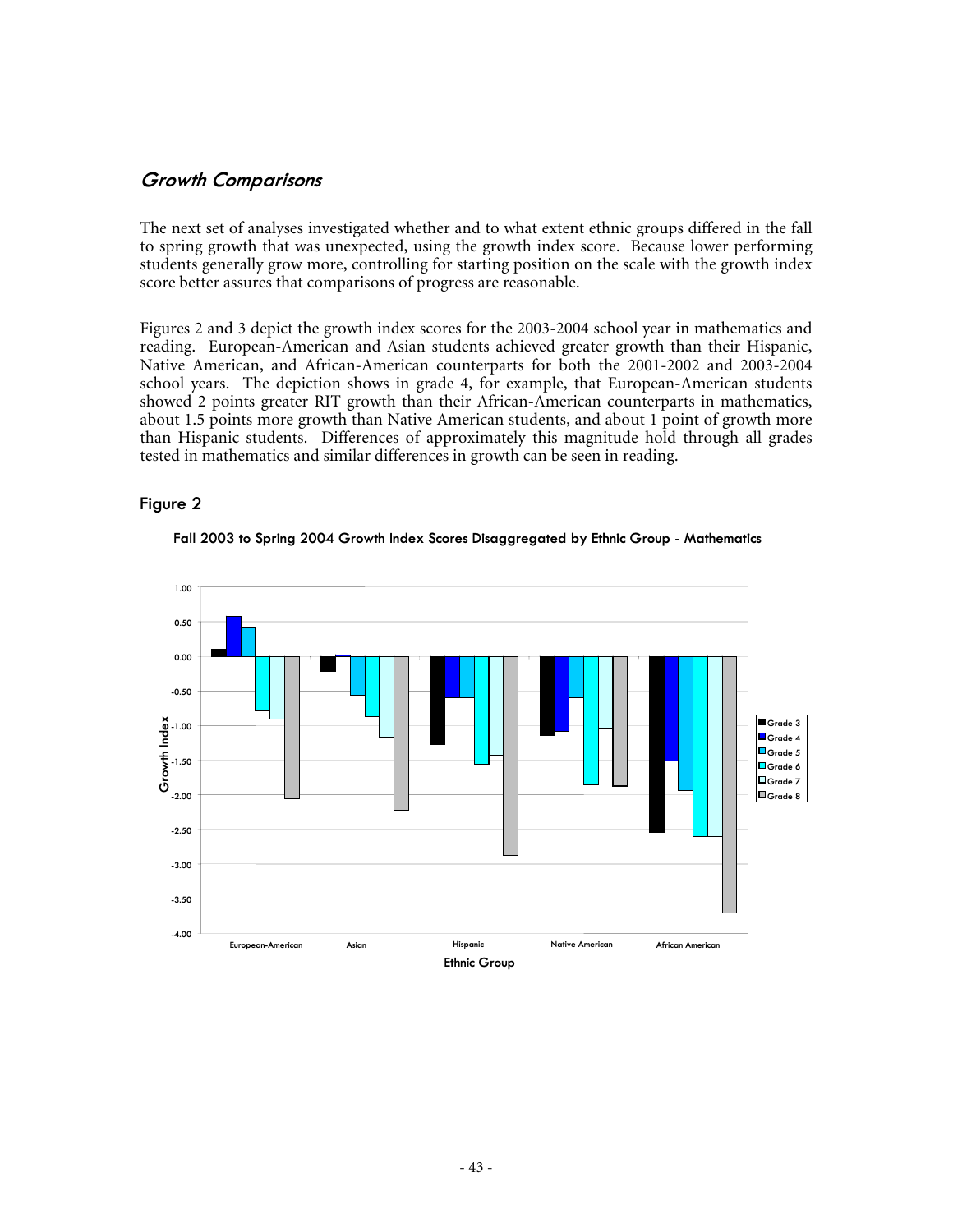## *Growth Comparisons*

The next set of analyses investigated whether and to what extent ethnic groups differed in the fall to spring growth that was unexpected, using the growth index score. Because lower performing students generally grow more, controlling for starting position on the scale with the growth index score better assures that comparisons of progress are reasonable.

Figures 2 and 3 depict the growth index scores for the 2003-2004 school year in mathematics and reading. European-American and Asian students achieved greater growth than their Hispanic, Native American, and African-American counterparts for both the 2001-2002 and 2003-2004 school years. The depiction shows in grade 4, for example, that European-American students showed 2 points greater RIT growth than their African-American counterparts in mathematics, about 1.5 points more growth than Native American students, and about 1 point of growth more than Hispanic students. Differences of approximately this magnitude hold through all grades tested in mathematics and similar differences in growth can be seen in reading.

### Figure 2

Fall 2003 to Spring 2004 Growth Index Scores Disaggregated by Ethnic Group - Mathematics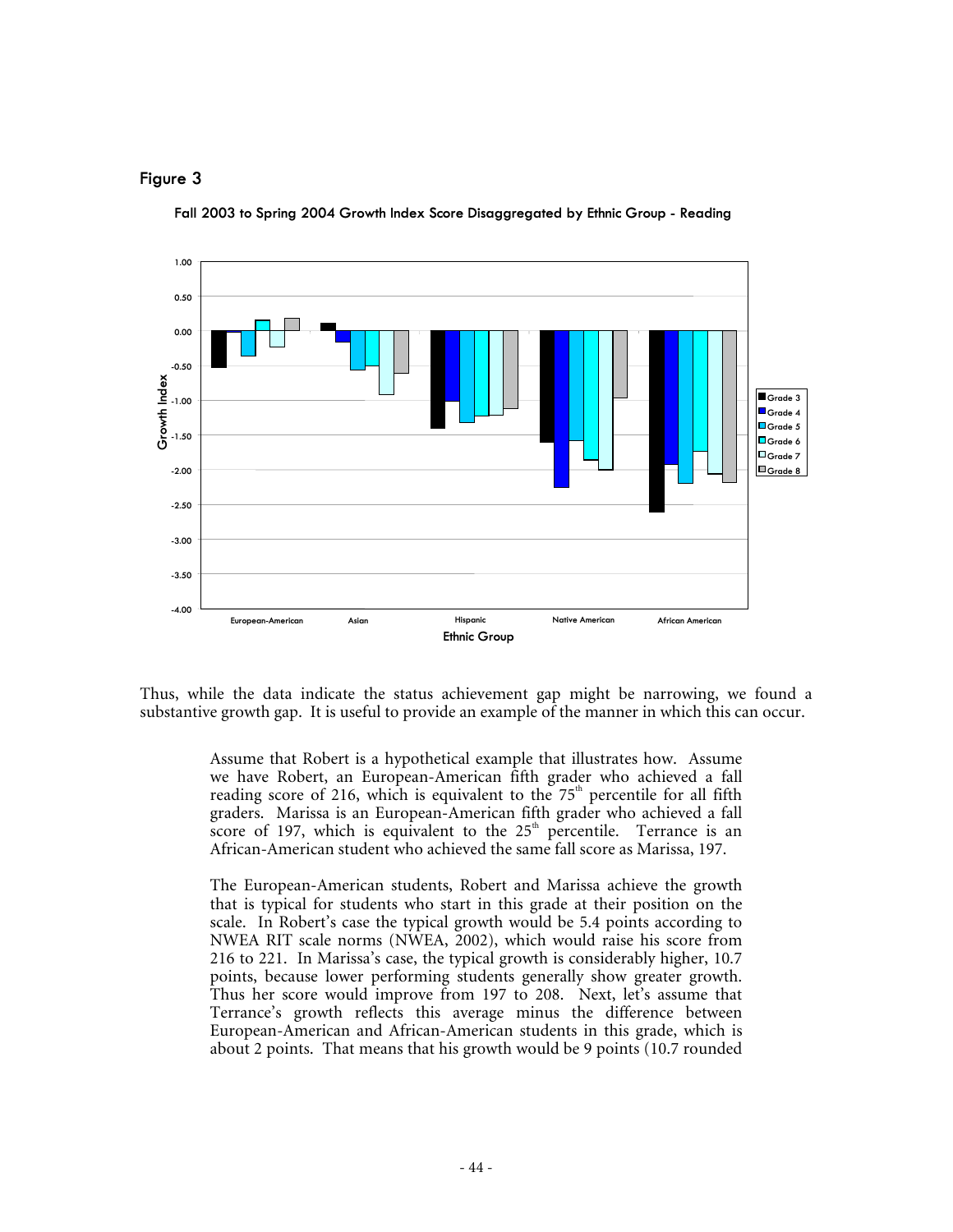## Figure 3

**Fall 2003 to Spring 2004 Growth Index Score Disaggregated by Ethnic Group - Reading**

Thus, while the data indicate the status achievement gap might be narrowing, we found a substantive growth gap. It is useful to provide an example of the manner in which this can occur.

> Assume that Robert is a hypothetical example that illustrates how. Assume we have Robert, an European-American fifth grader who achieved a fall reading score of 216, which is equivalent to the 75th percentile for all fifth graders. Marissa is an European-American fifth grader who achieved a fall score of 197, which is equivalent to the 25th percentile. Terrance is an African-American student who achieved the same fall score as Marissa, 197.
>
> The European-American students, Robert and Marissa achieve the growth that is typical for students who start in this grade at their position on the scale. In Robert's case the typical growth would be 5.4 points according to NWEA RIT scale norms (NWEA, 2002), which would raise his score from 216 to 221. In Marissa's case, the typical growth is considerably higher, 10.7 points, because lower performing students generally show greater growth. Thus her score would improve from 197 to 208. Next, let's assume that Terrance's growth reflects this average minus the difference between European-American and African-American students in this grade, which is about 2 points. That means that his growth would be 9 points (10.7 rounded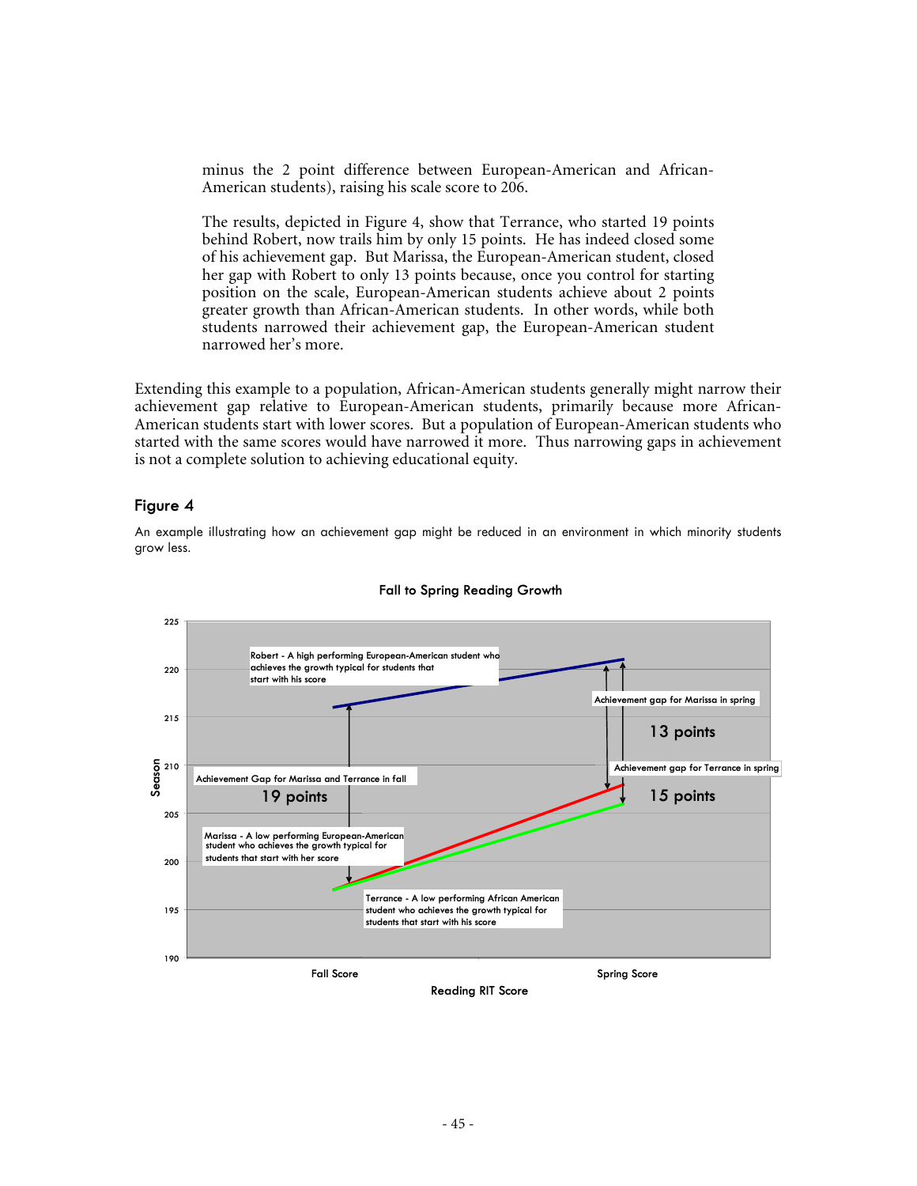minus the 2 point difference between European-American and African-American students), raising his scale score to 206.

The results, depicted in Figure 4, show that Terrance, who started 19 points behind Robert, now trails him by only 15 points. He has indeed closed some of his achievement gap. But Marissa, the European-American student, closed her gap with Robert to only 13 points because, once you control for starting position on the scale, European-American students achieve about 2 points greater growth than African-American students. In other words, while both students narrowed their achievement gap, the European-American student narrowed her's more.

Extending this example to a population, African-American students generally might narrow their achievement gap relative to European-American students, primarily because more African-American students start with lower scores. But a population of European-American students who started with the same scores would have narrowed it more. Thus narrowing gaps in achievement is not a complete solution to achieving educational equity.

### Figure 4

An example illustrating how an achievement gap might be reduced in an environment in which minority students grow less.

**Fall to Spring Reading Growth**

Robert - A high performing European-American student who achieves the growth typical for students that start with his score

Achievement gap for Marissa in spring

13 points

Achievement Gap for Marissa and Terrance in fall

19 points

Achievement gap for Terrance in spring

15 points

Marissa - A low performing European-American student who achieves the growth typical for students that start with her score

Terrance - A low performing African American student who achieves the growth typical for students that start with his score

Season

Fall Score    Spring Score

Reading RIT Score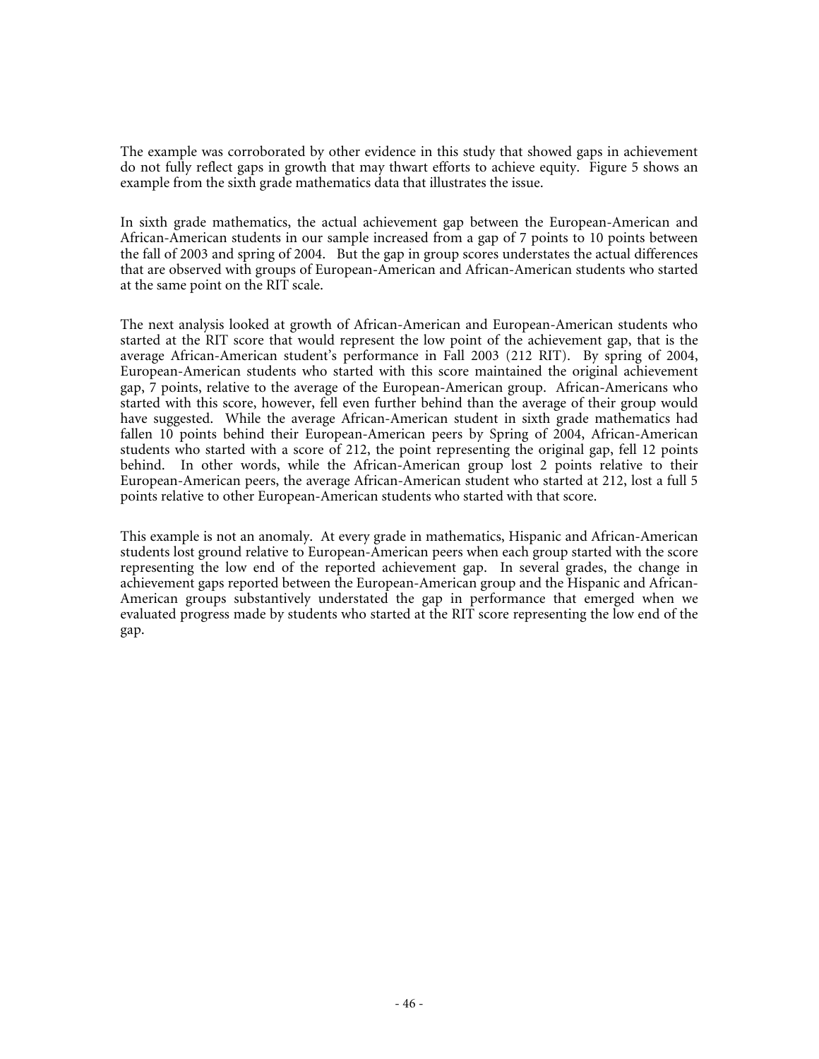The example was corroborated by other evidence in this study that showed gaps in achievement do not fully reflect gaps in growth that may thwart efforts to achieve equity. Figure 5 shows an example from the sixth grade mathematics data that illustrates the issue.

In sixth grade mathematics, the actual achievement gap between the European-American and African-American students in our sample increased from a gap of 7 points to 10 points between the fall of 2003 and spring of 2004. But the gap in group scores understates the actual differences that are observed with groups of European-American and African-American students who started at the same point on the RIT scale.

The next analysis looked at growth of African-American and European-American students who started at the RIT score that would represent the low point of the achievement gap, that is the average African-American student's performance in Fall 2003 (212 RIT). By spring of 2004, European-American students who started with this score maintained the original achievement gap, 7 points, relative to the average of the European-American group. African-Americans who started with this score, however, fell even further behind than the average of their group would have suggested. While the average African-American student in sixth grade mathematics had fallen 10 points behind their European-American peers by Spring of 2004, African-American students who started with a score of 212, the point representing the original gap, fell 12 points behind. In other words, while the African-American group lost 2 points relative to their European-American peers, the average African-American student who started at 212, lost a full 5 points relative to other European-American students who started with that score.

This example is not an anomaly. At every grade in mathematics, Hispanic and African-American students lost ground relative to European-American peers when each group started with the score representing the low end of the reported achievement gap. In several grades, the change in achievement gaps reported between the European-American group and the Hispanic and African-American groups substantively understated the gap in performance that emerged when we evaluated progress made by students who started at the RIT score representing the low end of the gap.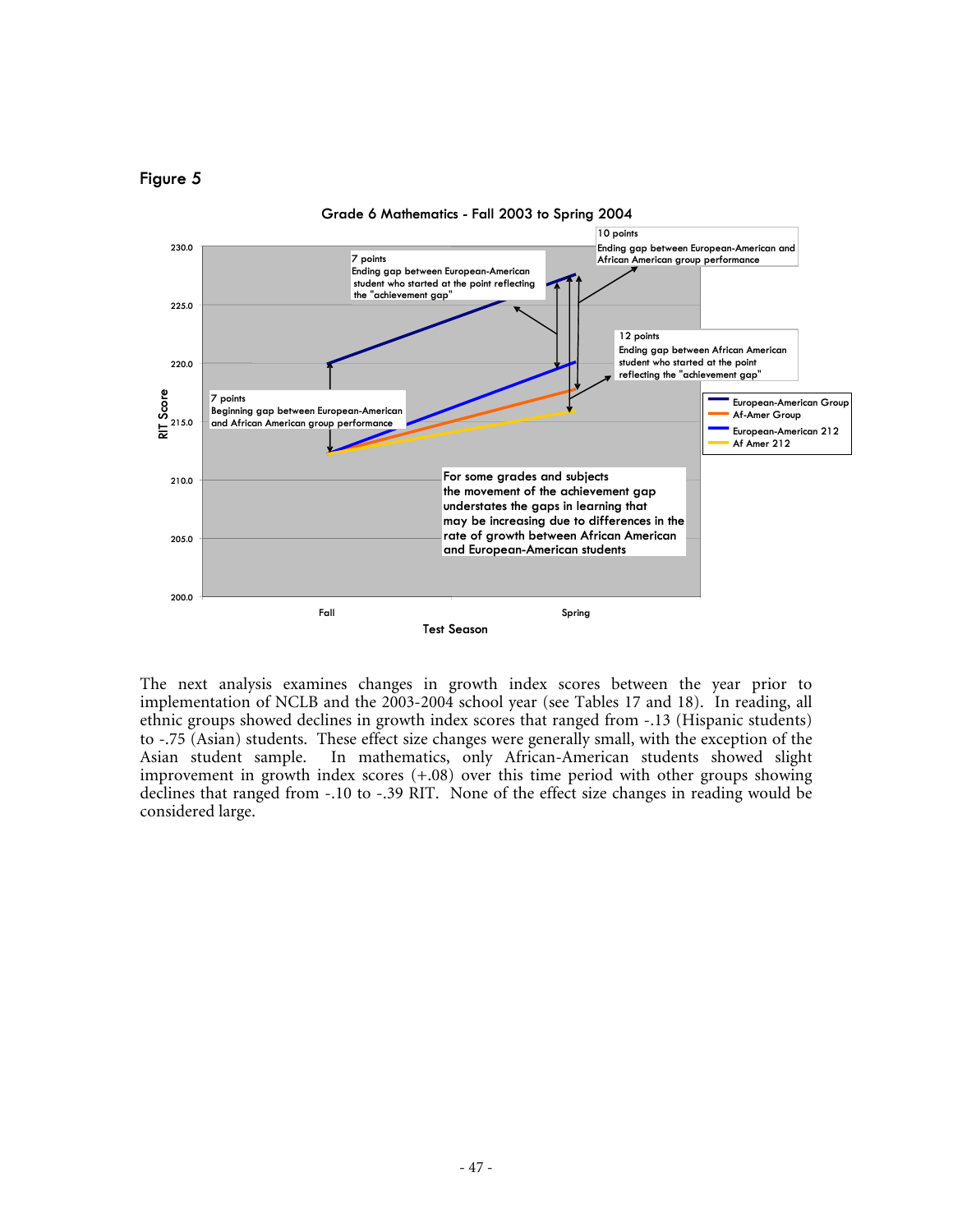Figure 5

Grade 6 Mathematics - Fall 2003 to Spring 2004

10 points
Ending gap between European-American and African American group performance

7 points
Ending gap between European-American student who started at the point reflecting the "achievement gap"

12 points
Ending gap between African American student who started at the point reflecting the "achievement gap"

7 points
Beginning gap between European-American and African American group performance

For some grades and subjects the movement of the achievement gap understates the gaps in learning that may be increasing due to differences in the rate of growth between African American and European-American students

European-American Group
Af-Amer Group
European-American 212
Af Amer 212

RIT Score

Test Season

The next analysis examines changes in growth index scores between the year prior to implementation of NCLB and the 2003-2004 school year (see Tables 17 and 18). In reading, all ethnic groups showed declines in growth index scores that ranged from -.13 (Hispanic students) to -.75 (Asian) students. These effect size changes were generally small, with the exception of the Asian student sample. In mathematics, only African-American students showed slight improvement in growth index scores (+.08) over this time period with other groups showing declines that ranged from -.10 to -.39 RIT. None of the effect size changes in reading would be considered large.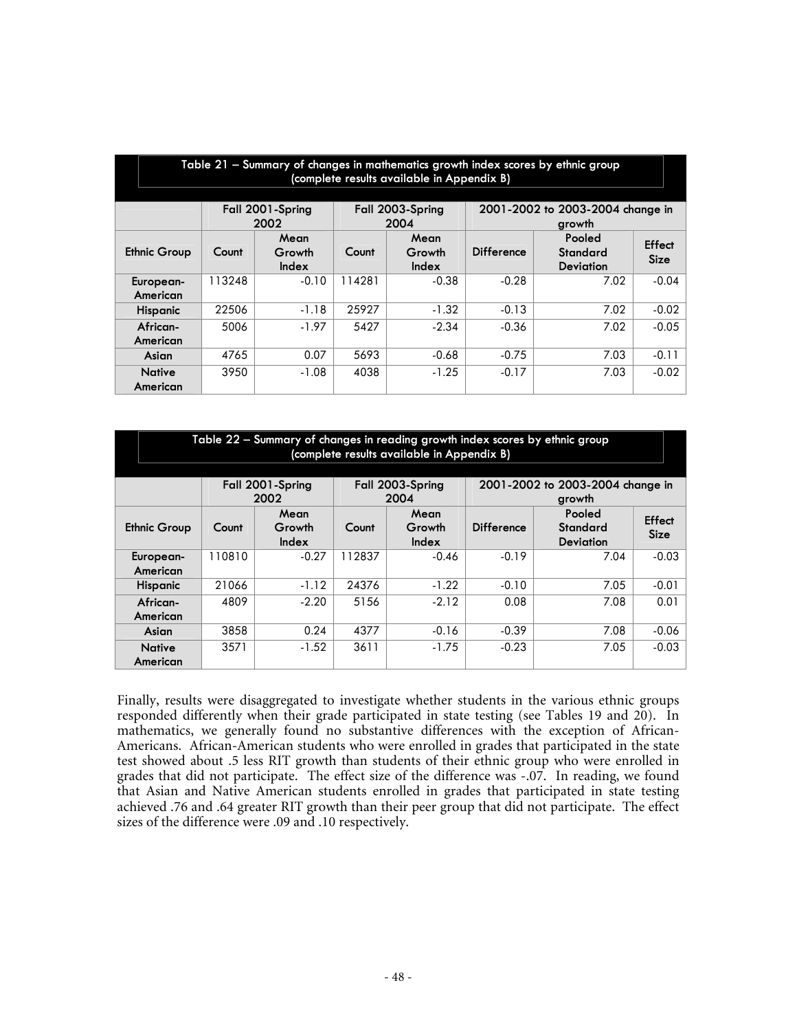**Table 21 – Summary of changes in mathematics growth index scores by ethnic group (complete results available in Appendix B)**

| | Fall 2001-Spring 2002 | | Fall 2003-Spring 2004 | | 2001-2002 to 2003-2004 change in growth | | |
|---|---|---|---|---|---|---|---|
| Ethnic Group | Count | Mean Growth Index | Count | Mean Growth Index | Difference | Pooled Standard Deviation | Effect Size |
| European-American | 113248 | -0.10 | 114281 | -0.38 | -0.28 | 7.02 | -0.04 |
| Hispanic | 22506 | -1.18 | 25927 | -1.32 | -0.13 | 7.02 | -0.02 |
| African-American | 5006 | -1.97 | 5427 | -2.34 | -0.36 | 7.02 | -0.05 |
| Asian | 4765 | 0.07 | 5693 | -0.68 | -0.75 | 7.03 | -0.11 |
| Native American | 3950 | -1.08 | 4038 | -1.25 | -0.17 | 7.03 | -0.02 |

**Table 22 – Summary of changes in reading growth index scores by ethnic group (complete results available in Appendix B)**

| | Fall 2001-Spring 2002 | | Fall 2003-Spring 2004 | | 2001-2002 to 2003-2004 change in growth | | |
|---|---|---|---|---|---|---|---|
| Ethnic Group | Count | Mean Growth Index | Count | Mean Growth Index | Difference | Pooled Standard Deviation | Effect Size |
| European-American | 110810 | -0.27 | 112837 | -0.46 | -0.19 | 7.04 | -0.03 |
| Hispanic | 21066 | -1.12 | 24376 | -1.22 | -0.10 | 7.05 | -0.01 |
| African-American | 4809 | -2.20 | 5156 | -2.12 | 0.08 | 7.08 | 0.01 |
| Asian | 3858 | 0.24 | 4377 | -0.16 | -0.39 | 7.08 | -0.06 |
| Native American | 3571 | -1.52 | 3611 | -1.75 | -0.23 | 7.05 | -0.03 |

Finally, results were disaggregated to investigate whether students in the various ethnic groups responded differently when their grade participated in state testing (see Tables 19 and 20). In mathematics, we generally found no substantive differences with the exception of African-Americans. African-American students who were enrolled in grades that participated in the state test showed about .5 less RIT growth than students of their ethnic group who were enrolled in grades that did not participate. The effect size of the difference was -.07. In reading, we found that Asian and Native American students enrolled in grades that participated in state testing achieved .76 and .64 greater RIT growth than their peer group that did not participate. The effect sizes of the difference were .09 and .10 respectively.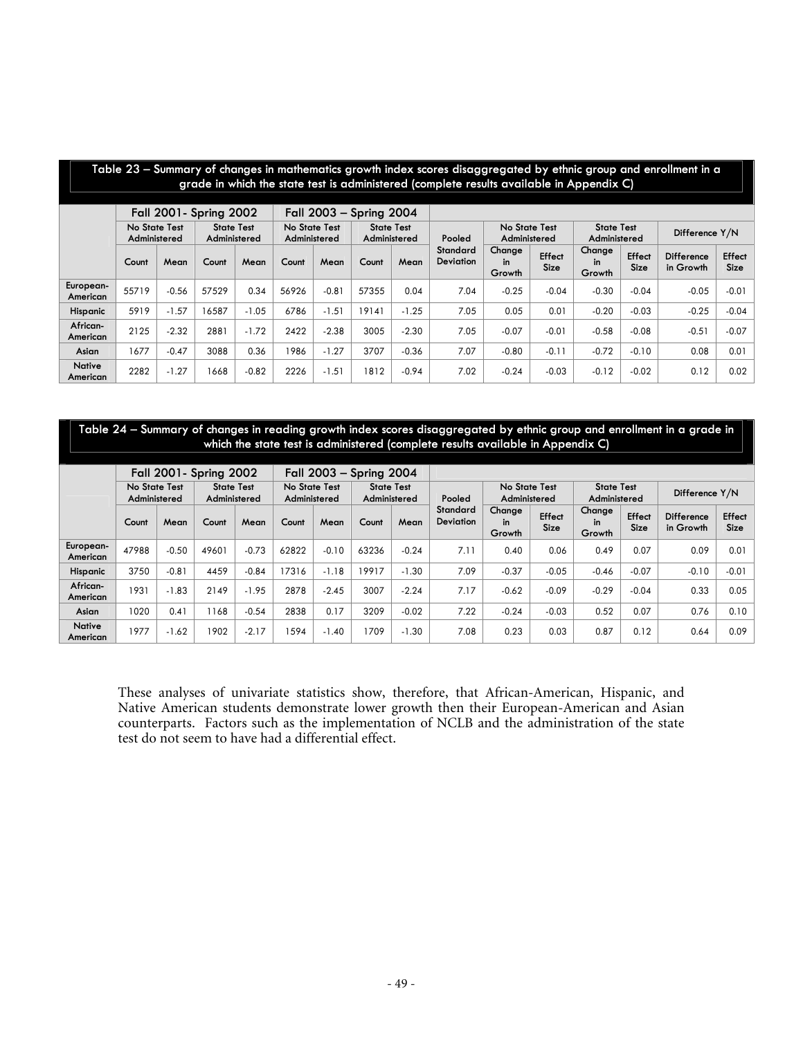**Table 23 – Summary of changes in mathematics growth index scores disaggregated by ethnic group and enrollment in a grade in which the state test is administered (complete results available in Appendix C)**

| | Fall 2001- Spring 2002 | | | | Fall 2003 – Spring 2004 | | | | | | | | | | |
|---|---|---|---|---|---|---|---|---|---|---|---|---|---|---|---|
| | No State Test Administered | | State Test Administered | | No State Test Administered | | State Test Administered | | Pooled | No State Test Administered | | State Test Administered | | Difference Y/N | |
| | Count | Mean | Count | Mean | Count | Mean | Count | Mean | Standard Deviation | Change in Growth | Effect Size | Change in Growth | Effect Size | Difference in Growth | Effect Size |
| European-American | 55719 | -0.56 | 57529 | 0.34 | 56926 | -0.81 | 57355 | 0.04 | 7.04 | -0.25 | -0.04 | -0.30 | -0.04 | -0.05 | -0.01 |
| Hispanic | 5919 | -1.57 | 16587 | -1.05 | 6786 | -1.51 | 19141 | -1.25 | 7.05 | 0.05 | 0.01 | -0.20 | -0.03 | -0.25 | -0.04 |
| African-American | 2125 | -2.32 | 2881 | -1.72 | 2422 | -2.38 | 3005 | -2.30 | 7.05 | -0.07 | -0.01 | -0.58 | -0.08 | -0.51 | -0.07 |
| Asian | 1677 | -0.47 | 3088 | 0.36 | 1986 | -1.27 | 3707 | -0.36 | 7.07 | -0.80 | -0.11 | -0.72 | -0.10 | 0.08 | 0.01 |
| Native American | 2282 | -1.27 | 1668 | -0.82 | 2226 | -1.51 | 1812 | -0.94 | 7.02 | -0.24 | -0.03 | -0.12 | -0.02 | 0.12 | 0.02 |

**Table 24 – Summary of changes in reading growth index scores disaggregated by ethnic group and enrollment in a grade in which the state test is administered (complete results available in Appendix C)**

| | Fall 2001- Spring 2002 | | | | Fall 2003 – Spring 2004 | | | | | | | | | | |
|---|---|---|---|---|---|---|---|---|---|---|---|---|---|---|---|
| | No State Test Administered | | State Test Administered | | No State Test Administered | | State Test Administered | | Pooled | No State Test Administered | | State Test Administered | | Difference Y/N | |
| | Count | Mean | Count | Mean | Count | Mean | Count | Mean | Standard Deviation | Change in Growth | Effect Size | Change in Growth | Effect Size | Difference in Growth | Effect Size |
| European-American | 47988 | -0.50 | 49601 | -0.73 | 62822 | -0.10 | 63236 | -0.24 | 7.11 | 0.40 | 0.06 | 0.49 | 0.07 | 0.09 | 0.01 |
| Hispanic | 3750 | -0.81 | 4459 | -0.84 | 17316 | -1.18 | 19917 | -1.30 | 7.09 | -0.37 | -0.05 | -0.46 | -0.07 | -0.10 | -0.01 |
| African-American | 1931 | -1.83 | 2149 | -1.95 | 2878 | -2.45 | 3007 | -2.24 | 7.17 | -0.62 | -0.09 | -0.29 | -0.04 | 0.33 | 0.05 |
| Asian | 1020 | 0.41 | 1168 | -0.54 | 2838 | 0.17 | 3209 | -0.02 | 7.22 | -0.24 | -0.03 | 0.52 | 0.07 | 0.76 | 0.10 |
| Native American | 1977 | -1.62 | 1902 | -2.17 | 1594 | -1.40 | 1709 | -1.30 | 7.08 | 0.23 | 0.03 | 0.87 | 0.12 | 0.64 | 0.09 |

These analyses of univariate statistics show, therefore, that African-American, Hispanic, and Native American students demonstrate lower growth then their European-American and Asian counterparts. Factors such as the implementation of NCLB and the administration of the state test do not seem to have had a differential effect.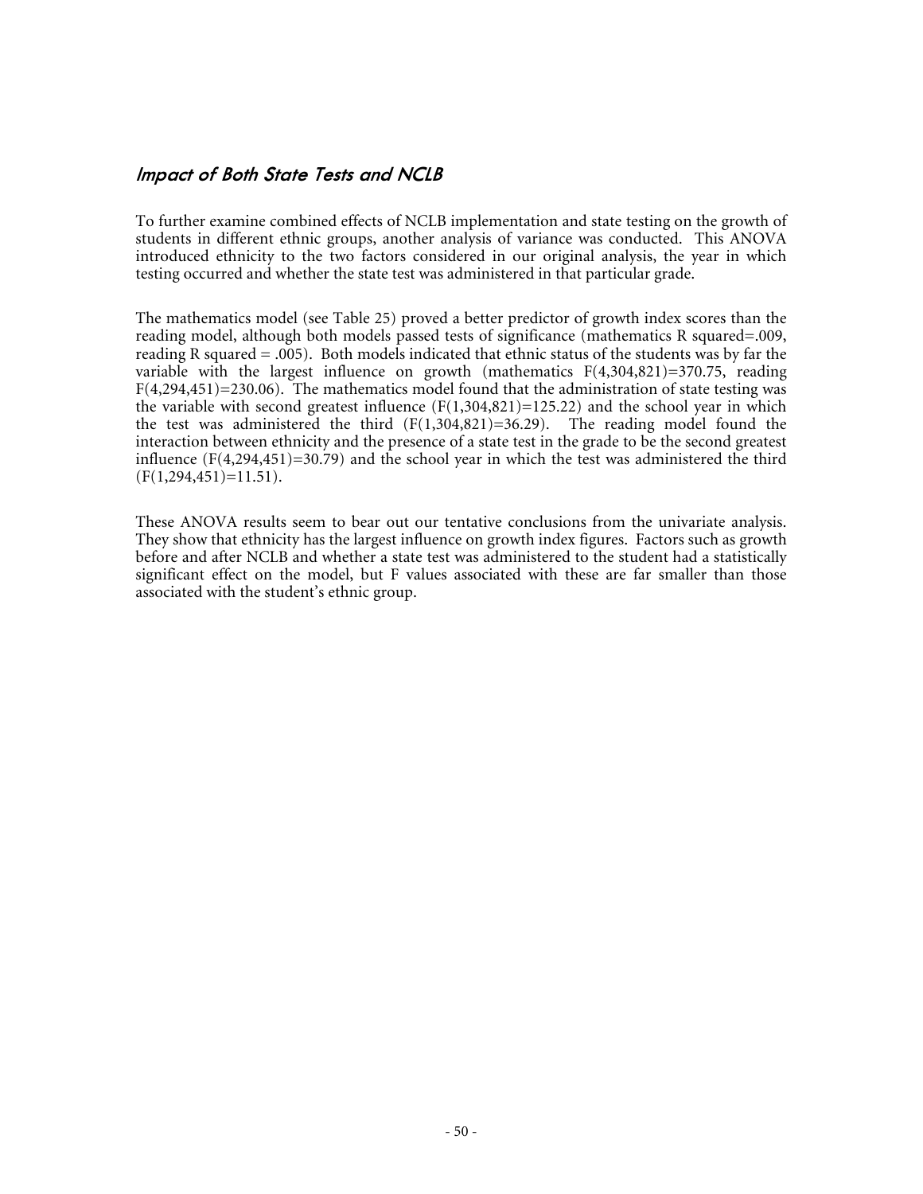## *Impact of Both State Tests and NCLB*

To further examine combined effects of NCLB implementation and state testing on the growth of students in different ethnic groups, another analysis of variance was conducted. This ANOVA introduced ethnicity to the two factors considered in our original analysis, the year in which testing occurred and whether the state test was administered in that particular grade.

The mathematics model (see Table 25) proved a better predictor of growth index scores than the reading model, although both models passed tests of significance (mathematics R squared=.009, reading R squared = .005). Both models indicated that ethnic status of the students was by far the variable with the largest influence on growth (mathematics $F(4,304,821)=370.75$, reading $F(4,294,451)=230.06$). The mathematics model found that the administration of state testing was the variable with second greatest influence ($F(1,304,821)=125.22$) and the school year in which the test was administered the third ($F(1,304,821)=36.29$). The reading model found the interaction between ethnicity and the presence of a state test in the grade to be the second greatest influence ($F(4,294,451)=30.79$) and the school year in which the test was administered the third ($F(1,294,451)=11.51$).

These ANOVA results seem to bear out our tentative conclusions from the univariate analysis. They show that ethnicity has the largest influence on growth index figures. Factors such as growth before and after NCLB and whether a state test was administered to the student had a statistically significant effect on the model, but F values associated with these are far smaller than those associated with the student's ethnic group.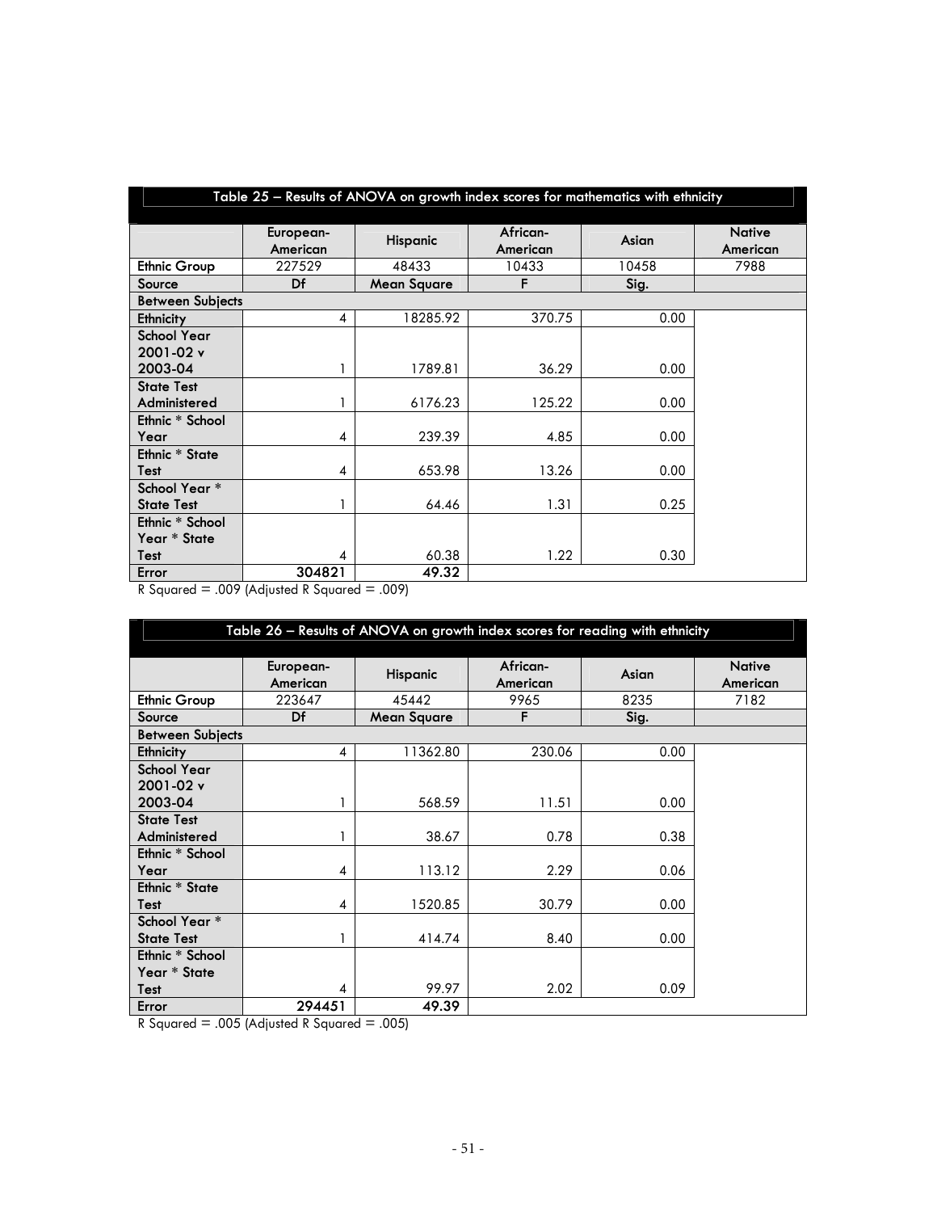**Table 25 – Results of ANOVA on growth index scores for mathematics with ethnicity**

| | European-American | Hispanic | African-American | Asian | Native American |
|---|---|---|---|---|---|
| **Ethnic Group** | 227529 | 48433 | 10433 | 10458 | 7988 |
| **Source** | **Df** | **Mean Square** | **F** | **Sig.** | |
| **Between Subjects** | | | | | |
| **Ethnicity** | 4 | 18285.92 | 370.75 | 0.00 | |
| **School Year 2001-02 v 2003-04** | 1 | 1789.81 | 36.29 | 0.00 | |
| **State Test Administered** | 1 | 6176.23 | 125.22 | 0.00 | |
| **Ethnic * School Year** | 4 | 239.39 | 4.85 | 0.00 | |
| **Ethnic * State Test** | 4 | 653.98 | 13.26 | 0.00 | |
| **School Year * State Test** | 1 | 64.46 | 1.31 | 0.25 | |
| **Ethnic * School Year * State Test** | 4 | 60.38 | 1.22 | 0.30 | |
| **Error** | **304821** | **49.32** | | | |

R Squared = .009 (Adjusted R Squared = .009)

**Table 26 – Results of ANOVA on growth index scores for reading with ethnicity**

| | European-American | Hispanic | African-American | Asian | Native American |
|---|---|---|---|---|---|
| **Ethnic Group** | 223647 | 45442 | 9965 | 8235 | 7182 |
| **Source** | **Df** | **Mean Square** | **F** | **Sig.** | |
| **Between Subjects** | | | | | |
| **Ethnicity** | 4 | 11362.80 | 230.06 | 0.00 | |
| **School Year 2001-02 v 2003-04** | 1 | 568.59 | 11.51 | 0.00 | |
| **State Test Administered** | 1 | 38.67 | 0.78 | 0.38 | |
| **Ethnic * School Year** | 4 | 113.12 | 2.29 | 0.06 | |
| **Ethnic * State Test** | 4 | 1520.85 | 30.79 | 0.00 | |
| **School Year * State Test** | 1 | 414.74 | 8.40 | 0.00 | |
| **Ethnic * School Year * State Test** | 4 | 99.97 | 2.02 | 0.09 | |
| **Error** | **294451** | **49.39** | | | |

R Squared = .005 (Adjusted R Squared = .005)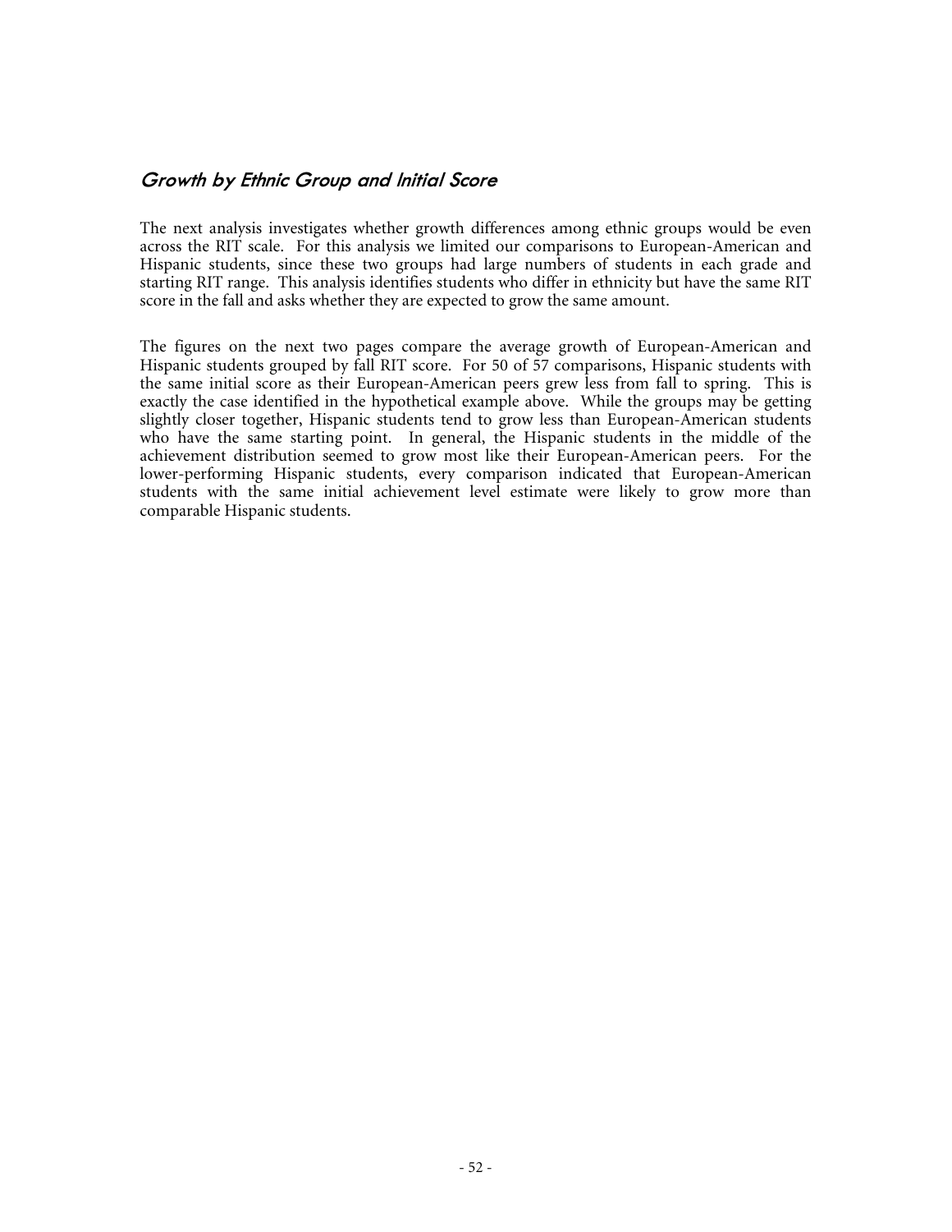## *Growth by Ethnic Group and Initial Score*

The next analysis investigates whether growth differences among ethnic groups would be even across the RIT scale. For this analysis we limited our comparisons to European-American and Hispanic students, since these two groups had large numbers of students in each grade and starting RIT range. This analysis identifies students who differ in ethnicity but have the same RIT score in the fall and asks whether they are expected to grow the same amount.

The figures on the next two pages compare the average growth of European-American and Hispanic students grouped by fall RIT score. For 50 of 57 comparisons, Hispanic students with the same initial score as their European-American peers grew less from fall to spring. This is exactly the case identified in the hypothetical example above. While the groups may be getting slightly closer together, Hispanic students tend to grow less than European-American students who have the same starting point. In general, the Hispanic students in the middle of the achievement distribution seemed to grow most like their European-American peers. For the lower-performing Hispanic students, every comparison indicated that European-American students with the same initial achievement level estimate were likely to grow more than comparable Hispanic students.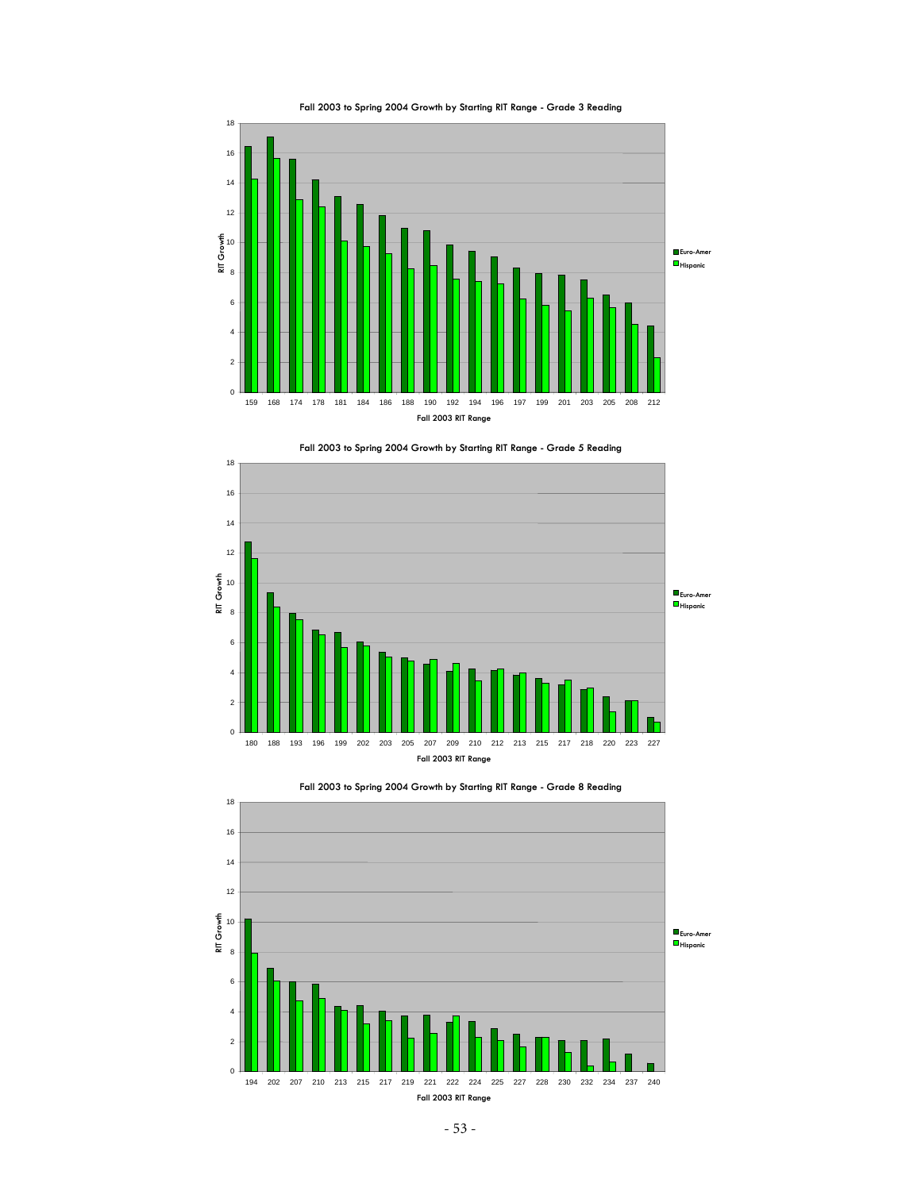**Fall 2003 to Spring 2004 Growth by Starting RIT Range - Grade 3 Reading**

RIT Growth (y-axis: 0–18)

Fall 2003 RIT Range: 159, 168, 174, 178, 181, 184, 186, 188, 190, 192, 194, 196, 197, 199, 201, 203, 205, 208, 212

Legend: Euro-Amer, Hispanic

**Fall 2003 to Spring 2004 Growth by Starting RIT Range - Grade 5 Reading**

RIT Growth (y-axis: 0–18)

Fall 2003 RIT Range: 180, 188, 193, 196, 199, 202, 203, 205, 207, 209, 210, 212, 213, 215, 217, 218, 220, 223, 227

Legend: Euro-Amer, Hispanic

**Fall 2003 to Spring 2004 Growth by Starting RIT Range - Grade 8 Reading**

RIT Growth (y-axis: 0–18)

Fall 2003 RIT Range: 194, 202, 207, 210, 213, 215, 217, 219, 221, 222, 224, 225, 227, 228, 230, 232, 234, 237, 240

Legend: Euro-Amer, Hispanic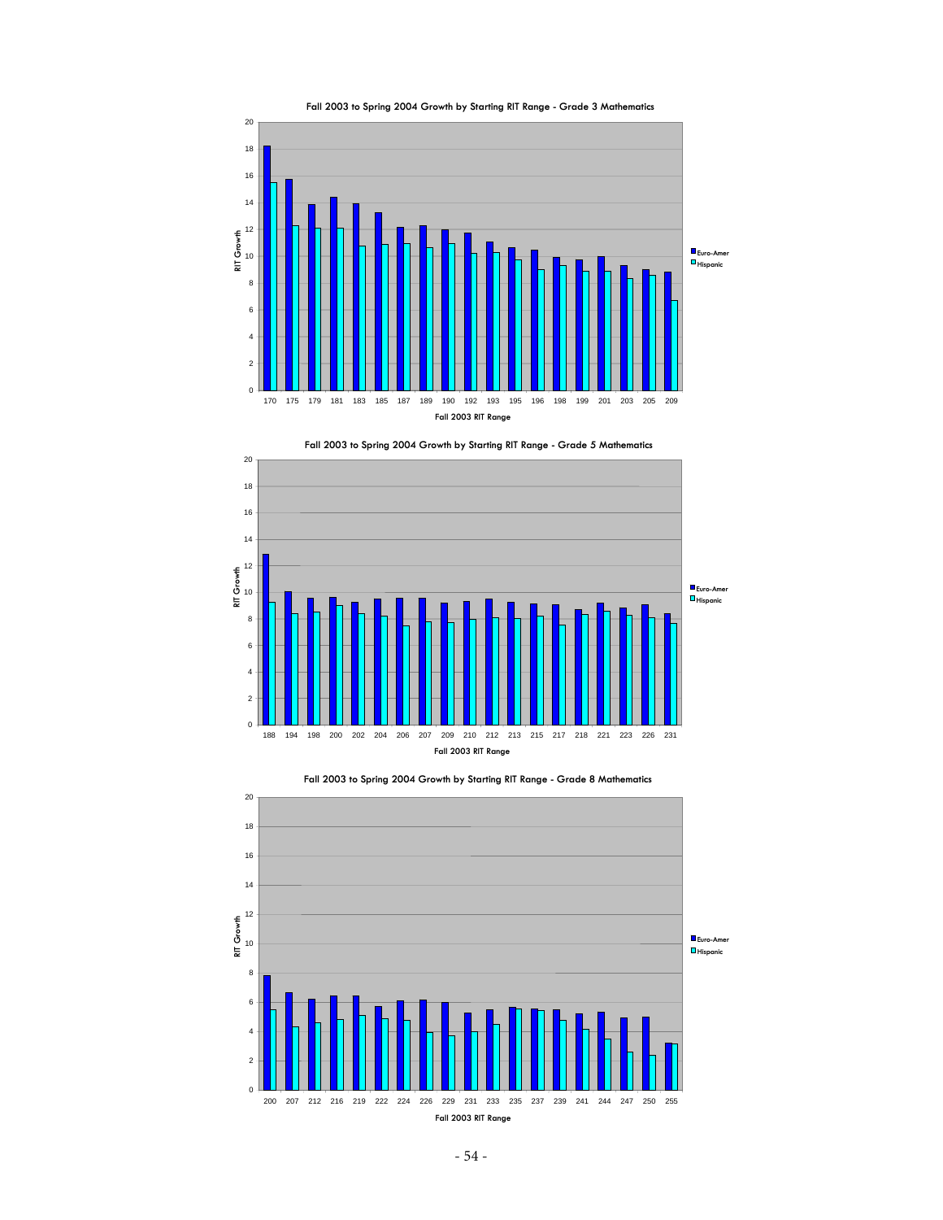Fall 2003 to Spring 2004 Growth by Starting RIT Range - Grade 3 Mathematics

RIT Growth

Fall 2003 RIT Range

Euro-Amer
Hispanic

Fall 2003 to Spring 2004 Growth by Starting RIT Range - Grade 5 Mathematics

RIT Growth

Fall 2003 RIT Range

Euro-Amer
Hispanic

Fall 2003 to Spring 2004 Growth by Starting RIT Range - Grade 8 Mathematics

RIT Growth

Fall 2003 RIT Range

Euro-Amer
Hispanic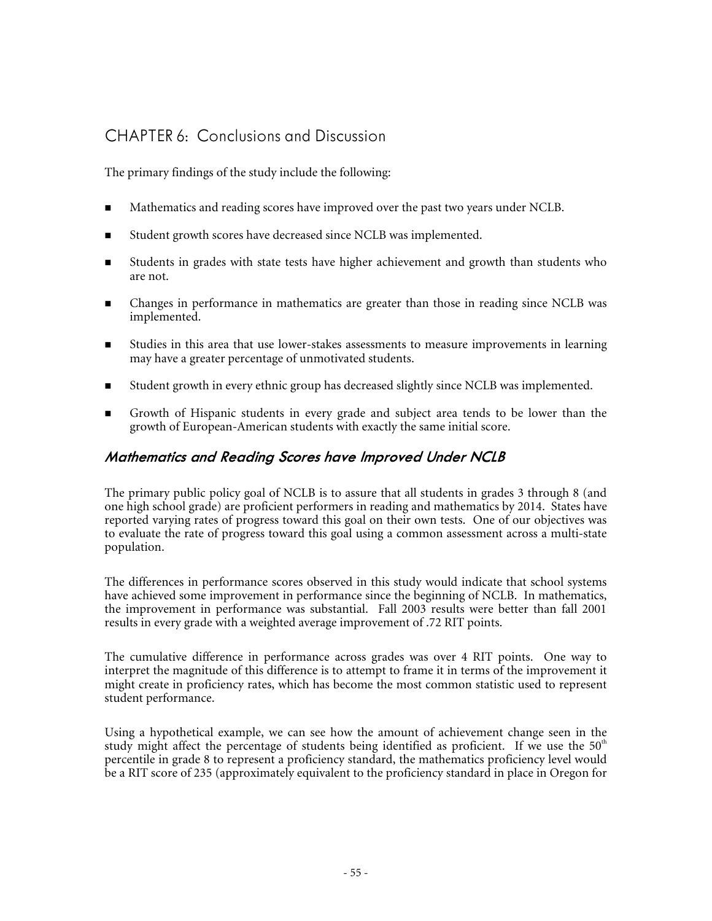## CHAPTER 6: Conclusions and Discussion

The primary findings of the study include the following:

- Mathematics and reading scores have improved over the past two years under NCLB.
- Student growth scores have decreased since NCLB was implemented.
- Students in grades with state tests have higher achievement and growth than students who are not.
- Changes in performance in mathematics are greater than those in reading since NCLB was implemented.
- Studies in this area that use lower-stakes assessments to measure improvements in learning may have a greater percentage of unmotivated students.
- Student growth in every ethnic group has decreased slightly since NCLB was implemented.
- Growth of Hispanic students in every grade and subject area tends to be lower than the growth of European-American students with exactly the same initial score.

### *Mathematics and Reading Scores have Improved Under NCLB*

The primary public policy goal of NCLB is to assure that all students in grades 3 through 8 (and one high school grade) are proficient performers in reading and mathematics by 2014. States have reported varying rates of progress toward this goal on their own tests. One of our objectives was to evaluate the rate of progress toward this goal using a common assessment across a multi-state population.

The differences in performance scores observed in this study would indicate that school systems have achieved some improvement in performance since the beginning of NCLB. In mathematics, the improvement in performance was substantial. Fall 2003 results were better than fall 2001 results in every grade with a weighted average improvement of .72 RIT points.

The cumulative difference in performance across grades was over 4 RIT points. One way to interpret the magnitude of this difference is to attempt to frame it in terms of the improvement it might create in proficiency rates, which has become the most common statistic used to represent student performance.

Using a hypothetical example, we can see how the amount of achievement change seen in the study might affect the percentage of students being identified as proficient. If we use the 50th percentile in grade 8 to represent a proficiency standard, the mathematics proficiency level would be a RIT score of 235 (approximately equivalent to the proficiency standard in place in Oregon for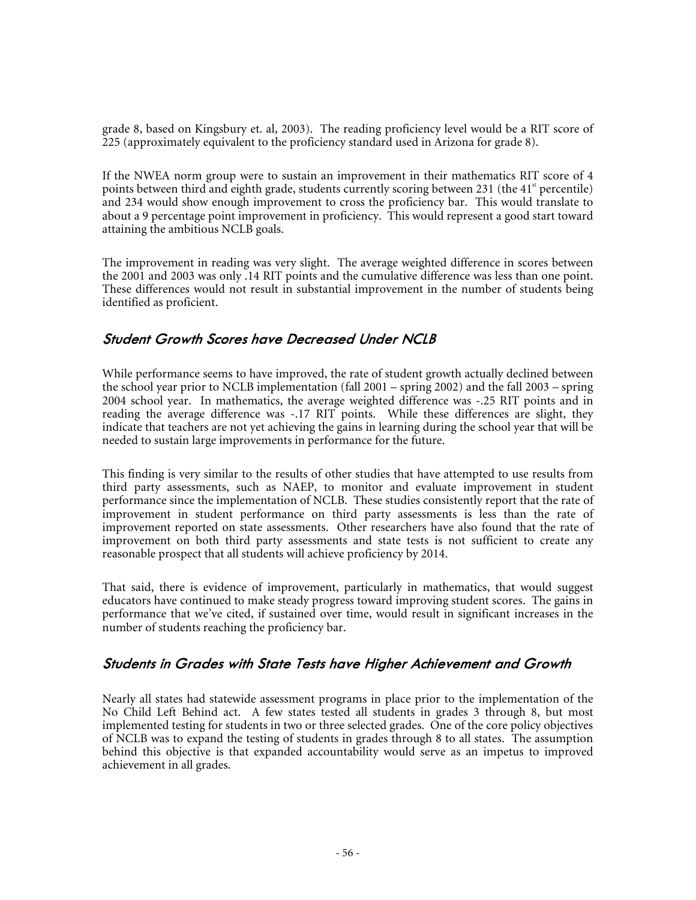grade 8, based on Kingsbury et. al, 2003). The reading proficiency level would be a RIT score of 225 (approximately equivalent to the proficiency standard used in Arizona for grade 8).

If the NWEA norm group were to sustain an improvement in their mathematics RIT score of 4 points between third and eighth grade, students currently scoring between 231 (the 41st percentile) and 234 would show enough improvement to cross the proficiency bar. This would translate to about a 9 percentage point improvement in proficiency. This would represent a good start toward attaining the ambitious NCLB goals.

The improvement in reading was very slight. The average weighted difference in scores between the 2001 and 2003 was only .14 RIT points and the cumulative difference was less than one point. These differences would not result in substantial improvement in the number of students being identified as proficient.

## *Student Growth Scores have Decreased Under NCLB*

While performance seems to have improved, the rate of student growth actually declined between the school year prior to NCLB implementation (fall 2001 – spring 2002) and the fall 2003 – spring 2004 school year. In mathematics, the average weighted difference was -.25 RIT points and in reading the average difference was -.17 RIT points. While these differences are slight, they indicate that teachers are not yet achieving the gains in learning during the school year that will be needed to sustain large improvements in performance for the future.

This finding is very similar to the results of other studies that have attempted to use results from third party assessments, such as NAEP, to monitor and evaluate improvement in student performance since the implementation of NCLB. These studies consistently report that the rate of improvement in student performance on third party assessments is less than the rate of improvement reported on state assessments. Other researchers have also found that the rate of improvement on both third party assessments and state tests is not sufficient to create any reasonable prospect that all students will achieve proficiency by 2014.

That said, there is evidence of improvement, particularly in mathematics, that would suggest educators have continued to make steady progress toward improving student scores. The gains in performance that we've cited, if sustained over time, would result in significant increases in the number of students reaching the proficiency bar.

## *Students in Grades with State Tests have Higher Achievement and Growth*

Nearly all states had statewide assessment programs in place prior to the implementation of the No Child Left Behind act. A few states tested all students in grades 3 through 8, but most implemented testing for students in two or three selected grades. One of the core policy objectives of NCLB was to expand the testing of students in grades through 8 to all states. The assumption behind this objective is that expanded accountability would serve as an impetus to improved achievement in all grades.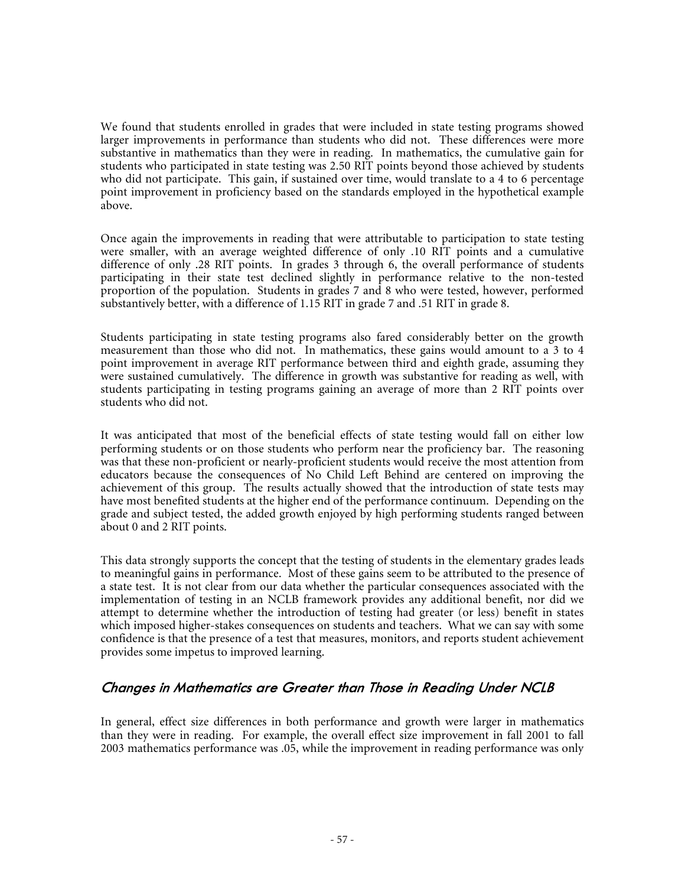We found that students enrolled in grades that were included in state testing programs showed larger improvements in performance than students who did not. These differences were more substantive in mathematics than they were in reading. In mathematics, the cumulative gain for students who participated in state testing was 2.50 RIT points beyond those achieved by students who did not participate. This gain, if sustained over time, would translate to a 4 to 6 percentage point improvement in proficiency based on the standards employed in the hypothetical example above.

Once again the improvements in reading that were attributable to participation to state testing were smaller, with an average weighted difference of only .10 RIT points and a cumulative difference of only .28 RIT points. In grades 3 through 6, the overall performance of students participating in their state test declined slightly in performance relative to the non-tested proportion of the population. Students in grades 7 and 8 who were tested, however, performed substantively better, with a difference of 1.15 RIT in grade 7 and .51 RIT in grade 8.

Students participating in state testing programs also fared considerably better on the growth measurement than those who did not. In mathematics, these gains would amount to a 3 to 4 point improvement in average RIT performance between third and eighth grade, assuming they were sustained cumulatively. The difference in growth was substantive for reading as well, with students participating in testing programs gaining an average of more than 2 RIT points over students who did not.

It was anticipated that most of the beneficial effects of state testing would fall on either low performing students or on those students who perform near the proficiency bar. The reasoning was that these non-proficient or nearly-proficient students would receive the most attention from educators because the consequences of No Child Left Behind are centered on improving the achievement of this group. The results actually showed that the introduction of state tests may have most benefited students at the higher end of the performance continuum. Depending on the grade and subject tested, the added growth enjoyed by high performing students ranged between about 0 and 2 RIT points.

This data strongly supports the concept that the testing of students in the elementary grades leads to meaningful gains in performance. Most of these gains seem to be attributed to the presence of a state test. It is not clear from our data whether the particular consequences associated with the implementation of testing in an NCLB framework provides any additional benefit, nor did we attempt to determine whether the introduction of testing had greater (or less) benefit in states which imposed higher-stakes consequences on students and teachers. What we can say with some confidence is that the presence of a test that measures, monitors, and reports student achievement provides some impetus to improved learning.

## *Changes in Mathematics are Greater than Those in Reading Under NCLB*

In general, effect size differences in both performance and growth were larger in mathematics than they were in reading. For example, the overall effect size improvement in fall 2001 to fall 2003 mathematics performance was .05, while the improvement in reading performance was only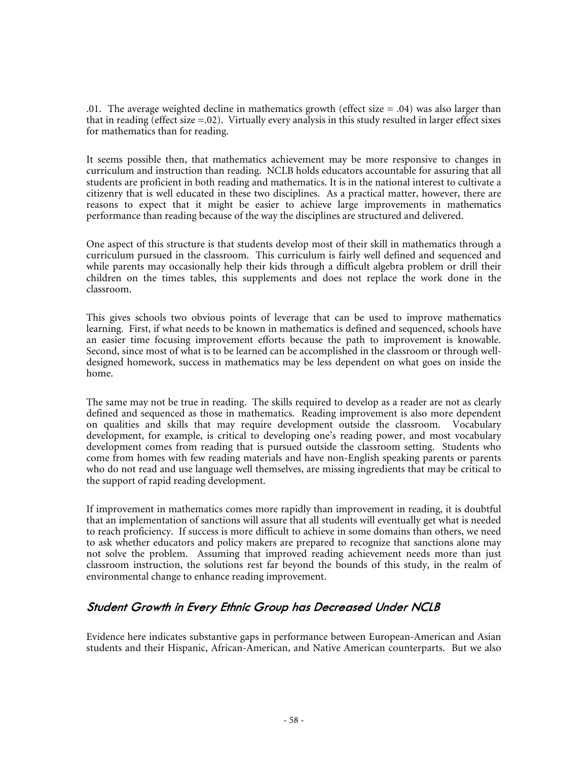.01. The average weighted decline in mathematics growth (effect size = .04) was also larger than that in reading (effect size =.02). Virtually every analysis in this study resulted in larger effect sixes for mathematics than for reading.

It seems possible then, that mathematics achievement may be more responsive to changes in curriculum and instruction than reading. NCLB holds educators accountable for assuring that all students are proficient in both reading and mathematics. It is in the national interest to cultivate a citizenry that is well educated in these two disciplines. As a practical matter, however, there are reasons to expect that it might be easier to achieve large improvements in mathematics performance than reading because of the way the disciplines are structured and delivered.

One aspect of this structure is that students develop most of their skill in mathematics through a curriculum pursued in the classroom. This curriculum is fairly well defined and sequenced and while parents may occasionally help their kids through a difficult algebra problem or drill their children on the times tables, this supplements and does not replace the work done in the classroom.

This gives schools two obvious points of leverage that can be used to improve mathematics learning. First, if what needs to be known in mathematics is defined and sequenced, schools have an easier time focusing improvement efforts because the path to improvement is knowable. Second, since most of what is to be learned can be accomplished in the classroom or through well-designed homework, success in mathematics may be less dependent on what goes on inside the home.

The same may not be true in reading. The skills required to develop as a reader are not as clearly defined and sequenced as those in mathematics. Reading improvement is also more dependent on qualities and skills that may require development outside the classroom. Vocabulary development, for example, is critical to developing one's reading power, and most vocabulary development comes from reading that is pursued outside the classroom setting. Students who come from homes with few reading materials and have non-English speaking parents or parents who do not read and use language well themselves, are missing ingredients that may be critical to the support of rapid reading development.

If improvement in mathematics comes more rapidly than improvement in reading, it is doubtful that an implementation of sanctions will assure that all students will eventually get what is needed to reach proficiency. If success is more difficult to achieve in some domains than others, we need to ask whether educators and policy makers are prepared to recognize that sanctions alone may not solve the problem. Assuming that improved reading achievement needs more than just classroom instruction, the solutions rest far beyond the bounds of this study, in the realm of environmental change to enhance reading improvement.

## *Student Growth in Every Ethnic Group has Decreased Under NCLB*

Evidence here indicates substantive gaps in performance between European-American and Asian students and their Hispanic, African-American, and Native American counterparts. But we also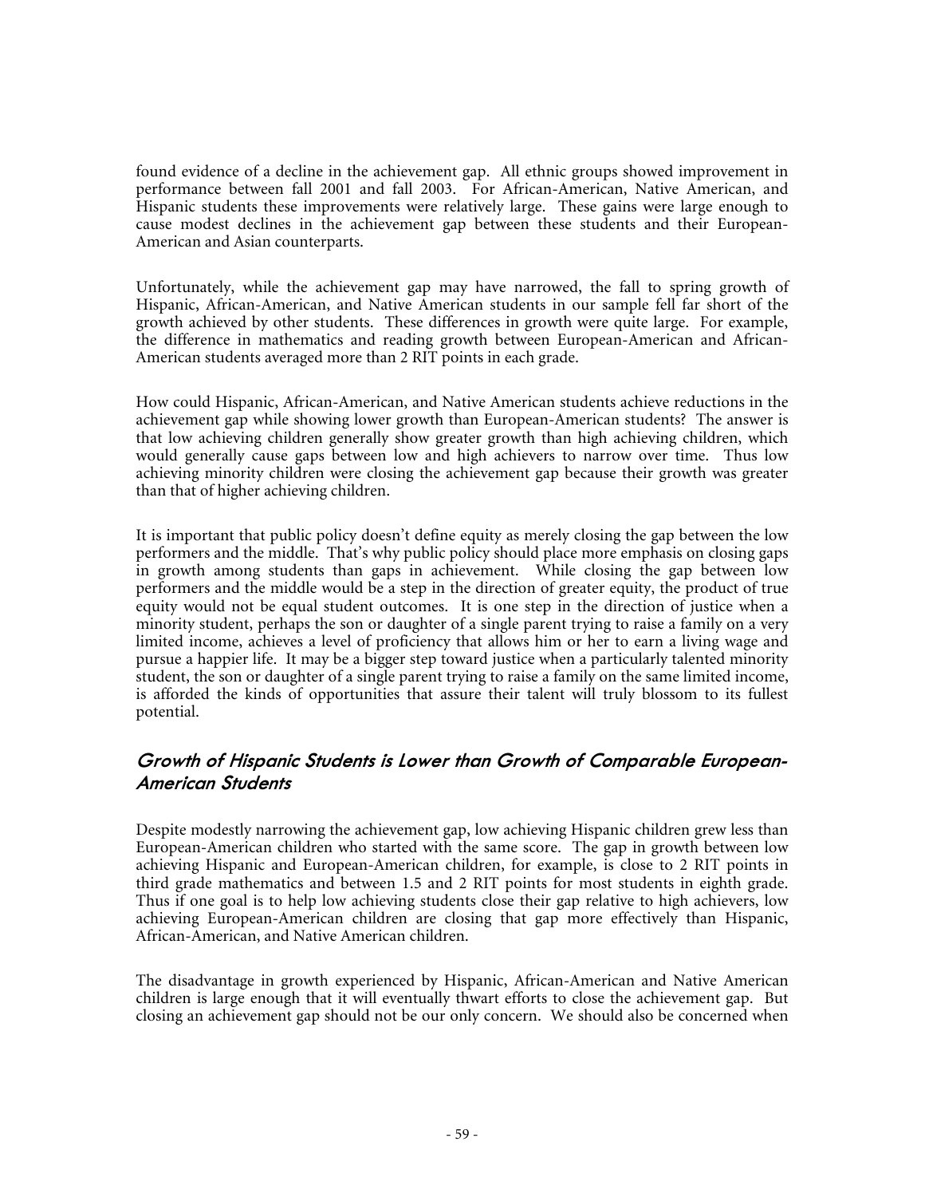found evidence of a decline in the achievement gap. All ethnic groups showed improvement in performance between fall 2001 and fall 2003. For African-American, Native American, and Hispanic students these improvements were relatively large. These gains were large enough to cause modest declines in the achievement gap between these students and their European-American and Asian counterparts.

Unfortunately, while the achievement gap may have narrowed, the fall to spring growth of Hispanic, African-American, and Native American students in our sample fell far short of the growth achieved by other students. These differences in growth were quite large. For example, the difference in mathematics and reading growth between European-American and African-American students averaged more than 2 RIT points in each grade.

How could Hispanic, African-American, and Native American students achieve reductions in the achievement gap while showing lower growth than European-American students? The answer is that low achieving children generally show greater growth than high achieving children, which would generally cause gaps between low and high achievers to narrow over time. Thus low achieving minority children were closing the achievement gap because their growth was greater than that of higher achieving children.

It is important that public policy doesn't define equity as merely closing the gap between the low performers and the middle. That's why public policy should place more emphasis on closing gaps in growth among students than gaps in achievement. While closing the gap between low performers and the middle would be a step in the direction of greater equity, the product of true equity would not be equal student outcomes. It is one step in the direction of justice when a minority student, perhaps the son or daughter of a single parent trying to raise a family on a very limited income, achieves a level of proficiency that allows him or her to earn a living wage and pursue a happier life. It may be a bigger step toward justice when a particularly talented minority student, the son or daughter of a single parent trying to raise a family on the same limited income, is afforded the kinds of opportunities that assure their talent will truly blossom to its fullest potential.

## *Growth of Hispanic Students is Lower than Growth of Comparable European-American Students*

Despite modestly narrowing the achievement gap, low achieving Hispanic children grew less than European-American children who started with the same score. The gap in growth between low achieving Hispanic and European-American children, for example, is close to 2 RIT points in third grade mathematics and between 1.5 and 2 RIT points for most students in eighth grade. Thus if one goal is to help low achieving students close their gap relative to high achievers, low achieving European-American children are closing that gap more effectively than Hispanic, African-American, and Native American children.

The disadvantage in growth experienced by Hispanic, African-American and Native American children is large enough that it will eventually thwart efforts to close the achievement gap. But closing an achievement gap should not be our only concern. We should also be concerned when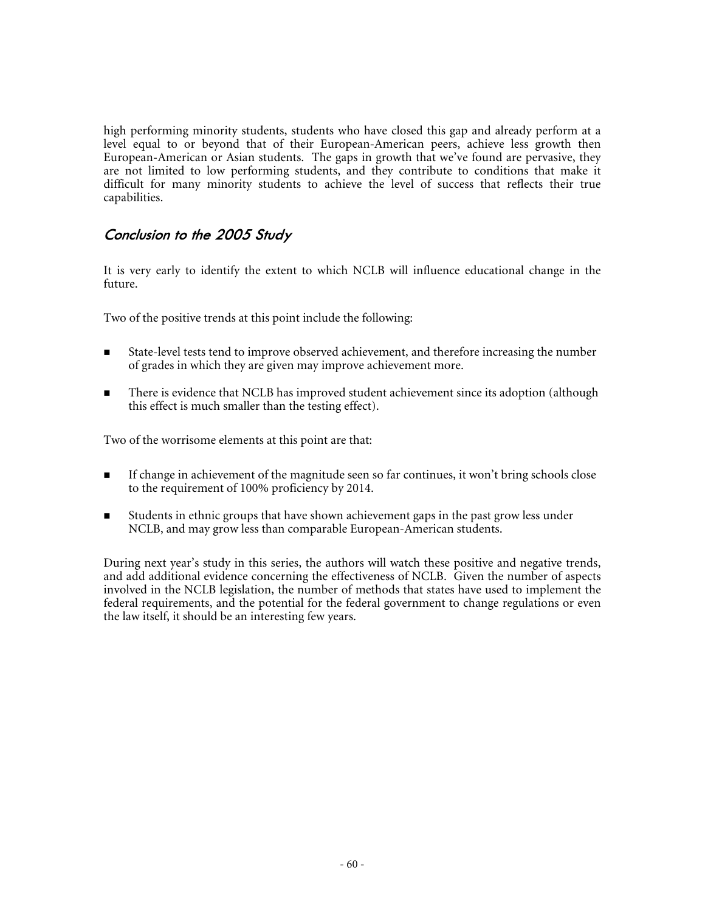high performing minority students, students who have closed this gap and already perform at a level equal to or beyond that of their European-American peers, achieve less growth then European-American or Asian students. The gaps in growth that we've found are pervasive, they are not limited to low performing students, and they contribute to conditions that make it difficult for many minority students to achieve the level of success that reflects their true capabilities.

## *Conclusion to the 2005 Study*

It is very early to identify the extent to which NCLB will influence educational change in the future.

Two of the positive trends at this point include the following:

- State-level tests tend to improve observed achievement, and therefore increasing the number of grades in which they are given may improve achievement more.
- There is evidence that NCLB has improved student achievement since its adoption (although this effect is much smaller than the testing effect).

Two of the worrisome elements at this point are that:

- If change in achievement of the magnitude seen so far continues, it won't bring schools close to the requirement of 100% proficiency by 2014.
- Students in ethnic groups that have shown achievement gaps in the past grow less under NCLB, and may grow less than comparable European-American students.

During next year's study in this series, the authors will watch these positive and negative trends, and add additional evidence concerning the effectiveness of NCLB. Given the number of aspects involved in the NCLB legislation, the number of methods that states have used to implement the federal requirements, and the potential for the federal government to change regulations or even the law itself, it should be an interesting few years.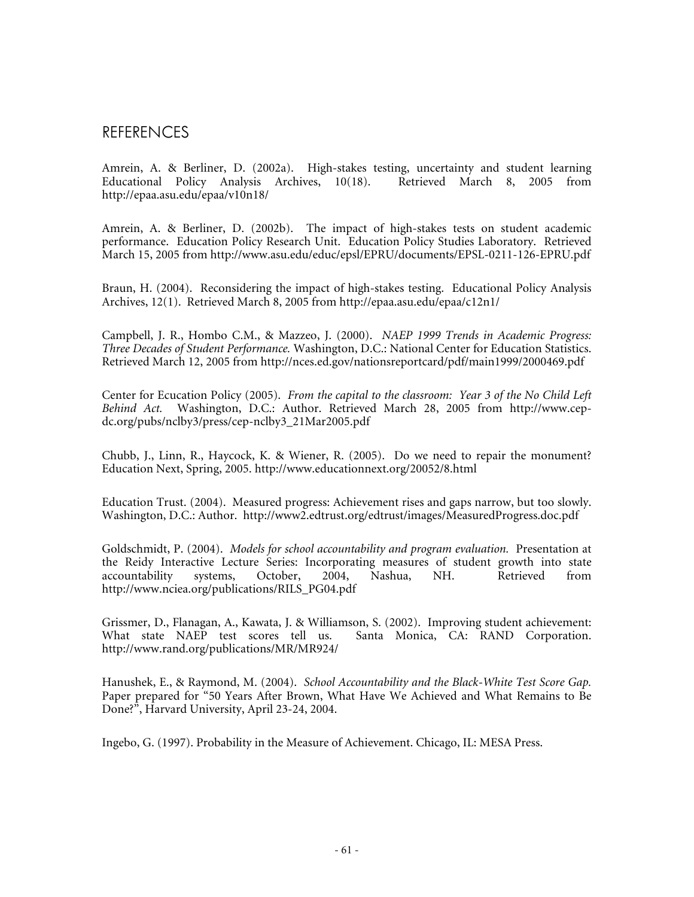# REFERENCES

Amrein, A. & Berliner, D. (2002a). High-stakes testing, uncertainty and student learning Educational Policy Analysis Archives, 10(18). Retrieved March 8, 2005 from http://epaa.asu.edu/epaa/v10n18/

Amrein, A. & Berliner, D. (2002b). The impact of high-stakes tests on student academic performance. Education Policy Research Unit. Education Policy Studies Laboratory. Retrieved March 15, 2005 from http://www.asu.edu/educ/epsl/EPRU/documents/EPSL-0211-126-EPRU.pdf

Braun, H. (2004). Reconsidering the impact of high-stakes testing. Educational Policy Analysis Archives, 12(1). Retrieved March 8, 2005 from http://epaa.asu.edu/epaa/c12n1/

Campbell, J. R., Hombo C.M., & Mazzeo, J. (2000). *NAEP 1999 Trends in Academic Progress: Three Decades of Student Performance.* Washington, D.C.: National Center for Education Statistics. Retrieved March 12, 2005 from http://nces.ed.gov/nationsreportcard/pdf/main1999/2000469.pdf

Center for Ecucation Policy (2005). *From the capital to the classroom: Year 3 of the No Child Left Behind Act.* Washington, D.C.: Author. Retrieved March 28, 2005 from http://www.cep-dc.org/pubs/nclby3/press/cep-nclby3_21Mar2005.pdf

Chubb, J., Linn, R., Haycock, K. & Wiener, R. (2005). Do we need to repair the monument? Education Next, Spring, 2005. http://www.educationnext.org/20052/8.html

Education Trust. (2004). Measured progress: Achievement rises and gaps narrow, but too slowly. Washington, D.C.: Author. http://www2.edtrust.org/edtrust/images/MeasuredProgress.doc.pdf

Goldschmidt, P. (2004). *Models for school accountability and program evaluation.* Presentation at the Reidy Interactive Lecture Series: Incorporating measures of student growth into state accountability systems, October, 2004, Nashua, NH. Retrieved from http://www.nciea.org/publications/RILS_PG04.pdf

Grissmer, D., Flanagan, A., Kawata, J. & Williamson, S. (2002). Improving student achievement: What state NAEP test scores tell us. Santa Monica, CA: RAND Corporation. http://www.rand.org/publications/MR/MR924/

Hanushek, E., & Raymond, M. (2004). *School Accountability and the Black-White Test Score Gap.* Paper prepared for "50 Years After Brown, What Have We Achieved and What Remains to Be Done?", Harvard University, April 23-24, 2004.

Ingebo, G. (1997). Probability in the Measure of Achievement. Chicago, IL: MESA Press.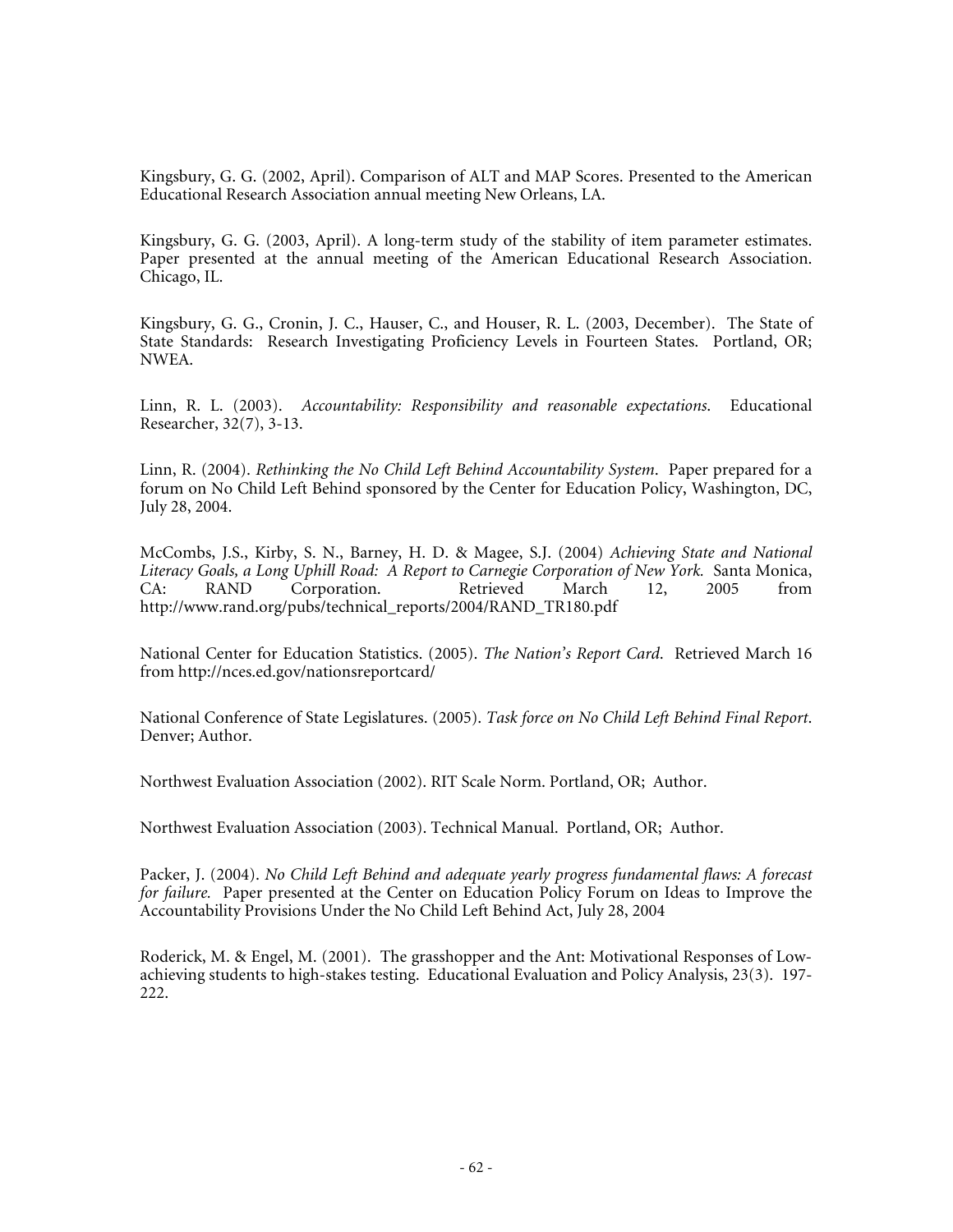Kingsbury, G. G. (2002, April). Comparison of ALT and MAP Scores. Presented to the American Educational Research Association annual meeting New Orleans, LA.

Kingsbury, G. G. (2003, April). A long-term study of the stability of item parameter estimates. Paper presented at the annual meeting of the American Educational Research Association. Chicago, IL.

Kingsbury, G. G., Cronin, J. C., Hauser, C., and Houser, R. L. (2003, December). The State of State Standards: Research Investigating Proficiency Levels in Fourteen States. Portland, OR; NWEA.

Linn, R. L. (2003). *Accountability: Responsibility and reasonable expectations.* Educational Researcher, 32(7), 3-13.

Linn, R. (2004). *Rethinking the No Child Left Behind Accountability System*. Paper prepared for a forum on No Child Left Behind sponsored by the Center for Education Policy, Washington, DC, July 28, 2004.

McCombs, J.S., Kirby, S. N., Barney, H. D. & Magee, S.J. (2004) *Achieving State and National Literacy Goals, a Long Uphill Road: A Report to Carnegie Corporation of New York.* Santa Monica, CA: RAND Corporation. Retrieved March 12, 2005 from http://www.rand.org/pubs/technical_reports/2004/RAND_TR180.pdf

National Center for Education Statistics. (2005). *The Nation's Report Card*. Retrieved March 16 from http://nces.ed.gov/nationsreportcard/

National Conference of State Legislatures. (2005). *Task force on No Child Left Behind Final Report*. Denver; Author.

Northwest Evaluation Association (2002). RIT Scale Norm. Portland, OR; Author.

Northwest Evaluation Association (2003). Technical Manual. Portland, OR; Author.

Packer, J. (2004). *No Child Left Behind and adequate yearly progress fundamental flaws: A forecast for failure.* Paper presented at the Center on Education Policy Forum on Ideas to Improve the Accountability Provisions Under the No Child Left Behind Act, July 28, 2004

Roderick, M. & Engel, M. (2001). The grasshopper and the Ant: Motivational Responses of Low-achieving students to high-stakes testing. Educational Evaluation and Policy Analysis, 23(3). 197-222.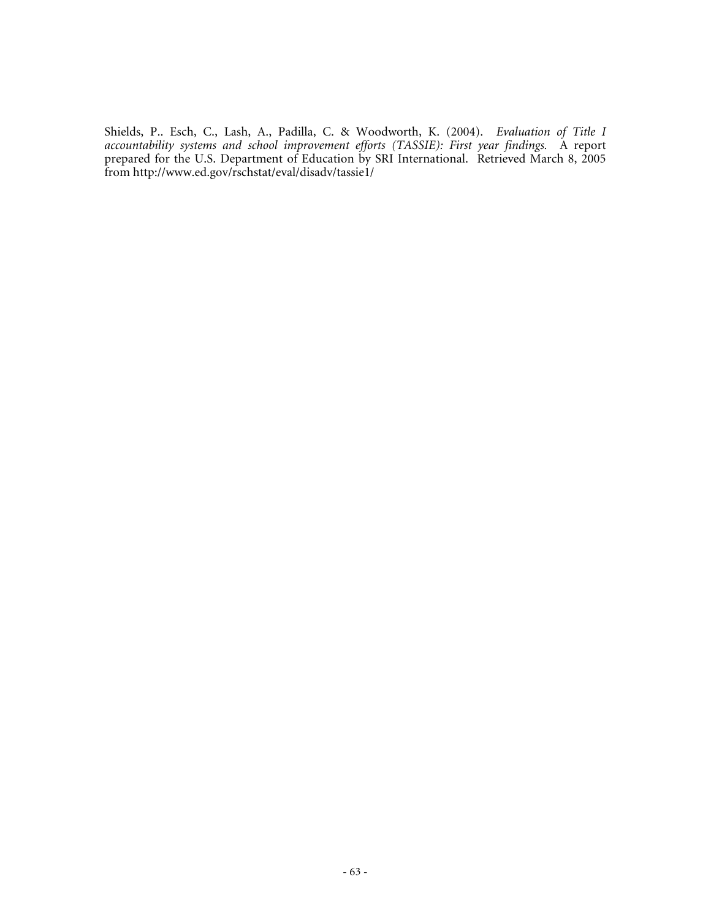Shields, P.. Esch, C., Lash, A., Padilla, C. & Woodworth, K. (2004). *Evaluation of Title I accountability systems and school improvement efforts (TASSIE): First year findings.* A report prepared for the U.S. Department of Education by SRI International. Retrieved March 8, 2005 from http://www.ed.gov/rschstat/eval/disadv/tassie1/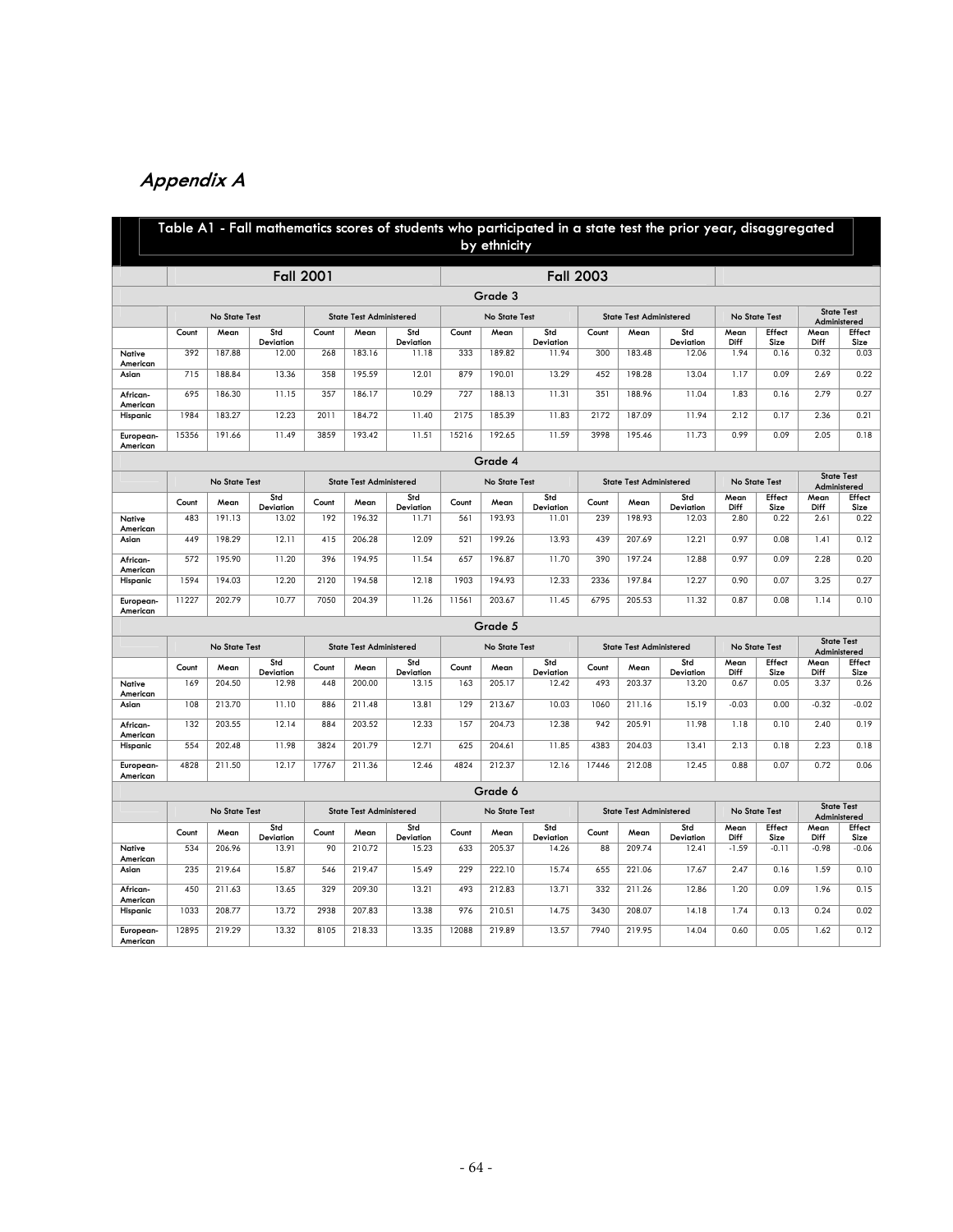## Appendix A

**Table A1 - Fall mathematics scores of students who participated in a state test the prior year, disaggregated by ethnicity**

| | Fall 2001 | | | | | | Fall 2003 | | | | | | | | | |
|---|---|---|---|---|---|---|---|---|---|---|---|---|---|---|---|---|
| **Grade 3** | | | | | | | | | | | | | | | | |
| | No State Test | | | State Test Administered | | | No State Test | | | State Test Administered | | | No State Test | | State Test Administered | |
| | Count | Mean | Std Deviation | Count | Mean | Std Deviation | Count | Mean | Std Deviation | Count | Mean | Std Deviation | Mean Diff | Effect Size | Mean Diff | Effect Size |
| Native American | 392 | 187.88 | 12.00 | 268 | 183.16 | 11.18 | 333 | 189.82 | 11.94 | 300 | 183.48 | 12.06 | 1.94 | 0.16 | 0.32 | 0.03 |
| Asian | 715 | 188.84 | 13.36 | 358 | 195.59 | 12.01 | 879 | 190.01 | 13.29 | 452 | 198.28 | 13.04 | 1.17 | 0.09 | 2.69 | 0.22 |
| African-American | 695 | 186.30 | 11.15 | 357 | 186.17 | 10.29 | 727 | 188.13 | 11.31 | 351 | 188.96 | 11.04 | 1.83 | 0.16 | 2.79 | 0.27 |
| Hispanic | 1984 | 183.27 | 12.23 | 2011 | 184.72 | 11.40 | 2175 | 185.39 | 11.83 | 2172 | 187.09 | 11.94 | 2.12 | 0.17 | 2.36 | 0.21 |
| European-American | 15356 | 191.66 | 11.49 | 3859 | 193.42 | 11.51 | 15216 | 192.65 | 11.59 | 3998 | 195.46 | 11.73 | 0.99 | 0.09 | 2.05 | 0.18 |
| **Grade 4** | | | | | | | | | | | | | | | | |
| | No State Test | | | State Test Administered | | | No State Test | | | State Test Administered | | | No State Test | | State Test Administered | |
| | Count | Mean | Std Deviation | Count | Mean | Std Deviation | Count | Mean | Std Deviation | Count | Mean | Std Deviation | Mean Diff | Effect Size | Mean Diff | Effect Size |
| Native American | 483 | 191.13 | 13.02 | 192 | 196.32 | 11.71 | 561 | 193.93 | 11.01 | 239 | 198.93 | 12.03 | 2.80 | 0.22 | 2.61 | 0.22 |
| Asian | 449 | 198.29 | 12.11 | 415 | 206.28 | 12.09 | 521 | 199.26 | 13.93 | 439 | 207.69 | 12.21 | 0.97 | 0.08 | 1.41 | 0.12 |
| African-American | 572 | 195.90 | 11.20 | 396 | 194.95 | 11.54 | 657 | 196.87 | 11.70 | 390 | 197.24 | 12.88 | 0.97 | 0.09 | 2.28 | 0.20 |
| Hispanic | 1594 | 194.03 | 12.20 | 2120 | 194.58 | 12.18 | 1903 | 194.93 | 12.33 | 2336 | 197.84 | 12.27 | 0.90 | 0.07 | 3.25 | 0.27 |
| European-American | 11227 | 202.79 | 10.77 | 7050 | 204.39 | 11.26 | 11561 | 203.67 | 11.45 | 6795 | 205.53 | 11.32 | 0.87 | 0.08 | 1.14 | 0.10 |
| **Grade 5** | | | | | | | | | | | | | | | | |
| | No State Test | | | State Test Administered | | | No State Test | | | State Test Administered | | | No State Test | | State Test Administered | |
| | Count | Mean | Std Deviation | Count | Mean | Std Deviation | Count | Mean | Std Deviation | Count | Mean | Std Deviation | Mean Diff | Effect Size | Mean Diff | Effect Size |
| Native American | 169 | 204.50 | 12.98 | 448 | 200.00 | 13.15 | 163 | 205.17 | 12.42 | 493 | 203.37 | 13.20 | 0.67 | 0.05 | 3.37 | 0.26 |
| Asian | 108 | 213.70 | 11.10 | 886 | 211.48 | 13.81 | 129 | 213.67 | 10.03 | 1060 | 211.16 | 15.19 | -0.03 | 0.00 | -0.32 | -0.02 |
| African-American | 132 | 203.55 | 12.14 | 884 | 203.52 | 12.33 | 157 | 204.73 | 12.38 | 942 | 205.91 | 11.98 | 1.18 | 0.10 | 2.40 | 0.19 |
| Hispanic | 554 | 202.48 | 11.98 | 3824 | 201.79 | 12.71 | 625 | 204.61 | 11.85 | 4383 | 204.03 | 13.41 | 2.13 | 0.18 | 2.23 | 0.18 |
| European-American | 4828 | 211.50 | 12.17 | 17767 | 211.36 | 12.46 | 4824 | 212.37 | 12.16 | 17446 | 212.08 | 12.45 | 0.88 | 0.07 | 0.72 | 0.06 |
| **Grade 6** | | | | | | | | | | | | | | | | |
| | No State Test | | | State Test Administered | | | No State Test | | | State Test Administered | | | No State Test | | State Test Administered | |
| | Count | Mean | Std Deviation | Count | Mean | Std Deviation | Count | Mean | Std Deviation | Count | Mean | Std Deviation | Mean Diff | Effect Size | Mean Diff | Effect Size |
| Native American | 534 | 206.96 | 13.91 | 90 | 210.72 | 15.23 | 633 | 205.37 | 14.26 | 88 | 209.74 | 12.41 | -1.59 | -0.11 | -0.98 | -0.06 |
| Asian | 235 | 219.64 | 15.87 | 546 | 219.47 | 15.49 | 229 | 222.10 | 15.74 | 655 | 221.06 | 17.67 | 2.47 | 0.16 | 1.59 | 0.10 |
| African-American | 450 | 211.63 | 13.65 | 329 | 209.30 | 13.21 | 493 | 212.83 | 13.71 | 332 | 211.26 | 12.86 | 1.20 | 0.09 | 1.96 | 0.15 |
| Hispanic | 1033 | 208.77 | 13.72 | 2938 | 207.83 | 13.38 | 976 | 210.51 | 14.75 | 3430 | 208.07 | 14.18 | 1.74 | 0.13 | 0.24 | 0.02 |
| European-American | 12895 | 219.29 | 13.32 | 8105 | 218.33 | 13.35 | 12088 | 219.89 | 13.57 | 7940 | 219.95 | 14.04 | 0.60 | 0.05 | 1.62 | 0.12 |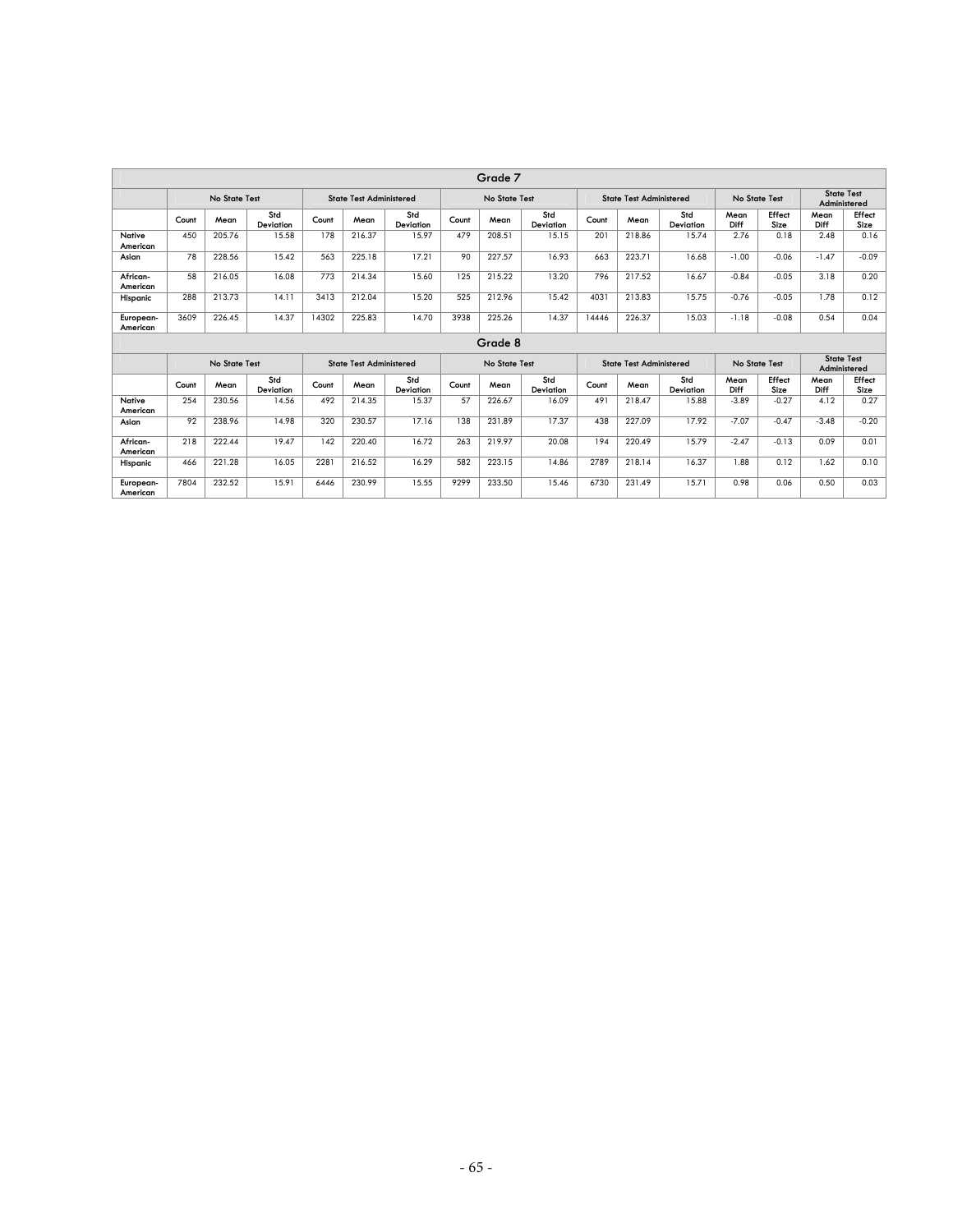| Grade 7 | | | | | | | | | | | | | | | | |
|---|---|---|---|---|---|---|---|---|---|---|---|---|---|---|---|---|
| | No State Test | | | State Test Administered | | | No State Test | | | State Test Administered | | | No State Test | | State Test Administered | |
| | Count | Mean | Std Deviation | Count | Mean | Std Deviation | Count | Mean | Std Deviation | Count | Mean | Std Deviation | Mean Diff | Effect Size | Mean Diff | Effect Size |
| Native American | 450 | 205.76 | 15.58 | 178 | 216.37 | 15.97 | 479 | 208.51 | 15.15 | 201 | 218.86 | 15.74 | 2.76 | 0.18 | 2.48 | 0.16 |
| Asian | 78 | 228.56 | 15.42 | 563 | 225.18 | 17.21 | 90 | 227.57 | 16.93 | 663 | 223.71 | 16.68 | -1.00 | -0.06 | -1.47 | -0.09 |
| African-American | 58 | 216.05 | 16.08 | 773 | 214.34 | 15.60 | 125 | 215.22 | 13.20 | 796 | 217.52 | 16.67 | -0.84 | -0.05 | 3.18 | 0.20 |
| Hispanic | 288 | 213.73 | 14.11 | 3413 | 212.04 | 15.20 | 525 | 212.96 | 15.42 | 4031 | 213.83 | 15.75 | -0.76 | -0.05 | 1.78 | 0.12 |
| European-American | 3609 | 226.45 | 14.37 | 14302 | 225.83 | 14.70 | 3938 | 225.26 | 14.37 | 14446 | 226.37 | 15.03 | -1.18 | -0.08 | 0.54 | 0.04 |
| **Grade 8** | | | | | | | | | | | | | | | | |
| | No State Test | | | State Test Administered | | | No State Test | | | State Test Administered | | | No State Test | | State Test Administered | |
| | Count | Mean | Std Deviation | Count | Mean | Std Deviation | Count | Mean | Std Deviation | Count | Mean | Std Deviation | Mean Diff | Effect Size | Mean Diff | Effect Size |
| Native American | 254 | 230.56 | 14.56 | 492 | 214.35 | 15.37 | 57 | 226.67 | 16.09 | 491 | 218.47 | 15.88 | -3.89 | -0.27 | 4.12 | 0.27 |
| Asian | 92 | 238.96 | 14.98 | 320 | 230.57 | 17.16 | 138 | 231.89 | 17.37 | 438 | 227.09 | 17.92 | -7.07 | -0.47 | -3.48 | -0.20 |
| African-American | 218 | 222.44 | 19.47 | 142 | 220.40 | 16.72 | 263 | 219.97 | 20.08 | 194 | 220.49 | 15.79 | -2.47 | -0.13 | 0.09 | 0.01 |
| Hispanic | 466 | 221.28 | 16.05 | 2281 | 216.52 | 16.29 | 582 | 223.15 | 14.86 | 2789 | 218.14 | 16.37 | 1.88 | 0.12 | 1.62 | 0.10 |
| European-American | 7804 | 232.52 | 15.91 | 6446 | 230.99 | 15.55 | 9299 | 233.50 | 15.46 | 6730 | 231.49 | 15.71 | 0.98 | 0.06 | 0.50 | 0.03 |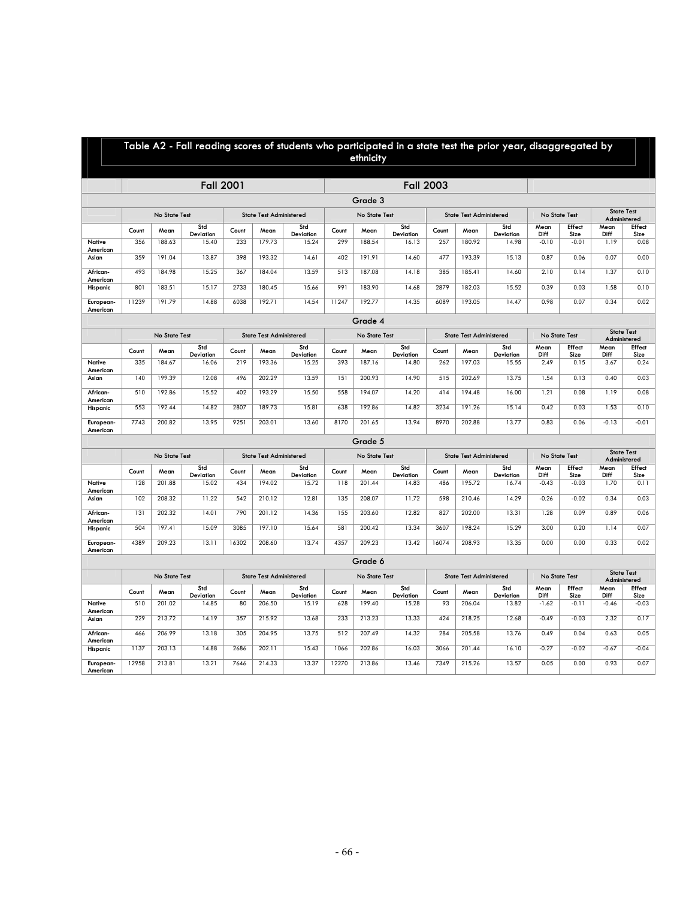## Table A2 - Fall reading scores of students who participated in a state test the prior year, disaggregated by ethnicity

| | Fall 2001 | | | | | | Fall 2003 | | | | | | | | | |
|---|---|---|---|---|---|---|---|---|---|---|---|---|---|---|---|---|
| **Grade 3** | | | | | | | | | | | | | | | | |
| | No State Test | | | State Test Administered | | | No State Test | | | State Test Administered | | | No State Test | | State Test Administered | |
| | Count | Mean | Std Deviation | Count | Mean | Std Deviation | Count | Mean | Std Deviation | Count | Mean | Std Deviation | Mean Diff | Effect Size | Mean Diff | Effect Size |
| Native American | 356 | 188.63 | 15.40 | 233 | 179.73 | 15.24 | 299 | 188.54 | 16.13 | 257 | 180.92 | 14.98 | -0.10 | -0.01 | 1.19 | 0.08 |
| Asian | 359 | 191.04 | 13.87 | 398 | 193.32 | 14.61 | 402 | 191.91 | 14.60 | 477 | 193.39 | 15.13 | 0.87 | 0.06 | 0.07 | 0.00 |
| African-American | 493 | 184.98 | 15.25 | 367 | 184.04 | 13.59 | 513 | 187.08 | 14.18 | 385 | 185.41 | 14.60 | 2.10 | 0.14 | 1.37 | 0.10 |
| Hispanic | 801 | 183.51 | 15.17 | 2733 | 180.45 | 15.66 | 991 | 183.90 | 14.68 | 2879 | 182.03 | 15.52 | 0.39 | 0.03 | 1.58 | 0.10 |
| European-American | 11239 | 191.79 | 14.88 | 6038 | 192.71 | 14.54 | 11247 | 192.77 | 14.35 | 6089 | 193.05 | 14.47 | 0.98 | 0.07 | 0.34 | 0.02 |
| **Grade 4** | | | | | | | | | | | | | | | | |
| | No State Test | | | State Test Administered | | | No State Test | | | State Test Administered | | | No State Test | | State Test Administered | |
| | Count | Mean | Std Deviation | Count | Mean | Std Deviation | Count | Mean | Std Deviation | Count | Mean | Std Deviation | Mean Diff | Effect Size | Mean Diff | Effect Size |
| Native American | 335 | 184.67 | 16.06 | 219 | 193.36 | 15.25 | 393 | 187.16 | 14.80 | 262 | 197.03 | 15.55 | 2.49 | 0.15 | 3.67 | 0.24 |
| Asian | 140 | 199.39 | 12.08 | 496 | 202.29 | 13.59 | 151 | 200.93 | 14.90 | 515 | 202.69 | 13.75 | 1.54 | 0.13 | 0.40 | 0.03 |
| African-American | 510 | 192.86 | 15.52 | 402 | 193.29 | 15.50 | 558 | 194.07 | 14.20 | 414 | 194.48 | 16.00 | 1.21 | 0.08 | 1.19 | 0.08 |
| Hispanic | 553 | 192.44 | 14.82 | 2807 | 189.73 | 15.81 | 638 | 192.86 | 14.82 | 3234 | 191.26 | 15.14 | 0.42 | 0.03 | 1.53 | 0.10 |
| European-American | 7743 | 200.82 | 13.95 | 9251 | 203.01 | 13.60 | 8170 | 201.65 | 13.94 | 8970 | 202.88 | 13.77 | 0.83 | 0.06 | -0.13 | -0.01 |
| **Grade 5** | | | | | | | | | | | | | | | | |
| | No State Test | | | State Test Administered | | | No State Test | | | State Test Administered | | | No State Test | | State Test Administered | |
| | Count | Mean | Std Deviation | Count | Mean | Std Deviation | Count | Mean | Std Deviation | Count | Mean | Std Deviation | Mean Diff | Effect Size | Mean Diff | Effect Size |
| Native American | 128 | 201.88 | 15.02 | 434 | 194.02 | 15.72 | 118 | 201.44 | 14.83 | 486 | 195.72 | 16.74 | -0.43 | -0.03 | 1.70 | 0.11 |
| Asian | 102 | 208.32 | 11.22 | 542 | 210.12 | 12.81 | 135 | 208.07 | 11.72 | 598 | 210.46 | 14.29 | -0.26 | -0.02 | 0.34 | 0.03 |
| African-American | 131 | 202.32 | 14.01 | 790 | 201.12 | 14.36 | 155 | 203.60 | 12.82 | 827 | 202.00 | 13.31 | 1.28 | 0.09 | 0.89 | 0.06 |
| Hispanic | 504 | 197.41 | 15.09 | 3085 | 197.10 | 15.64 | 581 | 200.42 | 13.34 | 3607 | 198.24 | 15.29 | 3.00 | 0.20 | 1.14 | 0.07 |
| European-American | 4389 | 209.23 | 13.11 | 16302 | 208.60 | 13.74 | 4357 | 209.23 | 13.42 | 16074 | 208.93 | 13.35 | 0.00 | 0.00 | 0.33 | 0.02 |
| **Grade 6** | | | | | | | | | | | | | | | | |
| | No State Test | | | State Test Administered | | | No State Test | | | State Test Administered | | | No State Test | | State Test Administered | |
| | Count | Mean | Std Deviation | Count | Mean | Std Deviation | Count | Mean | Std Deviation | Count | Mean | Std Deviation | Mean Diff | Effect Size | Mean Diff | Effect Size |
| Native American | 510 | 201.02 | 14.85 | 80 | 206.50 | 15.19 | 628 | 199.40 | 15.28 | 93 | 206.04 | 13.82 | -1.62 | -0.11 | -0.46 | -0.03 |
| Asian | 229 | 213.72 | 14.19 | 357 | 215.92 | 13.68 | 233 | 213.23 | 13.33 | 424 | 218.25 | 12.68 | -0.49 | -0.03 | 2.32 | 0.17 |
| African-American | 466 | 206.99 | 13.18 | 305 | 204.95 | 13.75 | 512 | 207.49 | 14.32 | 284 | 205.58 | 13.76 | 0.49 | 0.04 | 0.63 | 0.05 |
| Hispanic | 1137 | 203.13 | 14.88 | 2686 | 202.11 | 15.43 | 1066 | 202.86 | 16.03 | 3066 | 201.44 | 16.10 | -0.27 | -0.02 | -0.67 | -0.04 |
| European-American | 12958 | 213.81 | 13.21 | 7646 | 214.33 | 13.37 | 12270 | 213.86 | 13.46 | 7349 | 215.26 | 13.57 | 0.05 | 0.00 | 0.93 | 0.07 |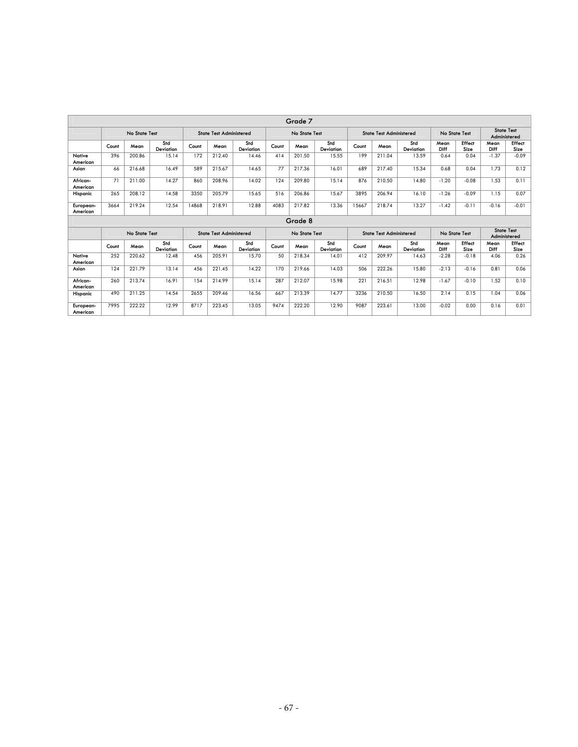| Grade 7 | | | | | | | | | | | | | | | | |
|---|---|---|---|---|---|---|---|---|---|---|---|---|---|---|---|---|
| | No State Test | | | State Test Administered | | | No State Test | | | State Test Administered | | | No State Test | | State Test Administered | |
| | Count | Mean | Std Deviation | Count | Mean | Std Deviation | Count | Mean | Std Deviation | Count | Mean | Std Deviation | Mean Diff | Effect Size | Mean Diff | Effect Size |
| Native American | 396 | 200.86 | 15.14 | 172 | 212.40 | 14.46 | 414 | 201.50 | 15.55 | 199 | 211.04 | 13.59 | 0.64 | 0.04 | -1.37 | -0.09 |
| Asian | 66 | 216.68 | 16.49 | 589 | 215.67 | 14.65 | 77 | 217.36 | 16.01 | 689 | 217.40 | 15.34 | 0.68 | 0.04 | 1.73 | 0.12 |
| African-American | 71 | 211.00 | 14.27 | 860 | 208.96 | 14.02 | 124 | 209.80 | 15.14 | 876 | 210.50 | 14.80 | -1.20 | -0.08 | 1.53 | 0.11 |
| Hispanic | 265 | 208.12 | 14.58 | 3350 | 205.79 | 15.65 | 516 | 206.86 | 15.67 | 3895 | 206.94 | 16.10 | -1.26 | -0.09 | 1.15 | 0.07 |
| European-American | 3664 | 219.24 | 12.54 | 14868 | 218.91 | 12.88 | 4083 | 217.82 | 13.36 | 15667 | 218.74 | 13.27 | -1.42 | -0.11 | -0.16 | -0.01 |

| Grade 8 | | | | | | | | | | | | | | | | |
|---|---|---|---|---|---|---|---|---|---|---|---|---|---|---|---|---|
| | No State Test | | | State Test Administered | | | No State Test | | | State Test Administered | | | No State Test | | State Test Administered | |
| | Count | Mean | Std Deviation | Count | Mean | Std Deviation | Count | Mean | Std Deviation | Count | Mean | Std Deviation | Mean Diff | Effect Size | Mean Diff | Effect Size |
| Native American | 252 | 220.62 | 12.48 | 456 | 205.91 | 15.70 | 50 | 218.34 | 14.01 | 412 | 209.97 | 14.63 | -2.28 | -0.18 | 4.06 | 0.26 |
| Asian | 124 | 221.79 | 13.14 | 456 | 221.45 | 14.22 | 170 | 219.66 | 14.03 | 506 | 222.26 | 15.80 | -2.13 | -0.16 | 0.81 | 0.06 |
| African-American | 260 | 213.74 | 16.91 | 154 | 214.99 | 15.14 | 287 | 212.07 | 15.98 | 221 | 216.51 | 12.98 | -1.67 | -0.10 | 1.52 | 0.10 |
| Hispanic | 490 | 211.25 | 14.54 | 2655 | 209.46 | 16.56 | 667 | 213.39 | 14.77 | 3236 | 210.50 | 16.50 | 2.14 | 0.15 | 1.04 | 0.06 |
| European-American | 7995 | 222.22 | 12.99 | 8717 | 223.45 | 13.05 | 9474 | 222.20 | 12.90 | 9087 | 223.61 | 13.00 | -0.02 | 0.00 | 0.16 | 0.01 |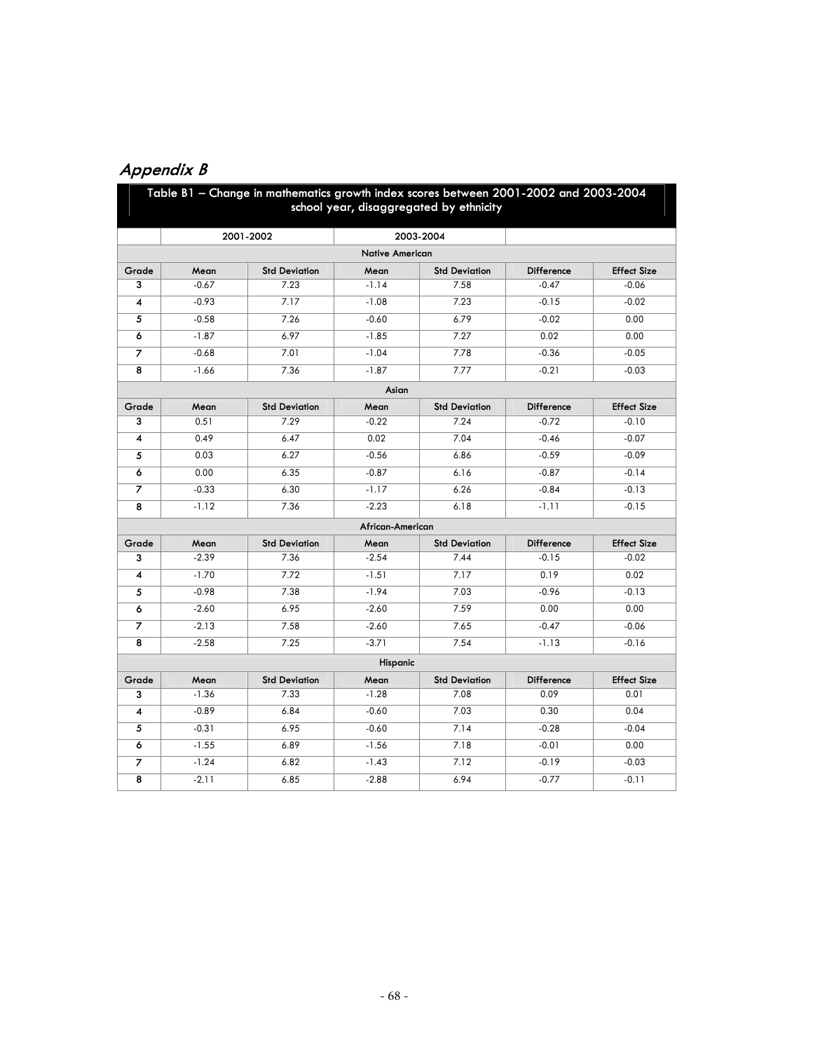## *Appendix B*

Table B1 – Change in mathematics growth index scores between 2001-2002 and 2003-2004 school year, disaggregated by ethnicity

| | 2001-2002 | | 2003-2004 | | | |
|---|---|---|---|---|---|---|
| **Native American** | | | | | | |
| Grade | Mean | Std Deviation | Mean | Std Deviation | Difference | Effect Size |
| 3 | -0.67 | 7.23 | -1.14 | 7.58 | -0.47 | -0.06 |
| 4 | -0.93 | 7.17 | -1.08 | 7.23 | -0.15 | -0.02 |
| 5 | -0.58 | 7.26 | -0.60 | 6.79 | -0.02 | 0.00 |
| 6 | -1.87 | 6.97 | -1.85 | 7.27 | 0.02 | 0.00 |
| 7 | -0.68 | 7.01 | -1.04 | 7.78 | -0.36 | -0.05 |
| 8 | -1.66 | 7.36 | -1.87 | 7.77 | -0.21 | -0.03 |
| **Asian** | | | | | | |
| Grade | Mean | Std Deviation | Mean | Std Deviation | Difference | Effect Size |
| 3 | 0.51 | 7.29 | -0.22 | 7.24 | -0.72 | -0.10 |
| 4 | 0.49 | 6.47 | 0.02 | 7.04 | -0.46 | -0.07 |
| 5 | 0.03 | 6.27 | -0.56 | 6.86 | -0.59 | -0.09 |
| 6 | 0.00 | 6.35 | -0.87 | 6.16 | -0.87 | -0.14 |
| 7 | -0.33 | 6.30 | -1.17 | 6.26 | -0.84 | -0.13 |
| 8 | -1.12 | 7.36 | -2.23 | 6.18 | -1.11 | -0.15 |
| **African-American** | | | | | | |
| Grade | Mean | Std Deviation | Mean | Std Deviation | Difference | Effect Size |
| 3 | -2.39 | 7.36 | -2.54 | 7.44 | -0.15 | -0.02 |
| 4 | -1.70 | 7.72 | -1.51 | 7.17 | 0.19 | 0.02 |
| 5 | -0.98 | 7.38 | -1.94 | 7.03 | -0.96 | -0.13 |
| 6 | -2.60 | 6.95 | -2.60 | 7.59 | 0.00 | 0.00 |
| 7 | -2.13 | 7.58 | -2.60 | 7.65 | -0.47 | -0.06 |
| 8 | -2.58 | 7.25 | -3.71 | 7.54 | -1.13 | -0.16 |
| **Hispanic** | | | | | | |
| Grade | Mean | Std Deviation | Mean | Std Deviation | Difference | Effect Size |
| 3 | -1.36 | 7.33 | -1.28 | 7.08 | 0.09 | 0.01 |
| 4 | -0.89 | 6.84 | -0.60 | 7.03 | 0.30 | 0.04 |
| 5 | -0.31 | 6.95 | -0.60 | 7.14 | -0.28 | -0.04 |
| 6 | -1.55 | 6.89 | -1.56 | 7.18 | -0.01 | 0.00 |
| 7 | -1.24 | 6.82 | -1.43 | 7.12 | -0.19 | -0.03 |
| 8 | -2.11 | 6.85 | -2.88 | 6.94 | -0.77 | -0.11 |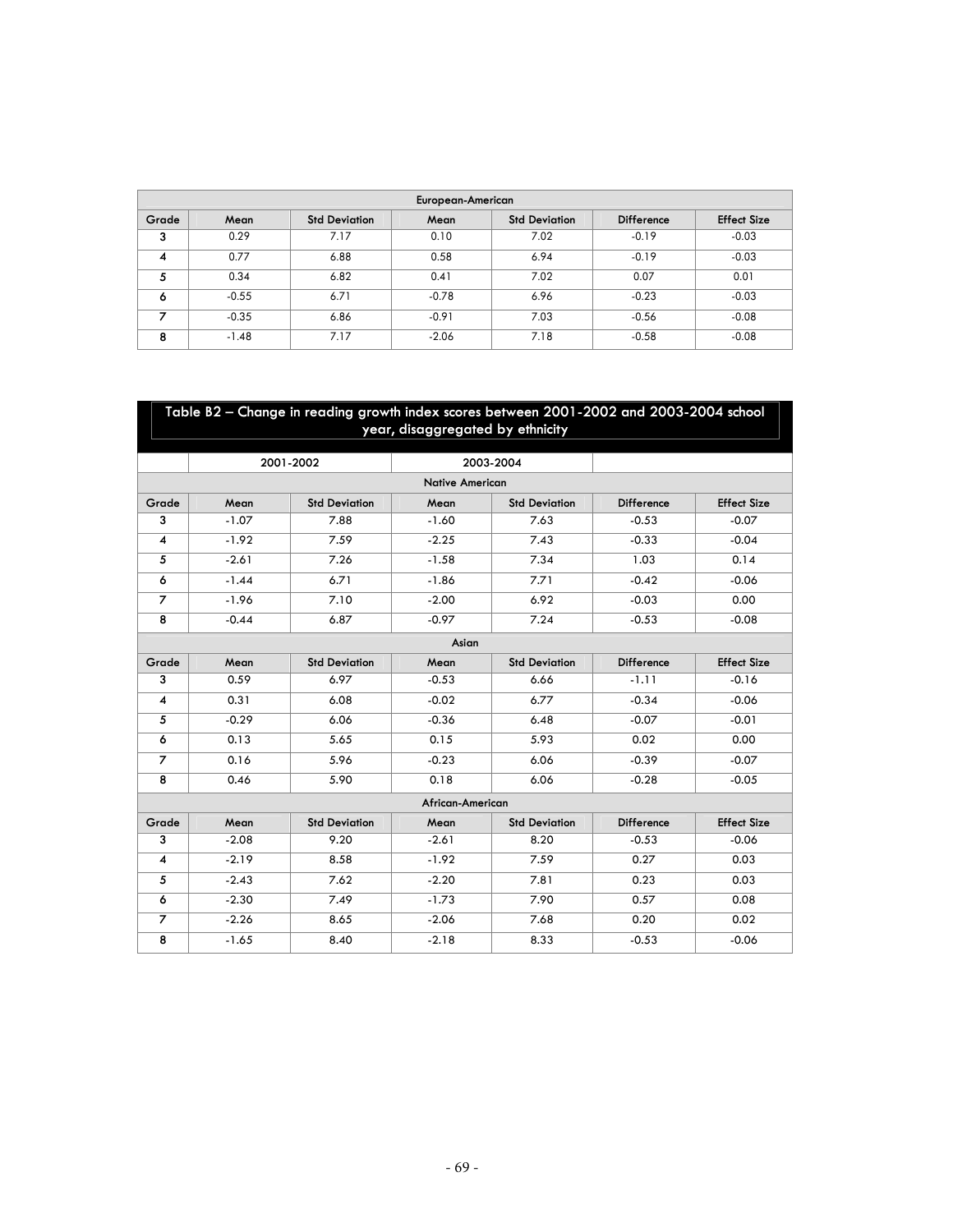| European-American | | | | | | |
|---|---|---|---|---|---|---|
| Grade | Mean | Std Deviation | Mean | Std Deviation | Difference | Effect Size |
| 3 | 0.29 | 7.17 | 0.10 | 7.02 | -0.19 | -0.03 |
| 4 | 0.77 | 6.88 | 0.58 | 6.94 | -0.19 | -0.03 |
| 5 | 0.34 | 6.82 | 0.41 | 7.02 | 0.07 | 0.01 |
| 6 | -0.55 | 6.71 | -0.78 | 6.96 | -0.23 | -0.03 |
| 7 | -0.35 | 6.86 | -0.91 | 7.03 | -0.56 | -0.08 |
| 8 | -1.48 | 7.17 | -2.06 | 7.18 | -0.58 | -0.08 |

**Table B2 – Change in reading growth index scores between 2001-2002 and 2003-2004 school year, disaggregated by ethnicity**

| | 2001-2002 | | 2003-2004 | | | |
|---|---|---|---|---|---|---|
| **Native American** | | | | | | |
| Grade | Mean | Std Deviation | Mean | Std Deviation | Difference | Effect Size |
| 3 | -1.07 | 7.88 | -1.60 | 7.63 | -0.53 | -0.07 |
| 4 | -1.92 | 7.59 | -2.25 | 7.43 | -0.33 | -0.04 |
| 5 | -2.61 | 7.26 | -1.58 | 7.34 | 1.03 | 0.14 |
| 6 | -1.44 | 6.71 | -1.86 | 7.71 | -0.42 | -0.06 |
| 7 | -1.96 | 7.10 | -2.00 | 6.92 | -0.03 | 0.00 |
| 8 | -0.44 | 6.87 | -0.97 | 7.24 | -0.53 | -0.08 |
| **Asian** | | | | | | |
| Grade | Mean | Std Deviation | Mean | Std Deviation | Difference | Effect Size |
| 3 | 0.59 | 6.97 | -0.53 | 6.66 | -1.11 | -0.16 |
| 4 | 0.31 | 6.08 | -0.02 | 6.77 | -0.34 | -0.06 |
| 5 | -0.29 | 6.06 | -0.36 | 6.48 | -0.07 | -0.01 |
| 6 | 0.13 | 5.65 | 0.15 | 5.93 | 0.02 | 0.00 |
| 7 | 0.16 | 5.96 | -0.23 | 6.06 | -0.39 | -0.07 |
| 8 | 0.46 | 5.90 | 0.18 | 6.06 | -0.28 | -0.05 |
| **African-American** | | | | | | |
| Grade | Mean | Std Deviation | Mean | Std Deviation | Difference | Effect Size |
| 3 | -2.08 | 9.20 | -2.61 | 8.20 | -0.53 | -0.06 |
| 4 | -2.19 | 8.58 | -1.92 | 7.59 | 0.27 | 0.03 |
| 5 | -2.43 | 7.62 | -2.20 | 7.81 | 0.23 | 0.03 |
| 6 | -2.30 | 7.49 | -1.73 | 7.90 | 0.57 | 0.08 |
| 7 | -2.26 | 8.65 | -2.06 | 7.68 | 0.20 | 0.02 |
| 8 | -1.65 | 8.40 | -2.18 | 8.33 | -0.53 | -0.06 |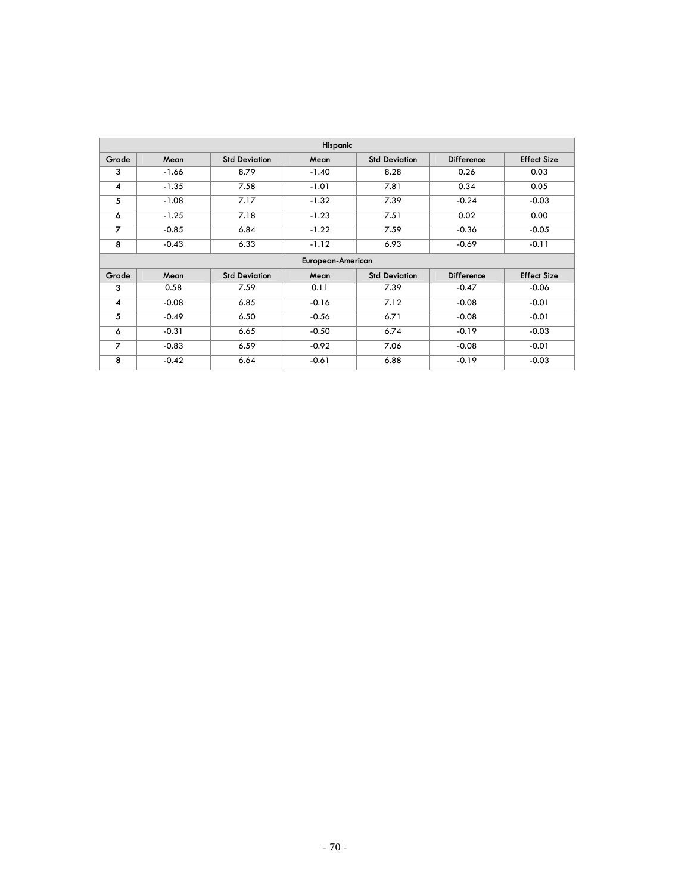| Hispanic | | | | | | |
|---|---|---|---|---|---|---|
| Grade | Mean | Std Deviation | Mean | Std Deviation | Difference | Effect Size |
| 3 | -1.66 | 8.79 | -1.40 | 8.28 | 0.26 | 0.03 |
| 4 | -1.35 | 7.58 | -1.01 | 7.81 | 0.34 | 0.05 |
| 5 | -1.08 | 7.17 | -1.32 | 7.39 | -0.24 | -0.03 |
| 6 | -1.25 | 7.18 | -1.23 | 7.51 | 0.02 | 0.00 |
| 7 | -0.85 | 6.84 | -1.22 | 7.59 | -0.36 | -0.05 |
| 8 | -0.43 | 6.33 | -1.12 | 6.93 | -0.69 | -0.11 |
| **European-American** | | | | | | |
| Grade | Mean | Std Deviation | Mean | Std Deviation | Difference | Effect Size |
| 3 | 0.58 | 7.59 | 0.11 | 7.39 | -0.47 | -0.06 |
| 4 | -0.08 | 6.85 | -0.16 | 7.12 | -0.08 | -0.01 |
| 5 | -0.49 | 6.50 | -0.56 | 6.71 | -0.08 | -0.01 |
| 6 | -0.31 | 6.65 | -0.50 | 6.74 | -0.19 | -0.03 |
| 7 | -0.83 | 6.59 | -0.92 | 7.06 | -0.08 | -0.01 |
| 8 | -0.42 | 6.64 | -0.61 | 6.88 | -0.19 | -0.03 |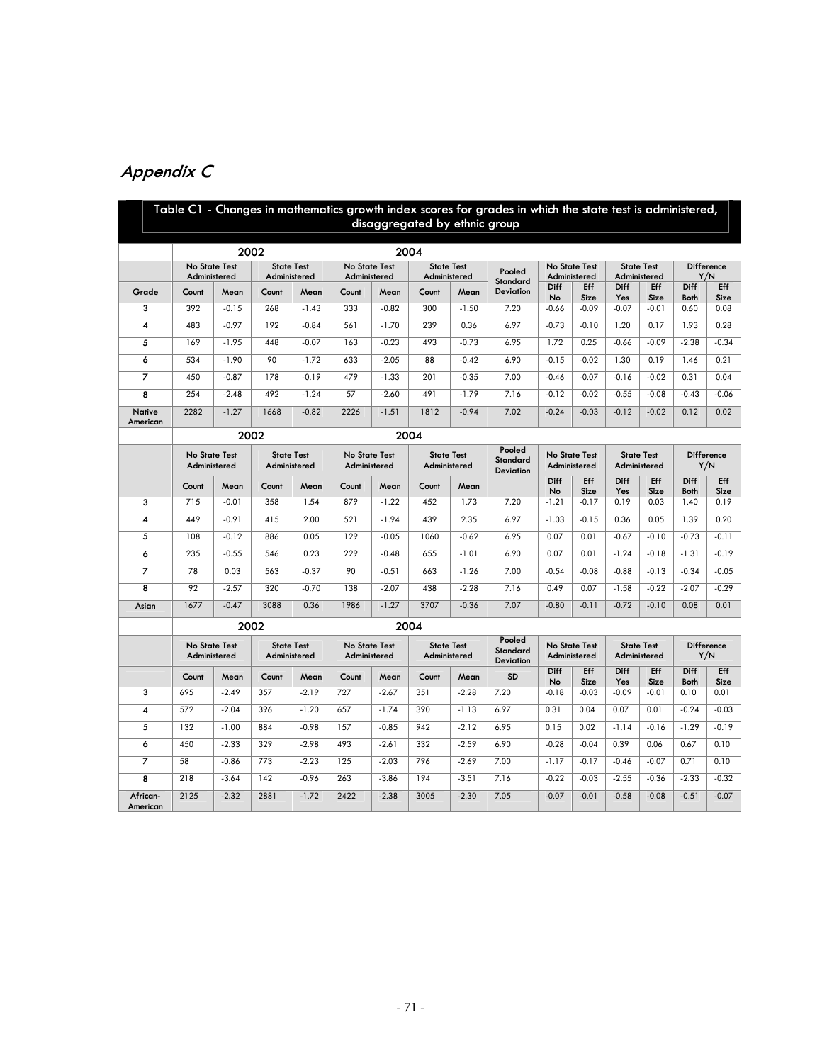## *Appendix C*

**Table C1 - Changes in mathematics growth index scores for grades in which the state test is administered, disaggregated by ethnic group**

| | 2002 | | | | 2004 | | | | | | | | | | |
|---|---|---|---|---|---|---|---|---|---|---|---|---|---|---|---|
| | No State Test Administered | | State Test Administered | | No State Test Administered | | State Test Administered | | Pooled Standard Deviation | No State Test Administered | | State Test Administered | | Difference Y/N | |
| Grade | Count | Mean | Count | Mean | Count | Mean | Count | Mean | | Diff No | Eff Size | Diff Yes | Eff Size | Diff Both | Eff Size |
| 3 | 392 | -0.15 | 268 | -1.43 | 333 | -0.82 | 300 | -1.50 | 7.20 | -0.66 | -0.09 | -0.07 | -0.01 | 0.60 | 0.08 |
| 4 | 483 | -0.97 | 192 | -0.84 | 561 | -1.70 | 239 | 0.36 | 6.97 | -0.73 | -0.10 | 1.20 | 0.17 | 1.93 | 0.28 |
| 5 | 169 | -1.95 | 448 | -0.07 | 163 | -0.23 | 493 | -0.73 | 6.95 | 1.72 | 0.25 | -0.66 | -0.09 | -2.38 | -0.34 |
| 6 | 534 | -1.90 | 90 | -1.72 | 633 | -2.05 | 88 | -0.42 | 6.90 | -0.15 | -0.02 | 1.30 | 0.19 | 1.46 | 0.21 |
| 7 | 450 | -0.87 | 178 | -0.19 | 479 | -1.33 | 201 | -0.35 | 7.00 | -0.46 | -0.07 | -0.16 | -0.02 | 0.31 | 0.04 |
| 8 | 254 | -2.48 | 492 | -1.24 | 57 | -2.60 | 491 | -1.79 | 7.16 | -0.12 | -0.02 | -0.55 | -0.08 | -0.43 | -0.06 |
| Native American | 2282 | -1.27 | 1668 | -0.82 | 2226 | -1.51 | 1812 | -0.94 | 7.02 | -0.24 | -0.03 | -0.12 | -0.02 | 0.12 | 0.02 |
| | 2002 | | | | 2004 | | | | | | | | | | |
| | No State Test Administered | | State Test Administered | | No State Test Administered | | State Test Administered | | Pooled Standard Deviation | No State Test Administered | | State Test Administered | | Difference Y/N | |
| | Count | Mean | Count | Mean | Count | Mean | Count | Mean | | Diff No | Eff Size | Diff Yes | Eff Size | Diff Both | Eff Size |
| 3 | 715 | -0.01 | 358 | 1.54 | 879 | -1.22 | 452 | 1.73 | 7.20 | -1.21 | -0.17 | 0.19 | 0.03 | 1.40 | 0.19 |
| 4 | 449 | -0.91 | 415 | 2.00 | 521 | -1.94 | 439 | 2.35 | 6.97 | -1.03 | -0.15 | 0.36 | 0.05 | 1.39 | 0.20 |
| 5 | 108 | -0.12 | 886 | 0.05 | 129 | -0.05 | 1060 | -0.62 | 6.95 | 0.07 | 0.01 | -0.67 | -0.10 | -0.73 | -0.11 |
| 6 | 235 | -0.55 | 546 | 0.23 | 229 | -0.48 | 655 | -1.01 | 6.90 | 0.07 | 0.01 | -1.24 | -0.18 | -1.31 | -0.19 |
| 7 | 78 | 0.03 | 563 | -0.37 | 90 | -0.51 | 663 | -1.26 | 7.00 | -0.54 | -0.08 | -0.88 | -0.13 | -0.34 | -0.05 |
| 8 | 92 | -2.57 | 320 | -0.70 | 138 | -2.07 | 438 | -2.28 | 7.16 | 0.49 | 0.07 | -1.58 | -0.22 | -2.07 | -0.29 |
| Asian | 1677 | -0.47 | 3088 | 0.36 | 1986 | -1.27 | 3707 | -0.36 | 7.07 | -0.80 | -0.11 | -0.72 | -0.10 | 0.08 | 0.01 |
| | 2002 | | | | 2004 | | | | | | | | | | |
| | No State Test Administered | | State Test Administered | | No State Test Administered | | State Test Administered | | Pooled Standard Deviation | No State Test Administered | | State Test Administered | | Difference Y/N | |
| | Count | Mean | Count | Mean | Count | Mean | Count | Mean | SD | Diff No | Eff Size | Diff Yes | Eff Size | Diff Both | Eff Size |
| 3 | 695 | -2.49 | 357 | -2.19 | 727 | -2.67 | 351 | -2.28 | 7.20 | -0.18 | -0.03 | -0.09 | -0.01 | 0.10 | 0.01 |
| 4 | 572 | -2.04 | 396 | -1.20 | 657 | -1.74 | 390 | -1.13 | 6.97 | 0.31 | 0.04 | 0.07 | 0.01 | -0.24 | -0.03 |
| 5 | 132 | -1.00 | 884 | -0.98 | 157 | -0.85 | 942 | -2.12 | 6.95 | 0.15 | 0.02 | -1.14 | -0.16 | -1.29 | -0.19 |
| 6 | 450 | -2.33 | 329 | -2.98 | 493 | -2.61 | 332 | -2.59 | 6.90 | -0.28 | -0.04 | 0.39 | 0.06 | 0.67 | 0.10 |
| 7 | 58 | -0.86 | 773 | -2.23 | 125 | -2.03 | 796 | -2.69 | 7.00 | -1.17 | -0.17 | -0.46 | -0.07 | 0.71 | 0.10 |
| 8 | 218 | -3.64 | 142 | -0.96 | 263 | -3.86 | 194 | -3.51 | 7.16 | -0.22 | -0.03 | -2.55 | -0.36 | -2.33 | -0.32 |
| African-American | 2125 | -2.32 | 2881 | -1.72 | 2422 | -2.38 | 3005 | -2.30 | 7.05 | -0.07 | -0.01 | -0.58 | -0.08 | -0.51 | -0.07 |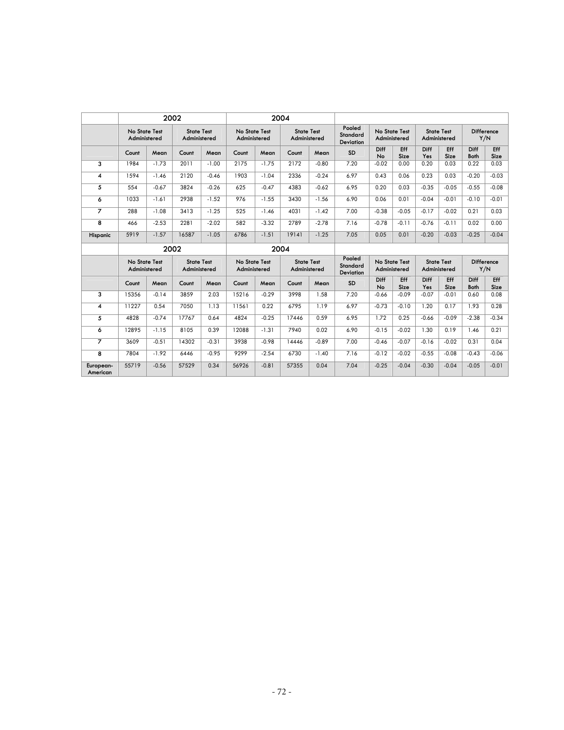| | 2002 | | | | 2004 | | | | | | | | | | |
|---|---|---|---|---|---|---|---|---|---|---|---|---|---|---|---|
| | No State Test Administered | | State Test Administered | | No State Test Administered | | State Test Administered | | Pooled Standard Deviation | No State Test Administered | | State Test Administered | | Difference Y/N | |
| | Count | Mean | Count | Mean | Count | Mean | Count | Mean | SD | Diff No | Eff Size | Diff Yes | Eff Size | Diff Both | Eff Size |
| 3 | 1984 | -1.73 | 2011 | -1.00 | 2175 | -1.75 | 2172 | -0.80 | 7.20 | -0.02 | 0.00 | 0.20 | 0.03 | 0.22 | 0.03 |
| 4 | 1594 | -1.46 | 2120 | -0.46 | 1903 | -1.04 | 2336 | -0.24 | 6.97 | 0.43 | 0.06 | 0.23 | 0.03 | -0.20 | -0.03 |
| 5 | 554 | -0.67 | 3824 | -0.26 | 625 | -0.47 | 4383 | -0.62 | 6.95 | 0.20 | 0.03 | -0.35 | -0.05 | -0.55 | -0.08 |
| 6 | 1033 | -1.61 | 2938 | -1.52 | 976 | -1.55 | 3430 | -1.56 | 6.90 | 0.06 | 0.01 | -0.04 | -0.01 | -0.10 | -0.01 |
| 7 | 288 | -1.08 | 3413 | -1.25 | 525 | -1.46 | 4031 | -1.42 | 7.00 | -0.38 | -0.05 | -0.17 | -0.02 | 0.21 | 0.03 |
| 8 | 466 | -2.53 | 2281 | -2.02 | 582 | -3.32 | 2789 | -2.78 | 7.16 | -0.78 | -0.11 | -0.76 | -0.11 | 0.02 | 0.00 |
| Hispanic | 5919 | -1.57 | 16587 | -1.05 | 6786 | -1.51 | 19141 | -1.25 | 7.05 | 0.05 | 0.01 | -0.20 | -0.03 | -0.25 | -0.04 |

| | 2002 | | | | 2004 | | | | | | | | | | |
|---|---|---|---|---|---|---|---|---|---|---|---|---|---|---|---|
| | No State Test Administered | | State Test Administered | | No State Test Administered | | State Test Administered | | Pooled Standard Deviation | No State Test Administered | | State Test Administered | | Difference Y/N | |
| | Count | Mean | Count | Mean | Count | Mean | Count | Mean | SD | Diff No | Eff Size | Diff Yes | Eff Size | Diff Both | Eff Size |
| 3 | 15356 | -0.14 | 3859 | 2.03 | 15216 | -0.29 | 3998 | 1.58 | 7.20 | -0.66 | -0.09 | -0.07 | -0.01 | 0.60 | 0.08 |
| 4 | 11227 | 0.54 | 7050 | 1.13 | 11561 | 0.22 | 6795 | 1.19 | 6.97 | -0.73 | -0.10 | 1.20 | 0.17 | 1.93 | 0.28 |
| 5 | 4828 | -0.74 | 17767 | 0.64 | 4824 | -0.25 | 17446 | 0.59 | 6.95 | 1.72 | 0.25 | -0.66 | -0.09 | -2.38 | -0.34 |
| 6 | 12895 | -1.15 | 8105 | 0.39 | 12088 | -1.31 | 7940 | 0.02 | 6.90 | -0.15 | -0.02 | 1.30 | 0.19 | 1.46 | 0.21 |
| 7 | 3609 | -0.51 | 14302 | -0.31 | 3938 | -0.98 | 14446 | -0.89 | 7.00 | -0.46 | -0.07 | -0.16 | -0.02 | 0.31 | 0.04 |
| 8 | 7804 | -1.92 | 6446 | -0.95 | 9299 | -2.54 | 6730 | -1.40 | 7.16 | -0.12 | -0.02 | -0.55 | -0.08 | -0.43 | -0.06 |
| European-American | 55719 | -0.56 | 57529 | 0.34 | 56926 | -0.81 | 57355 | 0.04 | 7.04 | -0.25 | -0.04 | -0.30 | -0.04 | -0.05 | -0.01 |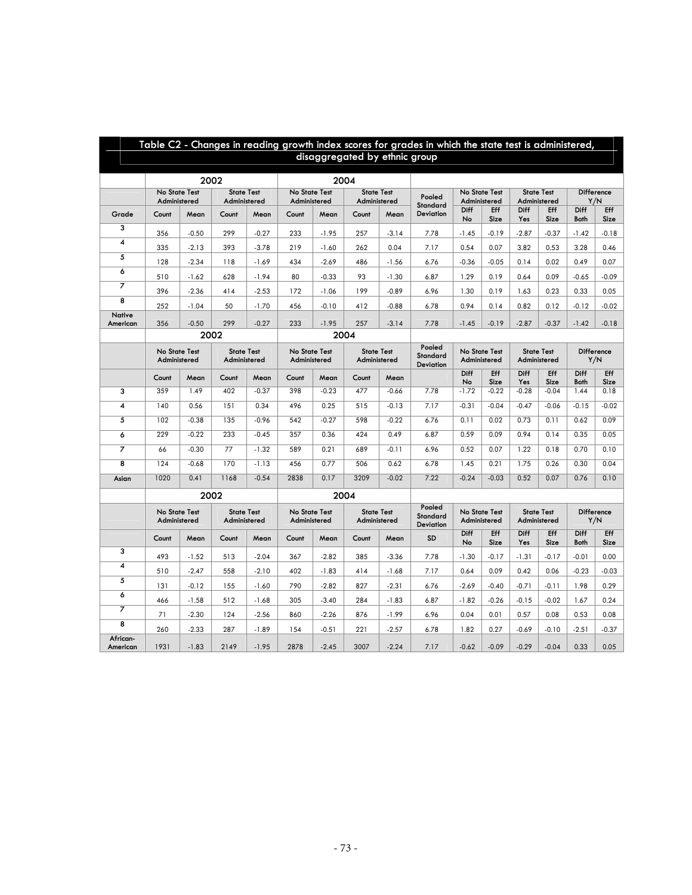## Table C2 - Changes in reading growth index scores for grades in which the state test is administered, disaggregated by ethnic group

| | 2002 | | | | 2004 | | | | | | | | | | |
|---|---|---|---|---|---|---|---|---|---|---|---|---|---|---|---|
| | No State Test Administered | | State Test Administered | | No State Test Administered | | State Test Administered | | Pooled Standard Deviation | No State Test Administered | | State Test Administered | | Difference Y/N | |
| Grade | Count | Mean | Count | Mean | Count | Mean | Count | Mean | | Diff No | Eff Size | Diff Yes | Eff Size | Diff Both | Eff Size |
| 3 | 356 | -0.50 | 299 | -0.27 | 233 | -1.95 | 257 | -3.14 | 7.78 | -1.45 | -0.19 | -2.87 | -0.37 | -1.42 | -0.18 |
| 4 | 335 | -2.13 | 393 | -3.78 | 219 | -1.60 | 262 | 0.04 | 7.17 | 0.54 | 0.07 | 3.82 | 0.53 | 3.28 | 0.46 |
| 5 | 128 | -2.34 | 118 | -1.69 | 434 | -2.69 | 486 | -1.56 | 6.76 | -0.36 | -0.05 | 0.14 | 0.02 | 0.49 | 0.07 |
| 6 | 510 | -1.62 | 628 | -1.94 | 80 | -0.33 | 93 | -1.30 | 6.87 | 1.29 | 0.19 | 0.64 | 0.09 | -0.65 | -0.09 |
| 7 | 396 | -2.36 | 414 | -2.53 | 172 | -1.06 | 199 | -0.89 | 6.96 | 1.30 | 0.19 | 1.63 | 0.23 | 0.33 | 0.05 |
| 8 | 252 | -1.04 | 50 | -1.70 | 456 | -0.10 | 412 | -0.88 | 6.78 | 0.94 | 0.14 | 0.82 | 0.12 | -0.12 | -0.02 |
| Native American | 356 | -0.50 | 299 | -0.27 | 233 | -1.95 | 257 | -3.14 | 7.78 | -1.45 | -0.19 | -2.87 | -0.37 | -1.42 | -0.18 |

| | 2002 | | | | 2004 | | | | | | | | | | |
|---|---|---|---|---|---|---|---|---|---|---|---|---|---|---|---|
| | No State Test Administered | | State Test Administered | | No State Test Administered | | State Test Administered | | Pooled Standard Deviation | No State Test Administered | | State Test Administered | | Difference Y/N | |
| | Count | Mean | Count | Mean | Count | Mean | Count | Mean | | Diff No | Eff Size | Diff Yes | Eff Size | Diff Both | Eff Size |
| 3 | 359 | 1.49 | 402 | -0.37 | 398 | -0.23 | 477 | -0.66 | 7.78 | -1.72 | -0.22 | -0.28 | -0.04 | 1.44 | 0.18 |
| 4 | 140 | 0.56 | 151 | 0.34 | 496 | 0.25 | 515 | -0.13 | 7.17 | -0.31 | -0.04 | -0.47 | -0.06 | -0.15 | -0.02 |
| 5 | 102 | -0.38 | 135 | -0.96 | 542 | -0.27 | 598 | -0.22 | 6.76 | 0.11 | 0.02 | 0.73 | 0.11 | 0.62 | 0.09 |
| 6 | 229 | -0.22 | 233 | -0.45 | 357 | 0.36 | 424 | 0.49 | 6.87 | 0.59 | 0.09 | 0.94 | 0.14 | 0.35 | 0.05 |
| 7 | 66 | -0.30 | 77 | -1.32 | 589 | 0.21 | 689 | -0.11 | 6.96 | 0.52 | 0.07 | 1.22 | 0.18 | 0.70 | 0.10 |
| 8 | 124 | -0.68 | 170 | -1.13 | 456 | 0.77 | 506 | 0.62 | 6.78 | 1.45 | 0.21 | 1.75 | 0.26 | 0.30 | 0.04 |
| Asian | 1020 | 0.41 | 1168 | -0.54 | 2838 | 0.17 | 3209 | -0.02 | 7.22 | -0.24 | -0.03 | 0.52 | 0.07 | 0.76 | 0.10 |

| | 2002 | | | | 2004 | | | | | | | | | | |
|---|---|---|---|---|---|---|---|---|---|---|---|---|---|---|---|
| | No State Test Administered | | State Test Administered | | No State Test Administered | | State Test Administered | | Pooled Standard Deviation | No State Test Administered | | State Test Administered | | Difference Y/N | |
| | Count | Mean | Count | Mean | Count | Mean | Count | Mean | SD | Diff No | Eff Size | Diff Yes | Eff Size | Diff Both | Eff Size |
| 3 | 493 | -1.52 | 513 | -2.04 | 367 | -2.82 | 385 | -3.36 | 7.78 | -1.30 | -0.17 | -1.31 | -0.17 | -0.01 | 0.00 |
| 4 | 510 | -2.47 | 558 | -2.10 | 402 | -1.83 | 414 | -1.68 | 7.17 | 0.64 | 0.09 | 0.42 | 0.06 | -0.23 | -0.03 |
| 5 | 131 | -0.12 | 155 | -1.60 | 790 | -2.82 | 827 | -2.31 | 6.76 | -2.69 | -0.40 | -0.71 | -0.11 | 1.98 | 0.29 |
| 6 | 466 | -1.58 | 512 | -1.68 | 305 | -3.40 | 284 | -1.83 | 6.87 | -1.82 | -0.26 | -0.15 | -0.02 | 1.67 | 0.24 |
| 7 | 71 | -2.30 | 124 | -2.56 | 860 | -2.26 | 876 | -1.99 | 6.96 | 0.04 | 0.01 | 0.57 | 0.08 | 0.53 | 0.08 |
| 8 | 260 | -2.33 | 287 | -1.89 | 154 | -0.51 | 221 | -2.57 | 6.78 | 1.82 | 0.27 | -0.69 | -0.10 | -2.51 | -0.37 |
| African-American | 1931 | -1.83 | 2149 | -1.95 | 2878 | -2.45 | 3007 | -2.24 | 7.17 | -0.62 | -0.09 | -0.29 | -0.04 | 0.33 | 0.05 |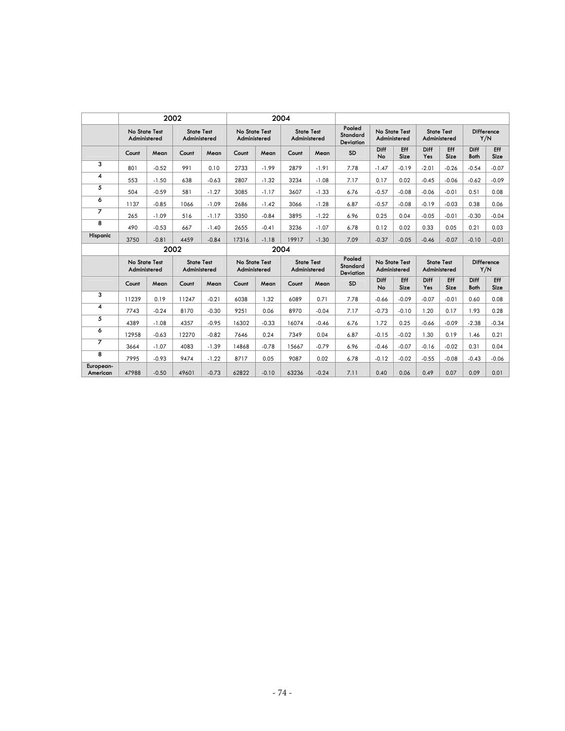| | 2002 | | | | 2004 | | | | | | | | | | |
|---|---|---|---|---|---|---|---|---|---|---|---|---|---|---|---|
| | No State Test Administered | | State Test Administered | | No State Test Administered | | State Test Administered | | Pooled Standard Deviation | No State Test Administered | | State Test Administered | | Difference Y/N | |
| | Count | Mean | Count | Mean | Count | Mean | Count | Mean | SD | Diff No | Eff Size | Diff Yes | Eff Size | Diff Both | Eff Size |
| 3 | 801 | -0.52 | 991 | 0.10 | 2733 | -1.99 | 2879 | -1.91 | 7.78 | -1.47 | -0.19 | -2.01 | -0.26 | -0.54 | -0.07 |
| 4 | 553 | -1.50 | 638 | -0.63 | 2807 | -1.32 | 3234 | -1.08 | 7.17 | 0.17 | 0.02 | -0.45 | -0.06 | -0.62 | -0.09 |
| 5 | 504 | -0.59 | 581 | -1.27 | 3085 | -1.17 | 3607 | -1.33 | 6.76 | -0.57 | -0.08 | -0.06 | -0.01 | 0.51 | 0.08 |
| 6 | 1137 | -0.85 | 1066 | -1.09 | 2686 | -1.42 | 3066 | -1.28 | 6.87 | -0.57 | -0.08 | -0.19 | -0.03 | 0.38 | 0.06 |
| 7 | 265 | -1.09 | 516 | -1.17 | 3350 | -0.84 | 3895 | -1.22 | 6.96 | 0.25 | 0.04 | -0.05 | -0.01 | -0.30 | -0.04 |
| 8 | 490 | -0.53 | 667 | -1.40 | 2655 | -0.41 | 3236 | -1.07 | 6.78 | 0.12 | 0.02 | 0.33 | 0.05 | 0.21 | 0.03 |
| Hispanic | 3750 | -0.81 | 4459 | -0.84 | 17316 | -1.18 | 19917 | -1.30 | 7.09 | -0.37 | -0.05 | -0.46 | -0.07 | -0.10 | -0.01 |
| | 2002 | | | | 2004 | | | | | | | | | | |
| | No State Test Administered | | State Test Administered | | No State Test Administered | | State Test Administered | | Pooled Standard Deviation | No State Test Administered | | State Test Administered | | Difference Y/N | |
| | Count | Mean | Count | Mean | Count | Mean | Count | Mean | SD | Diff No | Eff Size | Diff Yes | Eff Size | Diff Both | Eff Size |
| 3 | 11239 | 0.19 | 11247 | -0.21 | 6038 | 1.32 | 6089 | 0.71 | 7.78 | -0.66 | -0.09 | -0.07 | -0.01 | 0.60 | 0.08 |
| 4 | 7743 | -0.24 | 8170 | -0.30 | 9251 | 0.06 | 8970 | -0.04 | 7.17 | -0.73 | -0.10 | 1.20 | 0.17 | 1.93 | 0.28 |
| 5 | 4389 | -1.08 | 4357 | -0.95 | 16302 | -0.33 | 16074 | -0.46 | 6.76 | 1.72 | 0.25 | -0.66 | -0.09 | -2.38 | -0.34 |
| 6 | 12958 | -0.63 | 12270 | -0.82 | 7646 | 0.24 | 7349 | 0.04 | 6.87 | -0.15 | -0.02 | 1.30 | 0.19 | 1.46 | 0.21 |
| 7 | 3664 | -1.07 | 4083 | -1.39 | 14868 | -0.78 | 15667 | -0.79 | 6.96 | -0.46 | -0.07 | -0.16 | -0.02 | 0.31 | 0.04 |
| 8 | 7995 | -0.93 | 9474 | -1.22 | 8717 | 0.05 | 9087 | 0.02 | 6.78 | -0.12 | -0.02 | -0.55 | -0.08 | -0.43 | -0.06 |
| European-American | 47988 | -0.50 | 49601 | -0.73 | 62822 | -0.10 | 63236 | -0.24 | 7.11 | 0.40 | 0.06 | 0.49 | 0.07 | 0.09 | 0.01 |